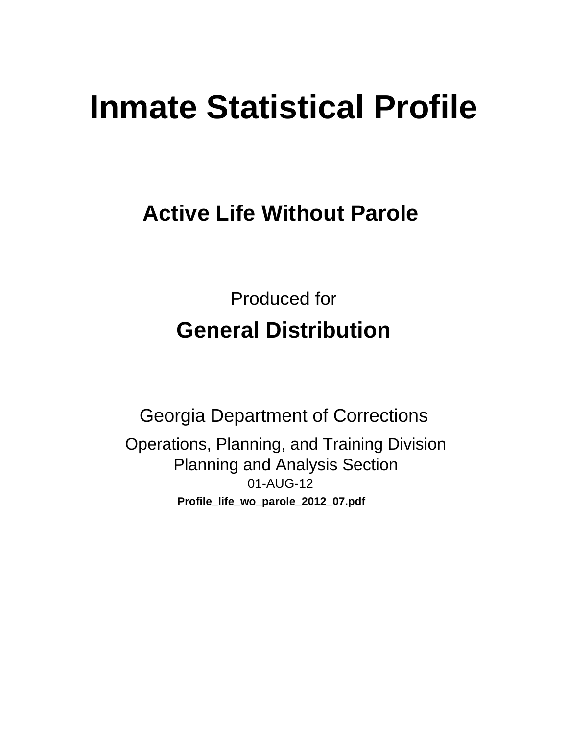# Inmate Statistical Profile

## Active Life Without Parole

Produced for

## General Distribution

Georgia Department of Corrections

Operations, Planning, and Training Division
Planning and Analysis Section
01-AUG-12

**Profile_life_wo_parole_2012_07.pdf**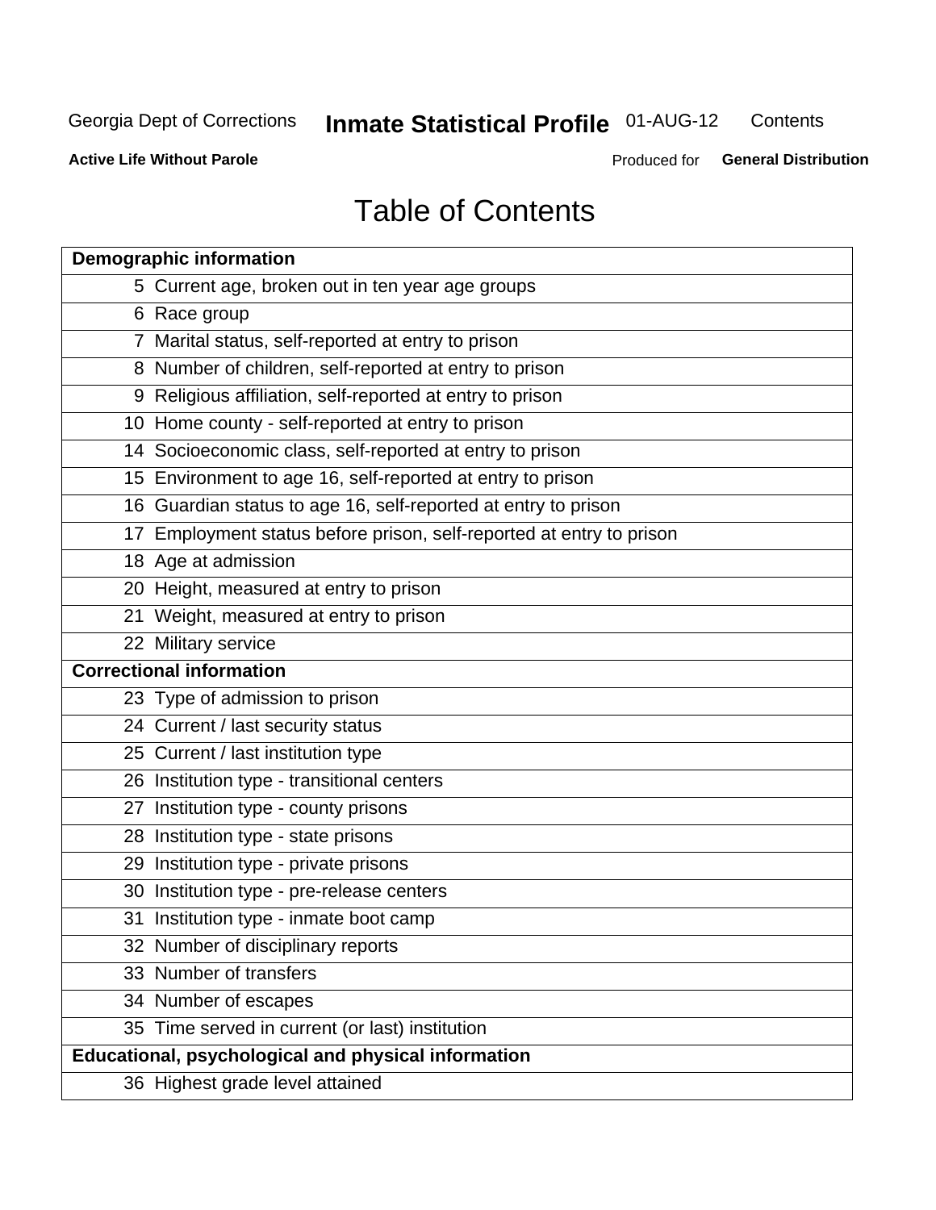Georgia Dept of Corrections **Inmate Statistical Profile** 01-AUG-12 Contents

**Active Life Without Parole** Produced for **General Distribution**

# Table of Contents

| **Demographic information** | |
|---|---|
| 5 | Current age, broken out in ten year age groups |
| 6 | Race group |
| 7 | Marital status, self-reported at entry to prison |
| 8 | Number of children, self-reported at entry to prison |
| 9 | Religious affiliation, self-reported at entry to prison |
| 10 | Home county - self-reported at entry to prison |
| 14 | Socioeconomic class, self-reported at entry to prison |
| 15 | Environment to age 16, self-reported at entry to prison |
| 16 | Guardian status to age 16, self-reported at entry to prison |
| 17 | Employment status before prison, self-reported at entry to prison |
| 18 | Age at admission |
| 20 | Height, measured at entry to prison |
| 21 | Weight, measured at entry to prison |
| 22 | Military service |
| **Correctional information** | |
| 23 | Type of admission to prison |
| 24 | Current / last security status |
| 25 | Current / last institution type |
| 26 | Institution type - transitional centers |
| 27 | Institution type - county prisons |
| 28 | Institution type - state prisons |
| 29 | Institution type - private prisons |
| 30 | Institution type - pre-release centers |
| 31 | Institution type - inmate boot camp |
| 32 | Number of disciplinary reports |
| 33 | Number of transfers |
| 34 | Number of escapes |
| 35 | Time served in current (or last) institution |
| **Educational, psychological and physical information** | |
| 36 | Highest grade level attained |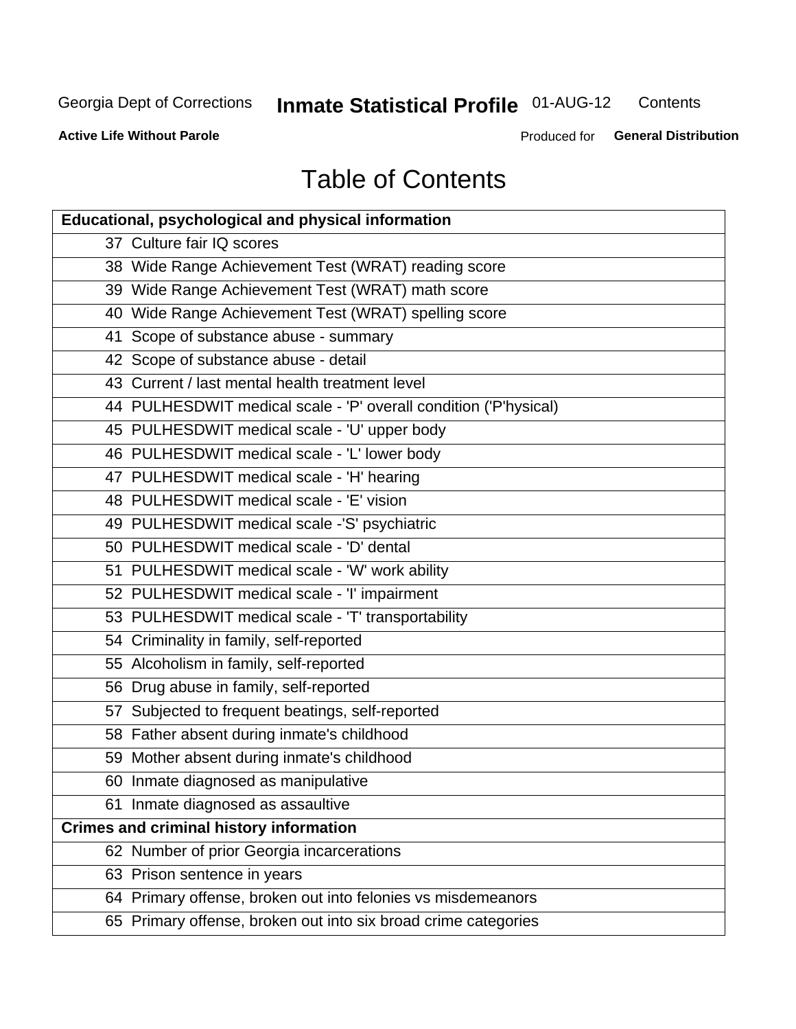# Table of Contents

| Educational, psychological and physical information | |
|---|---|
| 37 | Culture fair IQ scores |
| 38 | Wide Range Achievement Test (WRAT) reading score |
| 39 | Wide Range Achievement Test (WRAT) math score |
| 40 | Wide Range Achievement Test (WRAT) spelling score |
| 41 | Scope of substance abuse - summary |
| 42 | Scope of substance abuse - detail |
| 43 | Current / last mental health treatment level |
| 44 | PULHESDWIT medical scale - 'P' overall condition ('P'hysical) |
| 45 | PULHESDWIT medical scale - 'U' upper body |
| 46 | PULHESDWIT medical scale - 'L' lower body |
| 47 | PULHESDWIT medical scale - 'H' hearing |
| 48 | PULHESDWIT medical scale - 'E' vision |
| 49 | PULHESDWIT medical scale -'S' psychiatric |
| 50 | PULHESDWIT medical scale - 'D' dental |
| 51 | PULHESDWIT medical scale - 'W' work ability |
| 52 | PULHESDWIT medical scale - 'I' impairment |
| 53 | PULHESDWIT medical scale - 'T' transportability |
| 54 | Criminality in family, self-reported |
| 55 | Alcoholism in family, self-reported |
| 56 | Drug abuse in family, self-reported |
| 57 | Subjected to frequent beatings, self-reported |
| 58 | Father absent during inmate's childhood |
| 59 | Mother absent during inmate's childhood |
| 60 | Inmate diagnosed as manipulative |
| 61 | Inmate diagnosed as assaultive |
| **Crimes and criminal history information** | |
| 62 | Number of prior Georgia incarcerations |
| 63 | Prison sentence in years |
| 64 | Primary offense, broken out into felonies vs misdemeanors |
| 65 | Primary offense, broken out into six broad crime categories |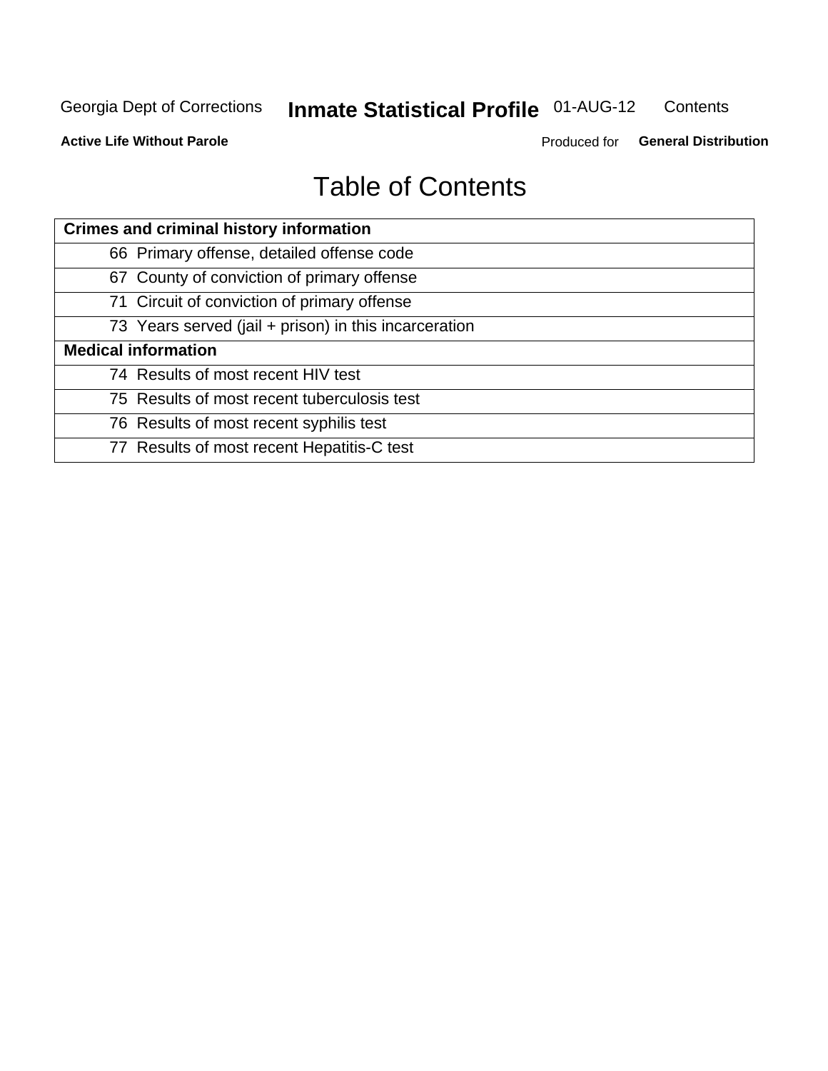# Table of Contents

| Crimes and criminal history information |
|---|
| 66 Primary offense, detailed offense code |
| 67 County of conviction of primary offense |
| 71 Circuit of conviction of primary offense |
| 73 Years served (jail + prison) in this incarceration |
| **Medical information** |
| 74 Results of most recent HIV test |
| 75 Results of most recent tuberculosis test |
| 76 Results of most recent syphilis test |
| 77 Results of most recent Hepatitis-C test |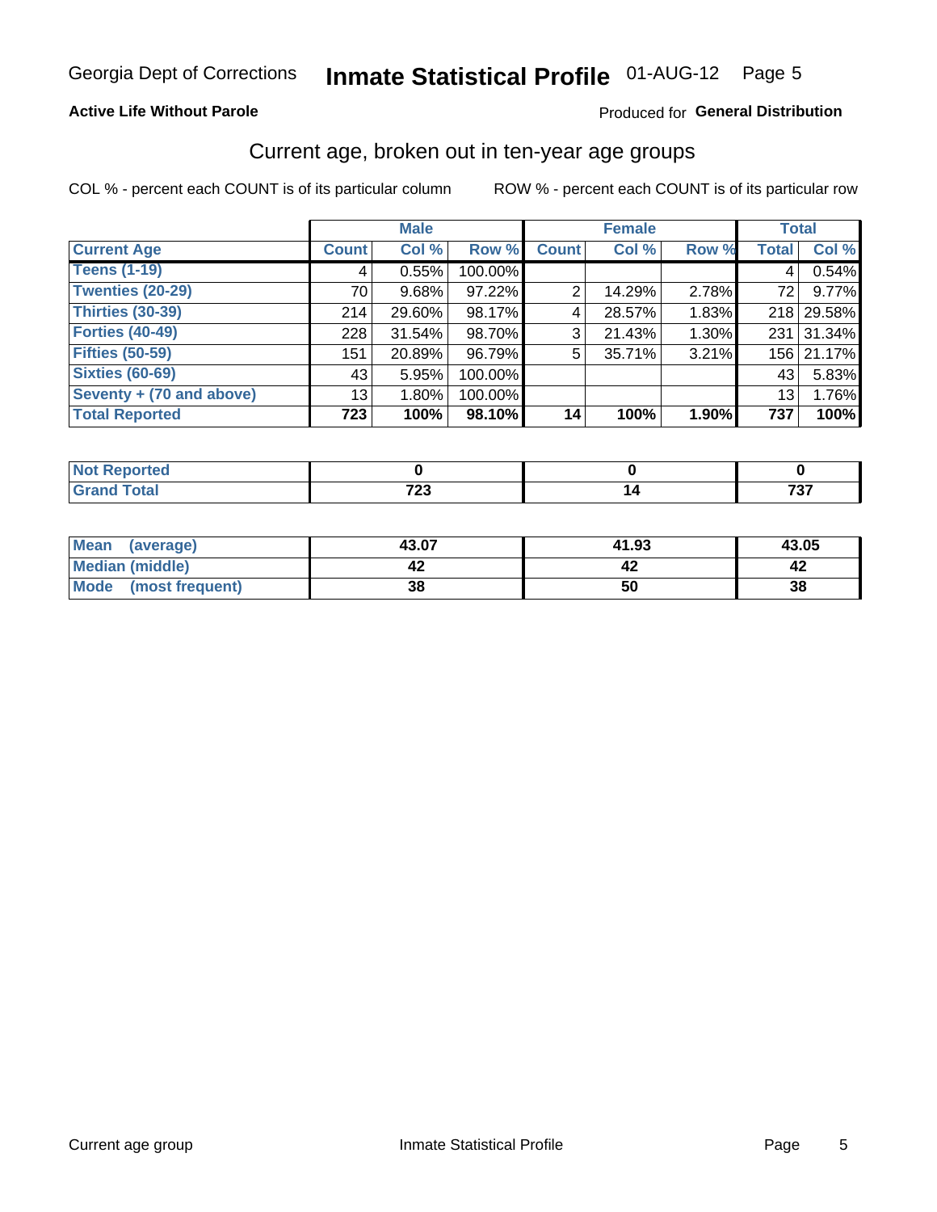Georgia Dept of Corrections **Inmate Statistical Profile** 01-AUG-12 Page 5

**Active Life Without Parole**

Produced for **General Distribution**

## Current age, broken out in ten-year age groups

COL % - percent each COUNT is of its particular column    ROW % - percent each COUNT is of its particular row

| | Male | | | Female | | | Total | |
|---|---|---|---|---|---|---|---|---|
| **Current Age** | **Count** | **Col %** | **Row %** | **Count** | **Col %** | **Row %** | **Total** | **Col %** |
| **Teens (1-19)** | 4 | 0.55% | 100.00% | | | | 4 | 0.54% |
| **Twenties (20-29)** | 70 | 9.68% | 97.22% | 2 | 14.29% | 2.78% | 72 | 9.77% |
| **Thirties (30-39)** | 214 | 29.60% | 98.17% | 4 | 28.57% | 1.83% | 218 | 29.58% |
| **Forties (40-49)** | 228 | 31.54% | 98.70% | 3 | 21.43% | 1.30% | 231 | 31.34% |
| **Fifties (50-59)** | 151 | 20.89% | 96.79% | 5 | 35.71% | 3.21% | 156 | 21.17% |
| **Sixties (60-69)** | 43 | 5.95% | 100.00% | | | | 43 | 5.83% |
| **Seventy + (70 and above)** | 13 | 1.80% | 100.00% | | | | 13 | 1.76% |
| **Total Reported** | **723** | **100%** | **98.10%** | **14** | **100%** | **1.90%** | **737** | **100%** |

| | Male | Female | Total |
|---|---|---|---|
| **Not Reported** | **0** | **0** | **0** |
| **Grand Total** | **723** | **14** | **737** |

| | Male | Female | Total |
|---|---|---|---|
| **Mean (average)** | **43.07** | **41.93** | **43.05** |
| **Median (middle)** | **42** | **42** | **42** |
| **Mode (most frequent)** | **38** | **50** | **38** |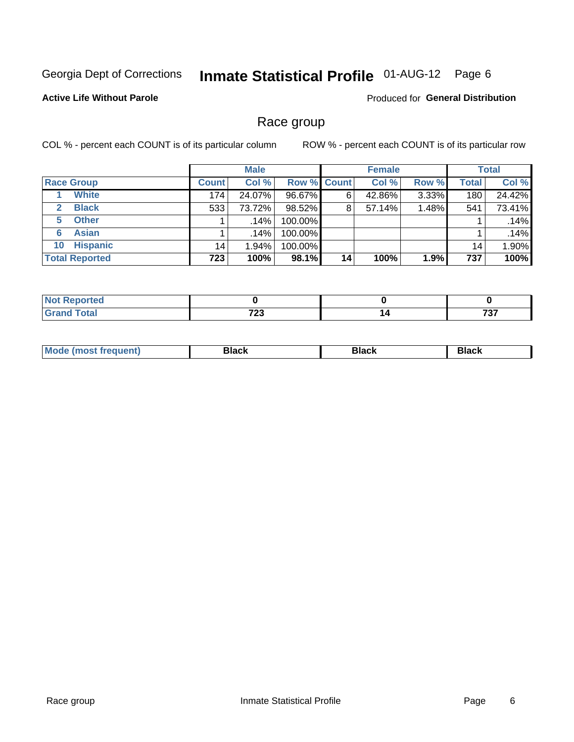Georgia Dept of Corrections **Inmate Statistical Profile** 01-AUG-12 Page 6

**Active Life Without Parole**

Produced for **General Distribution**

## Race group

COL % - percent each COUNT is of its particular column

ROW % - percent each COUNT is of its particular row

| | Male | | | Female | | | Total | |
|---|---|---|---|---|---|---|---|---|
| **Race Group** | **Count** | **Col %** | **Row %** | **Count** | **Col %** | **Row %** | **Total** | **Col %** |
| **1 White** | 174 | 24.07% | 96.67% | 6 | 42.86% | 3.33% | 180 | 24.42% |
| **2 Black** | 533 | 73.72% | 98.52% | 8 | 57.14% | 1.48% | 541 | 73.41% |
| **5 Other** | 1 | .14% | 100.00% | | | | 1 | .14% |
| **6 Asian** | 1 | .14% | 100.00% | | | | 1 | .14% |
| **10 Hispanic** | 14 | 1.94% | 100.00% | | | | 14 | 1.90% |
| **Total Reported** | **723** | **100%** | **98.1%** | **14** | **100%** | **1.9%** | **737** | **100%** |

| | Male | Female | Total |
|---|---|---|---|
| **Not Reported** | **0** | **0** | **0** |
| **Grand Total** | **723** | **14** | **737** |

| | Male | Female | Total |
|---|---|---|---|
| **Mode (most frequent)** | **Black** | **Black** | **Black** |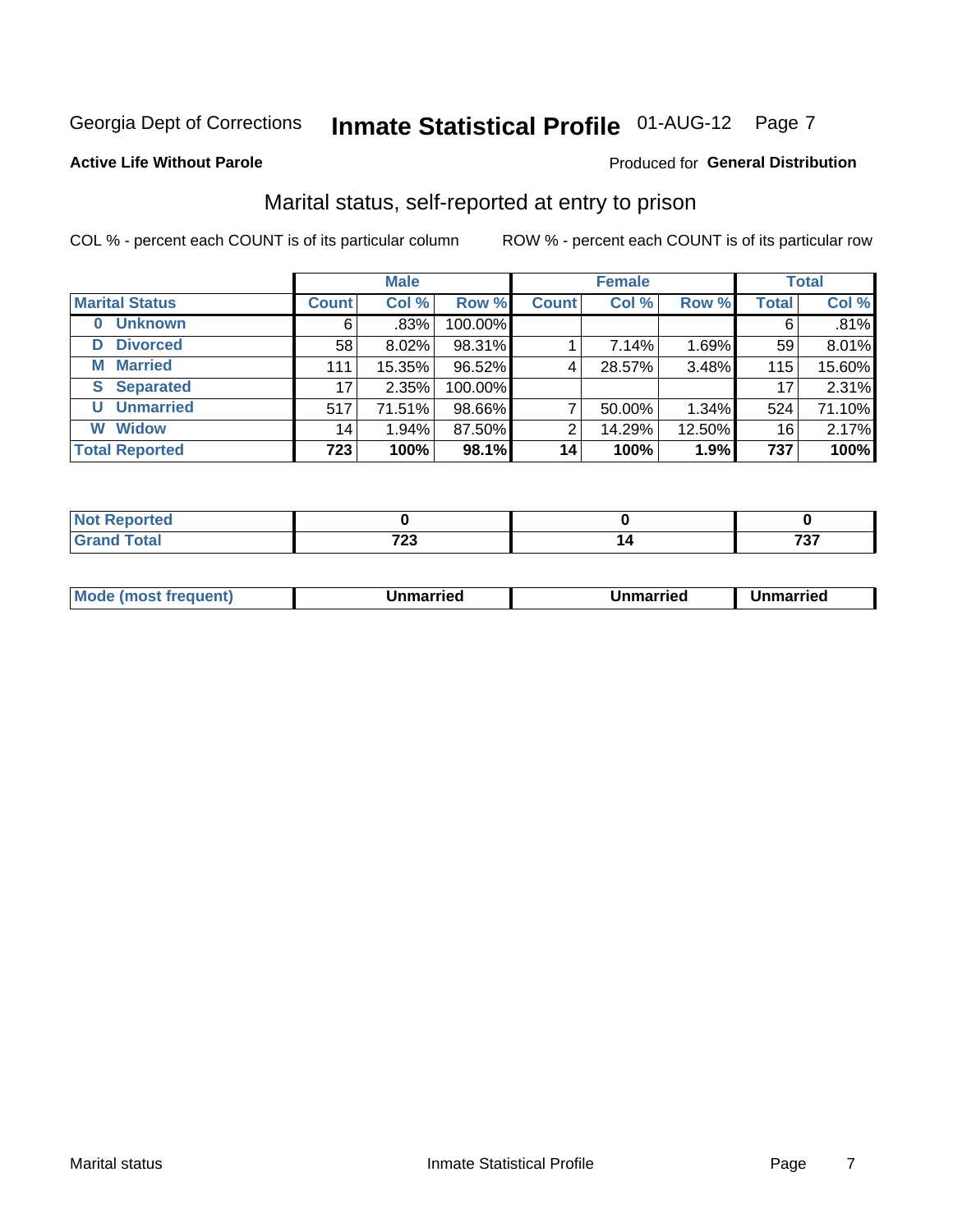Georgia Dept of Corrections **Inmate Statistical Profile** 01-AUG-12 Page 7

**Active Life Without Parole**

Produced for **General Distribution**

## Marital status, self-reported at entry to prison

COL % - percent each COUNT is of its particular column

ROW % - percent each COUNT is of its particular row

| | Male | | | Female | | | Total | |
|---|---|---|---|---|---|---|---|---|
| **Marital Status** | **Count** | **Col %** | **Row %** | **Count** | **Col %** | **Row %** | **Total** | **Col %** |
| **0 Unknown** | 6 | .83% | 100.00% | | | | 6 | .81% |
| **D Divorced** | 58 | 8.02% | 98.31% | 1 | 7.14% | 1.69% | 59 | 8.01% |
| **M Married** | 111 | 15.35% | 96.52% | 4 | 28.57% | 3.48% | 115 | 15.60% |
| **S Separated** | 17 | 2.35% | 100.00% | | | | 17 | 2.31% |
| **U Unmarried** | 517 | 71.51% | 98.66% | 7 | 50.00% | 1.34% | 524 | 71.10% |
| **W Widow** | 14 | 1.94% | 87.50% | 2 | 14.29% | 12.50% | 16 | 2.17% |
| **Total Reported** | **723** | **100%** | **98.1%** | **14** | **100%** | **1.9%** | **737** | **100%** |

| | Male | Female | Total |
|---|---|---|---|
| **Not Reported** | **0** | **0** | **0** |
| **Grand Total** | **723** | **14** | **737** |

| | Male | Female | Total |
|---|---|---|---|
| **Mode (most frequent)** | **Unmarried** | **Unmarried** | **Unmarried** |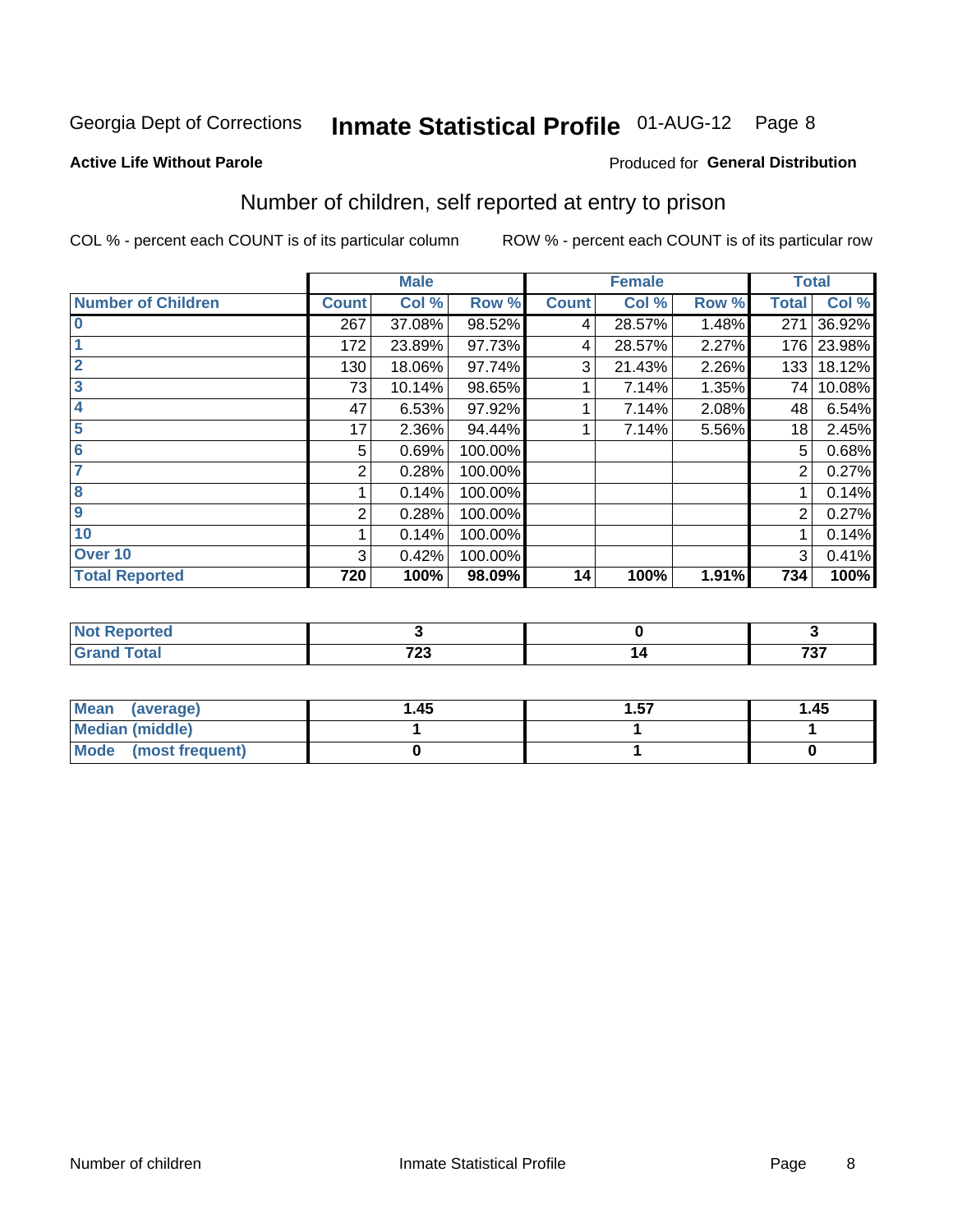Georgia Dept of Corrections **Inmate Statistical Profile** 01-AUG-12 Page 8

**Active Life Without Parole**

Produced for **General Distribution**

## Number of children, self reported at entry to prison

COL % - percent each COUNT is of its particular column

ROW % - percent each COUNT is of its particular row

| | Male | | | Female | | | Total | |
|---|---|---|---|---|---|---|---|---|
| **Number of Children** | **Count** | **Col %** | **Row %** | **Count** | **Col %** | **Row %** | **Total** | **Col %** |
| **0** | 267 | 37.08% | 98.52% | 4 | 28.57% | 1.48% | 271 | 36.92% |
| **1** | 172 | 23.89% | 97.73% | 4 | 28.57% | 2.27% | 176 | 23.98% |
| **2** | 130 | 18.06% | 97.74% | 3 | 21.43% | 2.26% | 133 | 18.12% |
| **3** | 73 | 10.14% | 98.65% | 1 | 7.14% | 1.35% | 74 | 10.08% |
| **4** | 47 | 6.53% | 97.92% | 1 | 7.14% | 2.08% | 48 | 6.54% |
| **5** | 17 | 2.36% | 94.44% | 1 | 7.14% | 5.56% | 18 | 2.45% |
| **6** | 5 | 0.69% | 100.00% | | | | 5 | 0.68% |
| **7** | 2 | 0.28% | 100.00% | | | | 2 | 0.27% |
| **8** | 1 | 0.14% | 100.00% | | | | 1 | 0.14% |
| **9** | 2 | 0.28% | 100.00% | | | | 2 | 0.27% |
| **10** | 1 | 0.14% | 100.00% | | | | 1 | 0.14% |
| **Over 10** | 3 | 0.42% | 100.00% | | | | 3 | 0.41% |
| **Total Reported** | **720** | **100%** | **98.09%** | **14** | **100%** | **1.91%** | **734** | **100%** |

| | Male | Female | Total |
|---|---|---|---|
| **Not Reported** | **3** | **0** | **3** |
| **Grand Total** | **723** | **14** | **737** |

| | Male | Female | Total |
|---|---|---|---|
| **Mean (average)** | **1.45** | **1.57** | **1.45** |
| **Median (middle)** | **1** | **1** | **1** |
| **Mode (most frequent)** | **0** | **1** | **0** |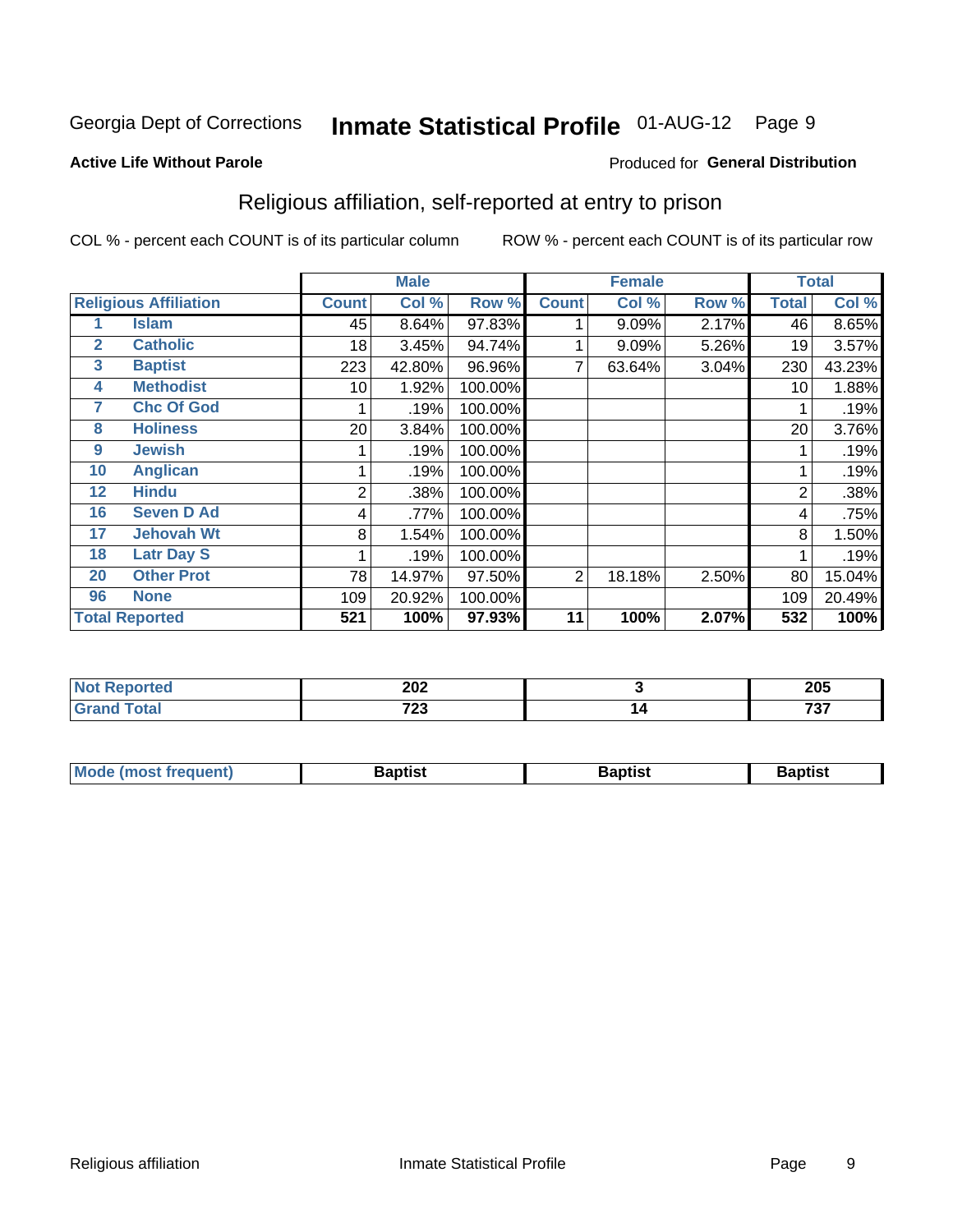Georgia Dept of Corrections **Inmate Statistical Profile** 01-AUG-12 Page 9

**Active Life Without Parole**

Produced for **General Distribution**

## Religious affiliation, self-reported at entry to prison

COL % - percent each COUNT is of its particular column ROW % - percent each COUNT is of its particular row

| | | Male | | | Female | | | Total | |
|---|---|---|---|---|---|---|---|---|---|
| **Religious Affiliation** | | **Count** | **Col %** | **Row %** | **Count** | **Col %** | **Row %** | **Total** | **Col %** |
| 1 | Islam | 45 | 8.64% | 97.83% | 1 | 9.09% | 2.17% | 46 | 8.65% |
| 2 | Catholic | 18 | 3.45% | 94.74% | 1 | 9.09% | 5.26% | 19 | 3.57% |
| 3 | Baptist | 223 | 42.80% | 96.96% | 7 | 63.64% | 3.04% | 230 | 43.23% |
| 4 | Methodist | 10 | 1.92% | 100.00% | | | | 10 | 1.88% |
| 7 | Chc Of God | 1 | .19% | 100.00% | | | | 1 | .19% |
| 8 | Holiness | 20 | 3.84% | 100.00% | | | | 20 | 3.76% |
| 9 | Jewish | 1 | .19% | 100.00% | | | | 1 | .19% |
| 10 | Anglican | 1 | .19% | 100.00% | | | | 1 | .19% |
| 12 | Hindu | 2 | .38% | 100.00% | | | | 2 | .38% |
| 16 | Seven D Ad | 4 | .77% | 100.00% | | | | 4 | .75% |
| 17 | Jehovah Wt | 8 | 1.54% | 100.00% | | | | 8 | 1.50% |
| 18 | Latr Day S | 1 | .19% | 100.00% | | | | 1 | .19% |
| 20 | Other Prot | 78 | 14.97% | 97.50% | 2 | 18.18% | 2.50% | 80 | 15.04% |
| 96 | None | 109 | 20.92% | 100.00% | | | | 109 | 20.49% |
| **Total Reported** | | **521** | **100%** | **97.93%** | **11** | **100%** | **2.07%** | **532** | **100%** |

| | Male | Female | Total |
|---|---|---|---|
| **Not Reported** | **202** | **3** | **205** |
| **Grand Total** | **723** | **14** | **737** |

| | Male | Female | Total |
|---|---|---|---|
| **Mode (most frequent)** | **Baptist** | **Baptist** | **Baptist** |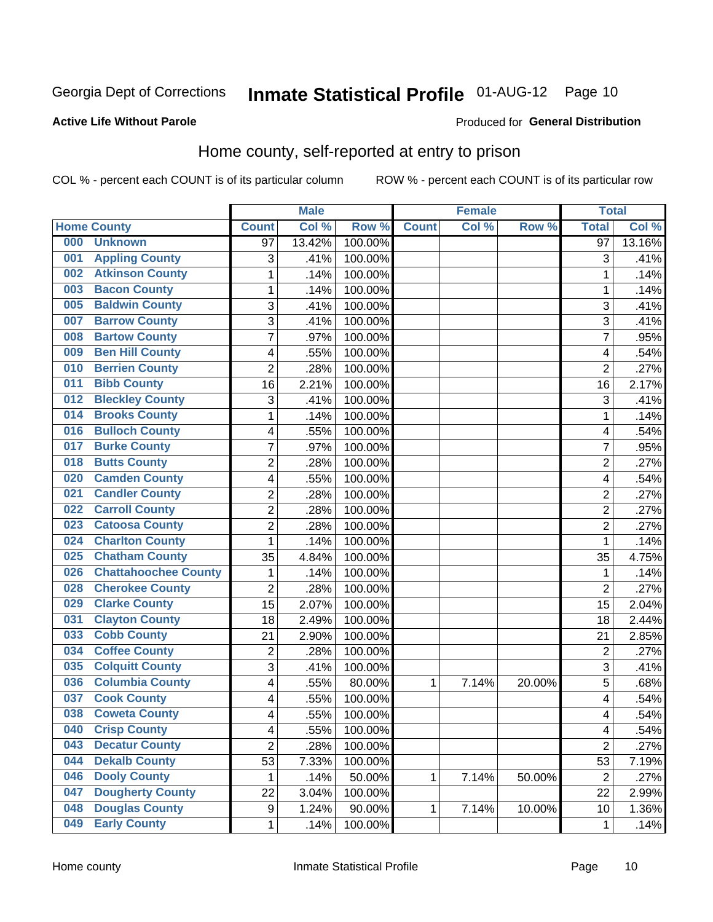Georgia Dept of Corrections **Inmate Statistical Profile** 01-AUG-12

**Active Life Without Parole**

Produced for **General Distribution**

## Home county, self-reported at entry to prison

COL % - percent each COUNT is of its particular column    ROW % - percent each COUNT is of its particular row

| Home County | | Male | | | Female | | | Total | |
|---|---|---|---|---|---|---|---|---|---|
| | | Count | Col % | Row % | Count | Col % | Row % | Total | Col % |
| 000 | Unknown | 97 | 13.42% | 100.00% | | | | 97 | 13.16% |
| 001 | Appling County | 3 | .41% | 100.00% | | | | 3 | .41% |
| 002 | Atkinson County | 1 | .14% | 100.00% | | | | 1 | .14% |
| 003 | Bacon County | 1 | .14% | 100.00% | | | | 1 | .14% |
| 005 | Baldwin County | 3 | .41% | 100.00% | | | | 3 | .41% |
| 007 | Barrow County | 3 | .41% | 100.00% | | | | 3 | .41% |
| 008 | Bartow County | 7 | .97% | 100.00% | | | | 7 | .95% |
| 009 | Ben Hill County | 4 | .55% | 100.00% | | | | 4 | .54% |
| 010 | Berrien County | 2 | .28% | 100.00% | | | | 2 | .27% |
| 011 | Bibb County | 16 | 2.21% | 100.00% | | | | 16 | 2.17% |
| 012 | Bleckley County | 3 | .41% | 100.00% | | | | 3 | .41% |
| 014 | Brooks County | 1 | .14% | 100.00% | | | | 1 | .14% |
| 016 | Bulloch County | 4 | .55% | 100.00% | | | | 4 | .54% |
| 017 | Burke County | 7 | .97% | 100.00% | | | | 7 | .95% |
| 018 | Butts County | 2 | .28% | 100.00% | | | | 2 | .27% |
| 020 | Camden County | 4 | .55% | 100.00% | | | | 4 | .54% |
| 021 | Candler County | 2 | .28% | 100.00% | | | | 2 | .27% |
| 022 | Carroll County | 2 | .28% | 100.00% | | | | 2 | .27% |
| 023 | Catoosa County | 2 | .28% | 100.00% | | | | 2 | .27% |
| 024 | Charlton County | 1 | .14% | 100.00% | | | | 1 | .14% |
| 025 | Chatham County | 35 | 4.84% | 100.00% | | | | 35 | 4.75% |
| 026 | Chattahoochee County | 1 | .14% | 100.00% | | | | 1 | .14% |
| 028 | Cherokee County | 2 | .28% | 100.00% | | | | 2 | .27% |
| 029 | Clarke County | 15 | 2.07% | 100.00% | | | | 15 | 2.04% |
| 031 | Clayton County | 18 | 2.49% | 100.00% | | | | 18 | 2.44% |
| 033 | Cobb County | 21 | 2.90% | 100.00% | | | | 21 | 2.85% |
| 034 | Coffee County | 2 | .28% | 100.00% | | | | 2 | .27% |
| 035 | Colquitt County | 3 | .41% | 100.00% | | | | 3 | .41% |
| 036 | Columbia County | 4 | .55% | 80.00% | 1 | 7.14% | 20.00% | 5 | .68% |
| 037 | Cook County | 4 | .55% | 100.00% | | | | 4 | .54% |
| 038 | Coweta County | 4 | .55% | 100.00% | | | | 4 | .54% |
| 040 | Crisp County | 4 | .55% | 100.00% | | | | 4 | .54% |
| 043 | Decatur County | 2 | .28% | 100.00% | | | | 2 | .27% |
| 044 | Dekalb County | 53 | 7.33% | 100.00% | | | | 53 | 7.19% |
| 046 | Dooly County | 1 | .14% | 50.00% | 1 | 7.14% | 50.00% | 2 | .27% |
| 047 | Dougherty County | 22 | 3.04% | 100.00% | | | | 22 | 2.99% |
| 048 | Douglas County | 9 | 1.24% | 90.00% | 1 | 7.14% | 10.00% | 10 | 1.36% |
| 049 | Early County | 1 | .14% | 100.00% | | | | 1 | .14% |

Home county    Inmate Statistical Profile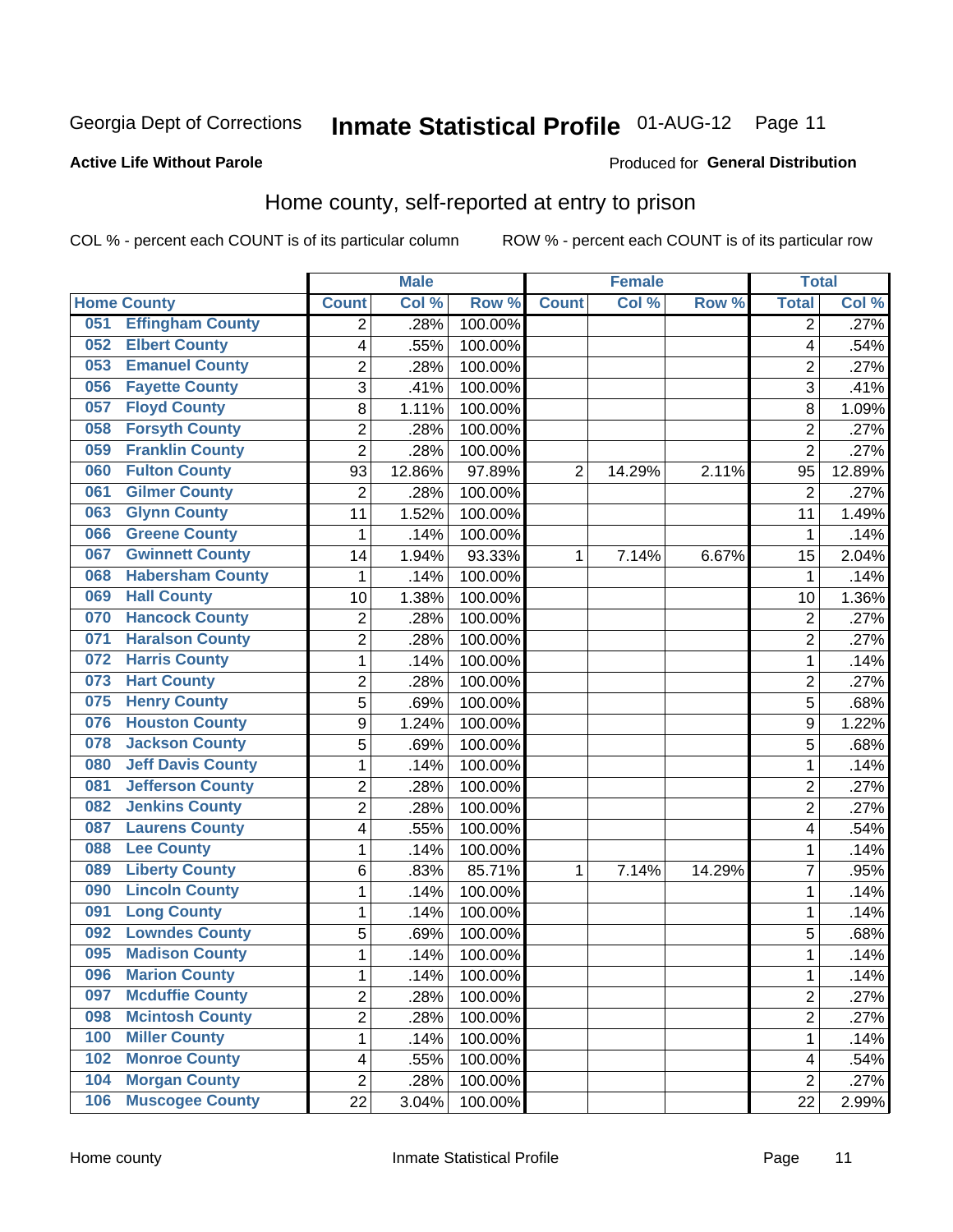Georgia Dept of Corrections **Inmate Statistical Profile** 01-AUG-12

**Active Life Without Parole**

Produced for **General Distribution**

## Home county, self-reported at entry to prison

COL % - percent each COUNT is of its particular column        ROW % - percent each COUNT is of its particular row

| Home County | | Male | | | Female | | | Total | |
|---|---|---|---|---|---|---|---|---|---|
| | | Count | Col % | Row % | Count | Col % | Row % | Total | Col % |
| 051 | Effingham County | 2 | .28% | 100.00% | | | | 2 | .27% |
| 052 | Elbert County | 4 | .55% | 100.00% | | | | 4 | .54% |
| 053 | Emanuel County | 2 | .28% | 100.00% | | | | 2 | .27% |
| 056 | Fayette County | 3 | .41% | 100.00% | | | | 3 | .41% |
| 057 | Floyd County | 8 | 1.11% | 100.00% | | | | 8 | 1.09% |
| 058 | Forsyth County | 2 | .28% | 100.00% | | | | 2 | .27% |
| 059 | Franklin County | 2 | .28% | 100.00% | | | | 2 | .27% |
| 060 | Fulton County | 93 | 12.86% | 97.89% | 2 | 14.29% | 2.11% | 95 | 12.89% |
| 061 | Gilmer County | 2 | .28% | 100.00% | | | | 2 | .27% |
| 063 | Glynn County | 11 | 1.52% | 100.00% | | | | 11 | 1.49% |
| 066 | Greene County | 1 | .14% | 100.00% | | | | 1 | .14% |
| 067 | Gwinnett County | 14 | 1.94% | 93.33% | 1 | 7.14% | 6.67% | 15 | 2.04% |
| 068 | Habersham County | 1 | .14% | 100.00% | | | | 1 | .14% |
| 069 | Hall County | 10 | 1.38% | 100.00% | | | | 10 | 1.36% |
| 070 | Hancock County | 2 | .28% | 100.00% | | | | 2 | .27% |
| 071 | Haralson County | 2 | .28% | 100.00% | | | | 2 | .27% |
| 072 | Harris County | 1 | .14% | 100.00% | | | | 1 | .14% |
| 073 | Hart County | 2 | .28% | 100.00% | | | | 2 | .27% |
| 075 | Henry County | 5 | .69% | 100.00% | | | | 5 | .68% |
| 076 | Houston County | 9 | 1.24% | 100.00% | | | | 9 | 1.22% |
| 078 | Jackson County | 5 | .69% | 100.00% | | | | 5 | .68% |
| 080 | Jeff Davis County | 1 | .14% | 100.00% | | | | 1 | .14% |
| 081 | Jefferson County | 2 | .28% | 100.00% | | | | 2 | .27% |
| 082 | Jenkins County | 2 | .28% | 100.00% | | | | 2 | .27% |
| 087 | Laurens County | 4 | .55% | 100.00% | | | | 4 | .54% |
| 088 | Lee County | 1 | .14% | 100.00% | | | | 1 | .14% |
| 089 | Liberty County | 6 | .83% | 85.71% | 1 | 7.14% | 14.29% | 7 | .95% |
| 090 | Lincoln County | 1 | .14% | 100.00% | | | | 1 | .14% |
| 091 | Long County | 1 | .14% | 100.00% | | | | 1 | .14% |
| 092 | Lowndes County | 5 | .69% | 100.00% | | | | 5 | .68% |
| 095 | Madison County | 1 | .14% | 100.00% | | | | 1 | .14% |
| 096 | Marion County | 1 | .14% | 100.00% | | | | 1 | .14% |
| 097 | Mcduffie County | 2 | .28% | 100.00% | | | | 2 | .27% |
| 098 | Mcintosh County | 2 | .28% | 100.00% | | | | 2 | .27% |
| 100 | Miller County | 1 | .14% | 100.00% | | | | 1 | .14% |
| 102 | Monroe County | 4 | .55% | 100.00% | | | | 4 | .54% |
| 104 | Morgan County | 2 | .28% | 100.00% | | | | 2 | .27% |
| 106 | Muscogee County | 22 | 3.04% | 100.00% | | | | 22 | 2.99% |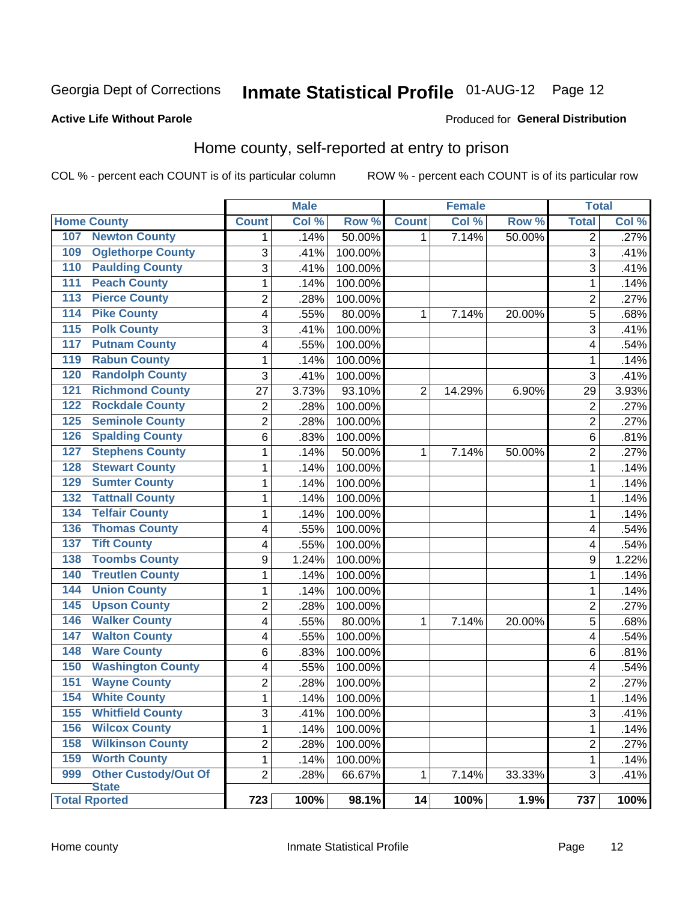Georgia Dept of Corrections **Inmate Statistical Profile** 01-AUG-12 Page 12

**Active Life Without Parole**

Produced for **General Distribution**

## Home county, self-reported at entry to prison

COL % - percent each COUNT is of its particular column ROW % - percent each COUNT is of its particular row

| Home County | | Male | | | Female | | | Total | |
|---|---|---|---|---|---|---|---|---|---|
| | | Count | Col % | Row % | Count | Col % | Row % | Total | Col % |
| 107 | Newton County | 1 | .14% | 50.00% | 1 | 7.14% | 50.00% | 2 | .27% |
| 109 | Oglethorpe County | 3 | .41% | 100.00% | | | | 3 | .41% |
| 110 | Paulding County | 3 | .41% | 100.00% | | | | 3 | .41% |
| 111 | Peach County | 1 | .14% | 100.00% | | | | 1 | .14% |
| 113 | Pierce County | 2 | .28% | 100.00% | | | | 2 | .27% |
| 114 | Pike County | 4 | .55% | 80.00% | 1 | 7.14% | 20.00% | 5 | .68% |
| 115 | Polk County | 3 | .41% | 100.00% | | | | 3 | .41% |
| 117 | Putnam County | 4 | .55% | 100.00% | | | | 4 | .54% |
| 119 | Rabun County | 1 | .14% | 100.00% | | | | 1 | .14% |
| 120 | Randolph County | 3 | .41% | 100.00% | | | | 3 | .41% |
| 121 | Richmond County | 27 | 3.73% | 93.10% | 2 | 14.29% | 6.90% | 29 | 3.93% |
| 122 | Rockdale County | 2 | .28% | 100.00% | | | | 2 | .27% |
| 125 | Seminole County | 2 | .28% | 100.00% | | | | 2 | .27% |
| 126 | Spalding County | 6 | .83% | 100.00% | | | | 6 | .81% |
| 127 | Stephens County | 1 | .14% | 50.00% | 1 | 7.14% | 50.00% | 2 | .27% |
| 128 | Stewart County | 1 | .14% | 100.00% | | | | 1 | .14% |
| 129 | Sumter County | 1 | .14% | 100.00% | | | | 1 | .14% |
| 132 | Tattnall County | 1 | .14% | 100.00% | | | | 1 | .14% |
| 134 | Telfair County | 1 | .14% | 100.00% | | | | 1 | .14% |
| 136 | Thomas County | 4 | .55% | 100.00% | | | | 4 | .54% |
| 137 | Tift County | 4 | .55% | 100.00% | | | | 4 | .54% |
| 138 | Toombs County | 9 | 1.24% | 100.00% | | | | 9 | 1.22% |
| 140 | Treutlen County | 1 | .14% | 100.00% | | | | 1 | .14% |
| 144 | Union County | 1 | .14% | 100.00% | | | | 1 | .14% |
| 145 | Upson County | 2 | .28% | 100.00% | | | | 2 | .27% |
| 146 | Walker County | 4 | .55% | 80.00% | 1 | 7.14% | 20.00% | 5 | .68% |
| 147 | Walton County | 4 | .55% | 100.00% | | | | 4 | .54% |
| 148 | Ware County | 6 | .83% | 100.00% | | | | 6 | .81% |
| 150 | Washington County | 4 | .55% | 100.00% | | | | 4 | .54% |
| 151 | Wayne County | 2 | .28% | 100.00% | | | | 2 | .27% |
| 154 | White County | 1 | .14% | 100.00% | | | | 1 | .14% |
| 155 | Whitfield County | 3 | .41% | 100.00% | | | | 3 | .41% |
| 156 | Wilcox County | 1 | .14% | 100.00% | | | | 1 | .14% |
| 158 | Wilkinson County | 2 | .28% | 100.00% | | | | 2 | .27% |
| 159 | Worth County | 1 | .14% | 100.00% | | | | 1 | .14% |
| 999 | Other Custody/Out Of State | 2 | .28% | 66.67% | 1 | 7.14% | 33.33% | 3 | .41% |
| Total Rported | | **723** | **100%** | **98.1%** | **14** | **100%** | **1.9%** | **737** | **100%** |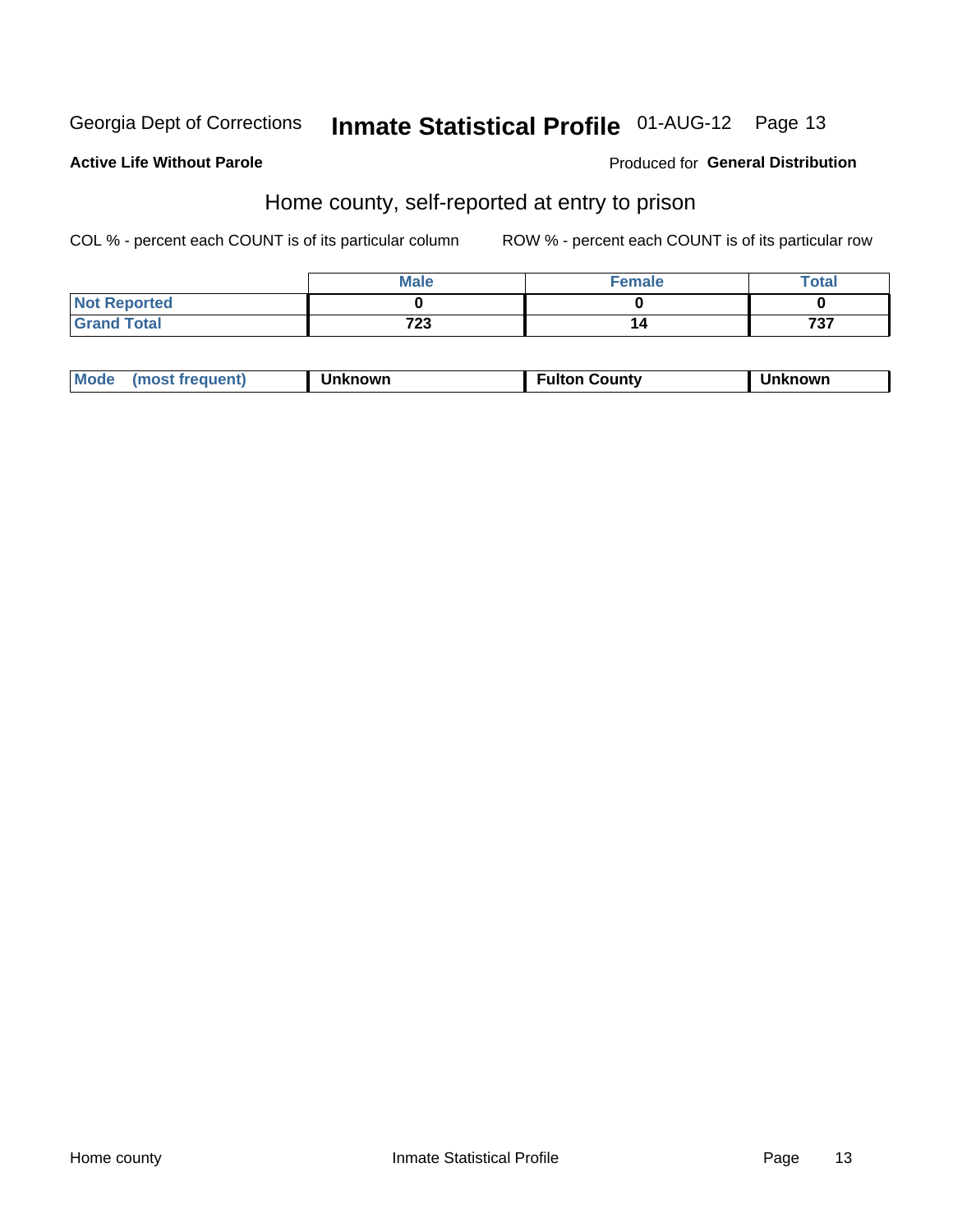Georgia Dept of Corrections **Inmate Statistical Profile** 01-AUG-12 Page 13

**Active Life Without Parole**

Produced for **General Distribution**

## Home county, self-reported at entry to prison

COL % - percent each COUNT is of its particular column

ROW % - percent each COUNT is of its particular row

| | Male | Female | Total |
|---|---|---|---|
| **Not Reported** | **0** | **0** | **0** |
| **Grand Total** | **723** | **14** | **737** |

| Mode (most frequent) | Unknown | Fulton County | Unknown |
|---|---|---|---|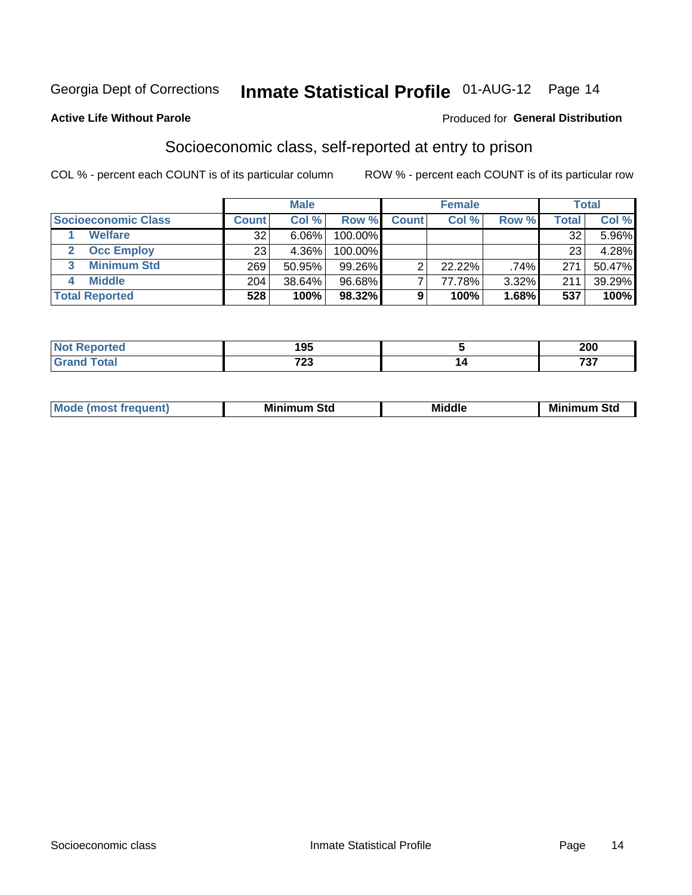Georgia Dept of Corrections **Inmate Statistical Profile** 01-AUG-12

**Active Life Without Parole**

Produced for **General Distribution**

## Socioeconomic class, self-reported at entry to prison

COL % - percent each COUNT is of its particular column

ROW % - percent each COUNT is of its particular row

| | Male | | | Female | | | Total | |
|---|---|---|---|---|---|---|---|---|
| **Socioeconomic Class** | **Count** | **Col %** | **Row %** | **Count** | **Col %** | **Row %** | **Total** | **Col %** |
| 1 **Welfare** | 32 | 6.06% | 100.00% | | | | 32 | 5.96% |
| 2 **Occ Employ** | 23 | 4.36% | 100.00% | | | | 23 | 4.28% |
| 3 **Minimum Std** | 269 | 50.95% | 99.26% | 2 | 22.22% | .74% | 271 | 50.47% |
| 4 **Middle** | 204 | 38.64% | 96.68% | 7 | 77.78% | 3.32% | 211 | 39.29% |
| **Total Reported** | **528** | **100%** | **98.32%** | **9** | **100%** | **1.68%** | **537** | **100%** |

| | Male | Female | Total |
|---|---|---|---|
| **Not Reported** | **195** | **5** | **200** |
| **Grand Total** | **723** | **14** | **737** |

| | Male | Female | Total |
|---|---|---|---|
| **Mode (most frequent)** | **Minimum Std** | **Middle** | **Minimum Std** |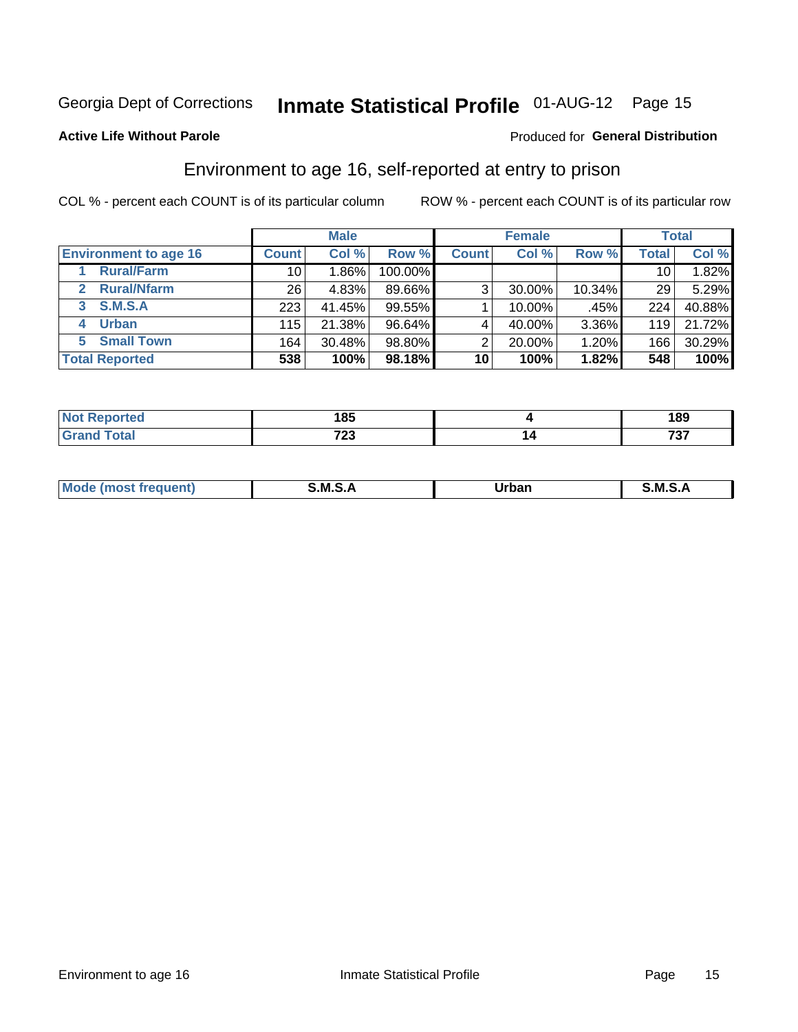Georgia Dept of Corrections **Inmate Statistical Profile** 01-AUG-12

**Active Life Without Parole**

Produced for **General Distribution**

## Environment to age 16, self-reported at entry to prison

COL % - percent each COUNT is of its particular column

ROW % - percent each COUNT is of its particular row

| | Male | | | Female | | | Total | |
|---|---|---|---|---|---|---|---|---|
| **Environment to age 16** | **Count** | **Col %** | **Row %** | **Count** | **Col %** | **Row %** | **Total** | **Col %** |
| 1 Rural/Farm | 10 | 1.86% | 100.00% | | | | 10 | 1.82% |
| 2 Rural/Nfarm | 26 | 4.83% | 89.66% | 3 | 30.00% | 10.34% | 29 | 5.29% |
| 3 S.M.S.A | 223 | 41.45% | 99.55% | 1 | 10.00% | .45% | 224 | 40.88% |
| 4 Urban | 115 | 21.38% | 96.64% | 4 | 40.00% | 3.36% | 119 | 21.72% |
| 5 Small Town | 164 | 30.48% | 98.80% | 2 | 20.00% | 1.20% | 166 | 30.29% |
| **Total Reported** | **538** | **100%** | **98.18%** | **10** | **100%** | **1.82%** | **548** | **100%** |

| | Male | Female | Total |
|---|---|---|---|
| **Not Reported** | **185** | **4** | **189** |
| **Grand Total** | **723** | **14** | **737** |

| | Male | Female | Total |
|---|---|---|---|
| **Mode (most frequent)** | **S.M.S.A** | **Urban** | **S.M.S.A** |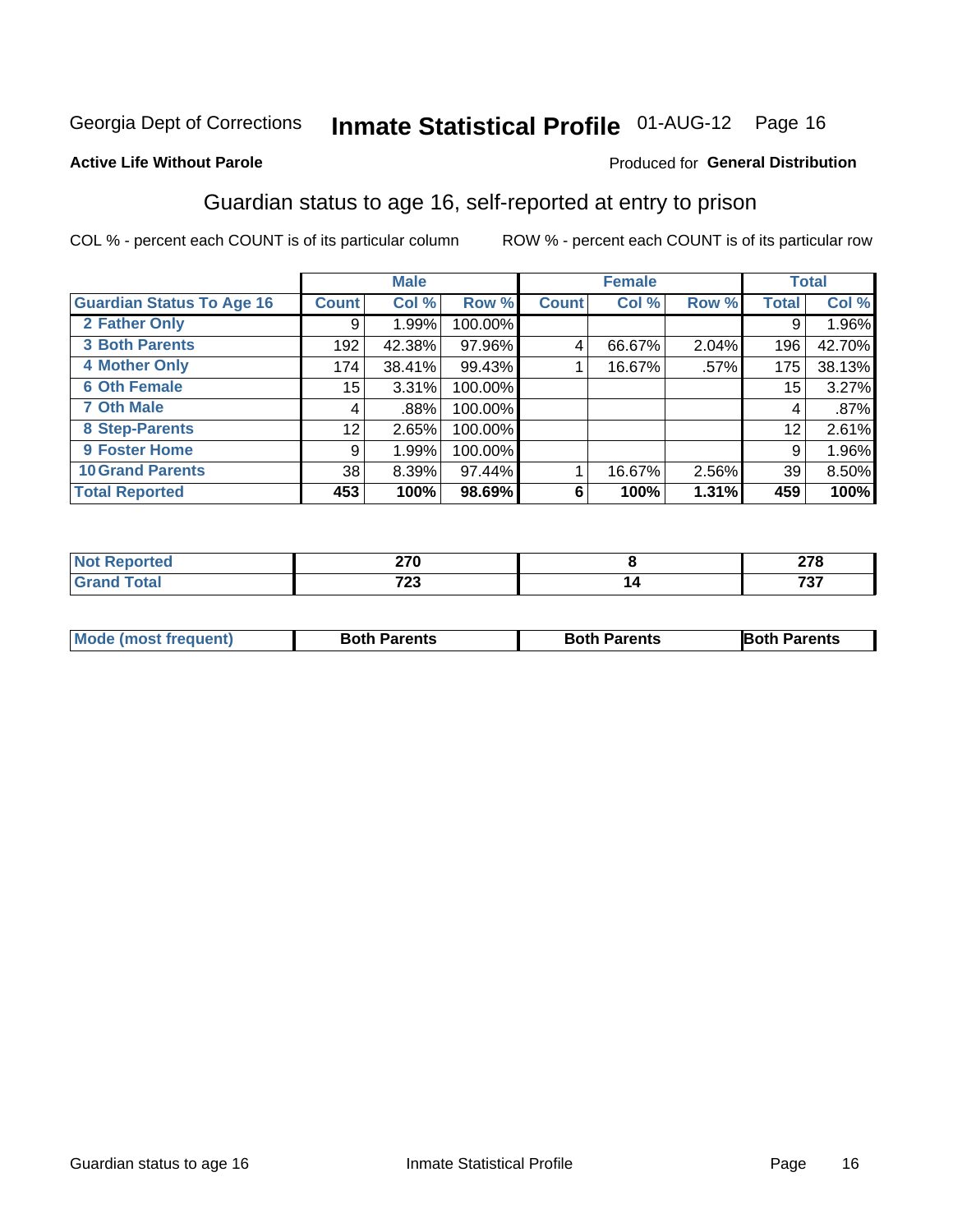Georgia Dept of Corrections **Inmate Statistical Profile** 01-AUG-12

**Active Life Without Parole**

Produced for **General Distribution**

## Guardian status to age 16, self-reported at entry to prison

COL % - percent each COUNT is of its particular column

ROW % - percent each COUNT is of its particular row

| | Male | | | Female | | | Total | |
|---|---|---|---|---|---|---|---|---|
| **Guardian Status To Age 16** | **Count** | **Col %** | **Row %** | **Count** | **Col %** | **Row %** | **Total** | **Col %** |
| 2 Father Only | 9 | 1.99% | 100.00% | | | | 9 | 1.96% |
| 3 Both Parents | 192 | 42.38% | 97.96% | 4 | 66.67% | 2.04% | 196 | 42.70% |
| 4 Mother Only | 174 | 38.41% | 99.43% | 1 | 16.67% | .57% | 175 | 38.13% |
| 6 Oth Female | 15 | 3.31% | 100.00% | | | | 15 | 3.27% |
| 7 Oth Male | 4 | .88% | 100.00% | | | | 4 | .87% |
| 8 Step-Parents | 12 | 2.65% | 100.00% | | | | 12 | 2.61% |
| 9 Foster Home | 9 | 1.99% | 100.00% | | | | 9 | 1.96% |
| 10 Grand Parents | 38 | 8.39% | 97.44% | 1 | 16.67% | 2.56% | 39 | 8.50% |
| **Total Reported** | **453** | **100%** | **98.69%** | **6** | **100%** | **1.31%** | **459** | **100%** |

| | Male | Female | Total |
|---|---|---|---|
| Not Reported | 270 | 8 | 278 |
| Grand Total | 723 | 14 | 737 |

| | Male | Female | Total |
|---|---|---|---|
| Mode (most frequent) | Both Parents | Both Parents | Both Parents |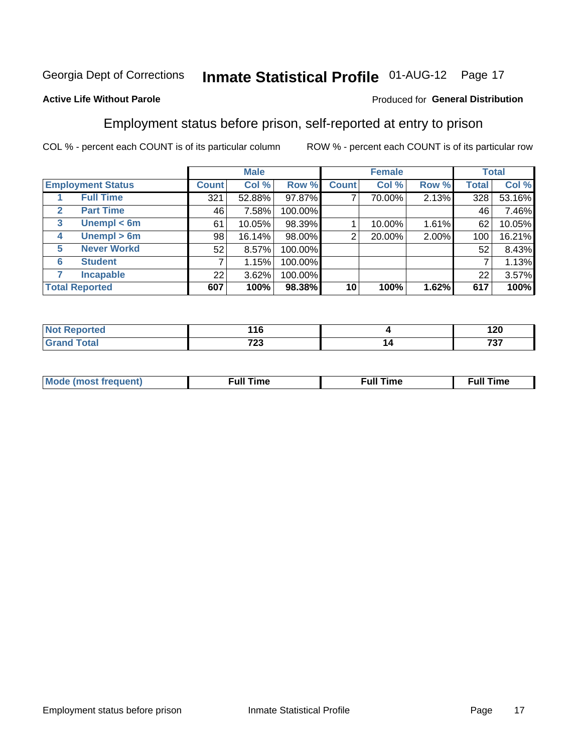Georgia Dept of Corrections **Inmate Statistical Profile** 01-AUG-12

**Active Life Without Parole**

Produced for **General Distribution**

## Employment status before prison, self-reported at entry to prison

COL % - percent each COUNT is of its particular column ROW % - percent each COUNT is of its particular row

| Employment Status | | Male | | | Female | | | Total | |
|---|---|---|---|---|---|---|---|---|---|
| | | Count | Col % | Row % | Count | Col % | Row % | Total | Col % |
| 1 | Full Time | 321 | 52.88% | 97.87% | 7 | 70.00% | 2.13% | 328 | 53.16% |
| 2 | Part Time | 46 | 7.58% | 100.00% | | | | 46 | 7.46% |
| 3 | Unempl < 6m | 61 | 10.05% | 98.39% | 1 | 10.00% | 1.61% | 62 | 10.05% |
| 4 | Unempl > 6m | 98 | 16.14% | 98.00% | 2 | 20.00% | 2.00% | 100 | 16.21% |
| 5 | Never Workd | 52 | 8.57% | 100.00% | | | | 52 | 8.43% |
| 6 | Student | 7 | 1.15% | 100.00% | | | | 7 | 1.13% |
| 7 | Incapable | 22 | 3.62% | 100.00% | | | | 22 | 3.57% |
| **Total Reported** | | **607** | **100%** | **98.38%** | **10** | **100%** | **1.62%** | **617** | **100%** |

| | Male | Female | Total |
|---|---|---|---|
| Not Reported | 116 | 4 | 120 |
| Grand Total | 723 | 14 | 737 |

| | Male | Female | Total |
|---|---|---|---|
| Mode (most frequent) | Full Time | Full Time | Full Time |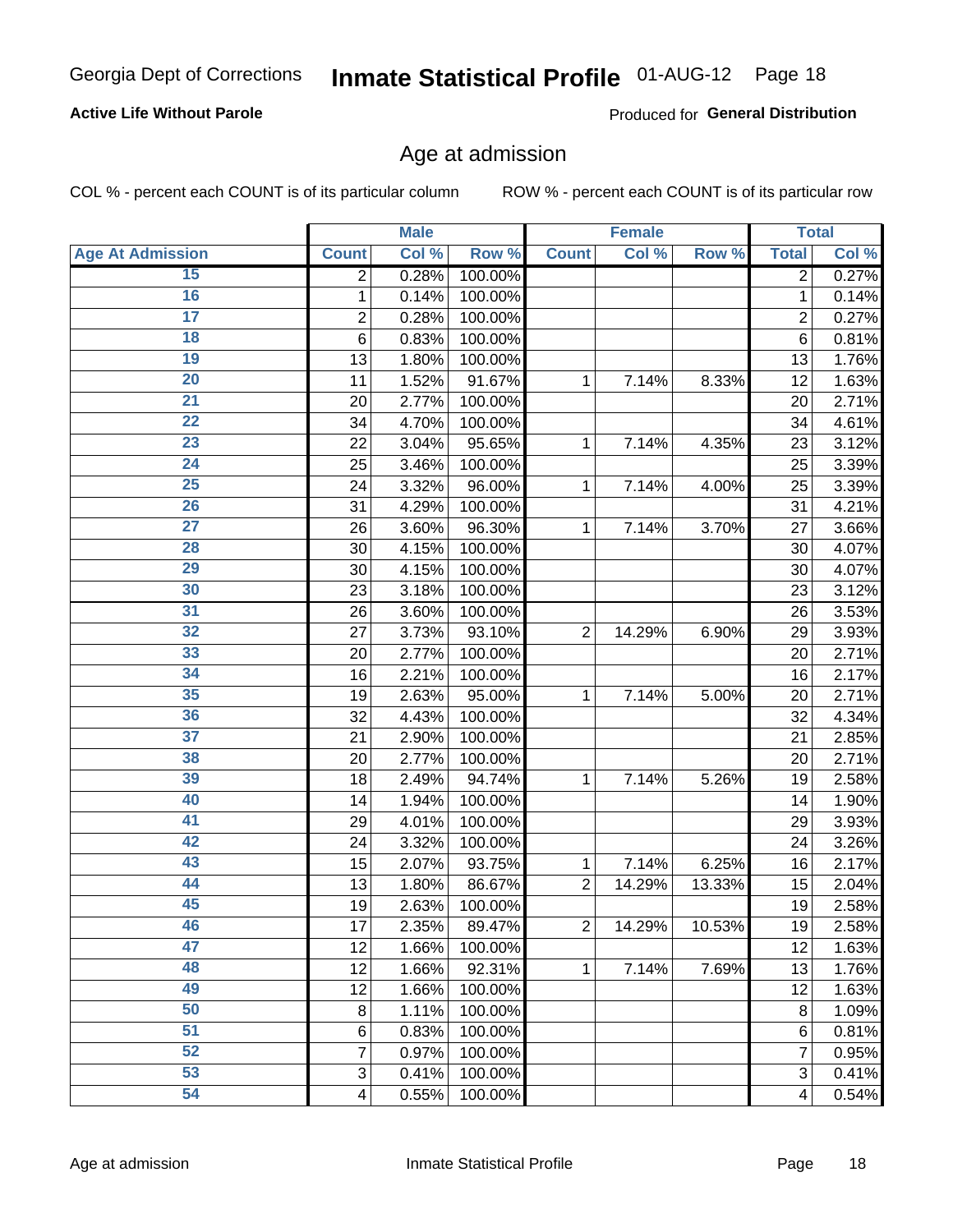Georgia Dept of Corrections **Inmate Statistical Profile** 01-AUG-12 Page 18

**Active Life Without Parole**

Produced for **General Distribution**

## Age at admission

COL % - percent each COUNT is of its particular column

ROW % - percent each COUNT is of its particular row

| | Male | | | Female | | | Total | |
|---|---|---|---|---|---|---|---|---|
| Age At Admission | Count | Col % | Row % | Count | Col % | Row % | Total | Col % |
| 15 | 2 | 0.28% | 100.00% | | | | 2 | 0.27% |
| 16 | 1 | 0.14% | 100.00% | | | | 1 | 0.14% |
| 17 | 2 | 0.28% | 100.00% | | | | 2 | 0.27% |
| 18 | 6 | 0.83% | 100.00% | | | | 6 | 0.81% |
| 19 | 13 | 1.80% | 100.00% | | | | 13 | 1.76% |
| 20 | 11 | 1.52% | 91.67% | 1 | 7.14% | 8.33% | 12 | 1.63% |
| 21 | 20 | 2.77% | 100.00% | | | | 20 | 2.71% |
| 22 | 34 | 4.70% | 100.00% | | | | 34 | 4.61% |
| 23 | 22 | 3.04% | 95.65% | 1 | 7.14% | 4.35% | 23 | 3.12% |
| 24 | 25 | 3.46% | 100.00% | | | | 25 | 3.39% |
| 25 | 24 | 3.32% | 96.00% | 1 | 7.14% | 4.00% | 25 | 3.39% |
| 26 | 31 | 4.29% | 100.00% | | | | 31 | 4.21% |
| 27 | 26 | 3.60% | 96.30% | 1 | 7.14% | 3.70% | 27 | 3.66% |
| 28 | 30 | 4.15% | 100.00% | | | | 30 | 4.07% |
| 29 | 30 | 4.15% | 100.00% | | | | 30 | 4.07% |
| 30 | 23 | 3.18% | 100.00% | | | | 23 | 3.12% |
| 31 | 26 | 3.60% | 100.00% | | | | 26 | 3.53% |
| 32 | 27 | 3.73% | 93.10% | 2 | 14.29% | 6.90% | 29 | 3.93% |
| 33 | 20 | 2.77% | 100.00% | | | | 20 | 2.71% |
| 34 | 16 | 2.21% | 100.00% | | | | 16 | 2.17% |
| 35 | 19 | 2.63% | 95.00% | 1 | 7.14% | 5.00% | 20 | 2.71% |
| 36 | 32 | 4.43% | 100.00% | | | | 32 | 4.34% |
| 37 | 21 | 2.90% | 100.00% | | | | 21 | 2.85% |
| 38 | 20 | 2.77% | 100.00% | | | | 20 | 2.71% |
| 39 | 18 | 2.49% | 94.74% | 1 | 7.14% | 5.26% | 19 | 2.58% |
| 40 | 14 | 1.94% | 100.00% | | | | 14 | 1.90% |
| 41 | 29 | 4.01% | 100.00% | | | | 29 | 3.93% |
| 42 | 24 | 3.32% | 100.00% | | | | 24 | 3.26% |
| 43 | 15 | 2.07% | 93.75% | 1 | 7.14% | 6.25% | 16 | 2.17% |
| 44 | 13 | 1.80% | 86.67% | 2 | 14.29% | 13.33% | 15 | 2.04% |
| 45 | 19 | 2.63% | 100.00% | | | | 19 | 2.58% |
| 46 | 17 | 2.35% | 89.47% | 2 | 14.29% | 10.53% | 19 | 2.58% |
| 47 | 12 | 1.66% | 100.00% | | | | 12 | 1.63% |
| 48 | 12 | 1.66% | 92.31% | 1 | 7.14% | 7.69% | 13 | 1.76% |
| 49 | 12 | 1.66% | 100.00% | | | | 12 | 1.63% |
| 50 | 8 | 1.11% | 100.00% | | | | 8 | 1.09% |
| 51 | 6 | 0.83% | 100.00% | | | | 6 | 0.81% |
| 52 | 7 | 0.97% | 100.00% | | | | 7 | 0.95% |
| 53 | 3 | 0.41% | 100.00% | | | | 3 | 0.41% |
| 54 | 4 | 0.55% | 100.00% | | | | 4 | 0.54% |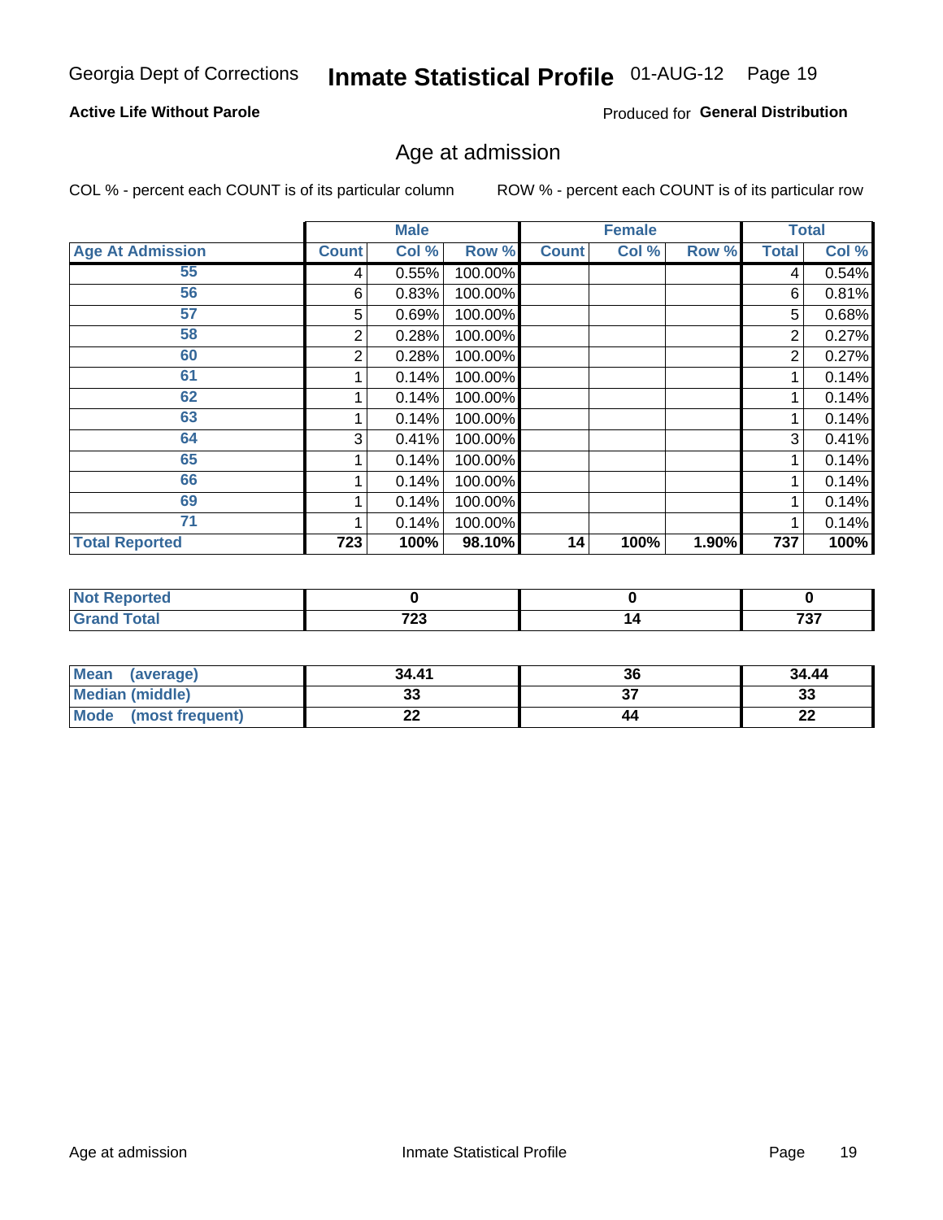Georgia Dept of Corrections **Inmate Statistical Profile** 01-AUG-12

**Active Life Without Parole**

Produced for **General Distribution**

## Age at admission

COL % - percent each COUNT is of its particular column     ROW % - percent each COUNT is of its particular row

| | Male | | | Female | | | Total | |
|---|---|---|---|---|---|---|---|---|
| **Age At Admission** | **Count** | **Col %** | **Row %** | **Count** | **Col %** | **Row %** | **Total** | **Col %** |
| 55 | 4 | 0.55% | 100.00% | | | | 4 | 0.54% |
| 56 | 6 | 0.83% | 100.00% | | | | 6 | 0.81% |
| 57 | 5 | 0.69% | 100.00% | | | | 5 | 0.68% |
| 58 | 2 | 0.28% | 100.00% | | | | 2 | 0.27% |
| 60 | 2 | 0.28% | 100.00% | | | | 2 | 0.27% |
| 61 | 1 | 0.14% | 100.00% | | | | 1 | 0.14% |
| 62 | 1 | 0.14% | 100.00% | | | | 1 | 0.14% |
| 63 | 1 | 0.14% | 100.00% | | | | 1 | 0.14% |
| 64 | 3 | 0.41% | 100.00% | | | | 3 | 0.41% |
| 65 | 1 | 0.14% | 100.00% | | | | 1 | 0.14% |
| 66 | 1 | 0.14% | 100.00% | | | | 1 | 0.14% |
| 69 | 1 | 0.14% | 100.00% | | | | 1 | 0.14% |
| 71 | 1 | 0.14% | 100.00% | | | | 1 | 0.14% |
| **Total Reported** | **723** | **100%** | **98.10%** | **14** | **100%** | **1.90%** | **737** | **100%** |

| | Male | Female | Total |
|---|---|---|---|
| **Not Reported** | **0** | **0** | **0** |
| **Grand Total** | **723** | **14** | **737** |

| | Male | Female | Total |
|---|---|---|---|
| **Mean (average)** | **34.41** | **36** | **34.44** |
| **Median (middle)** | **33** | **37** | **33** |
| **Mode (most frequent)** | **22** | **44** | **22** |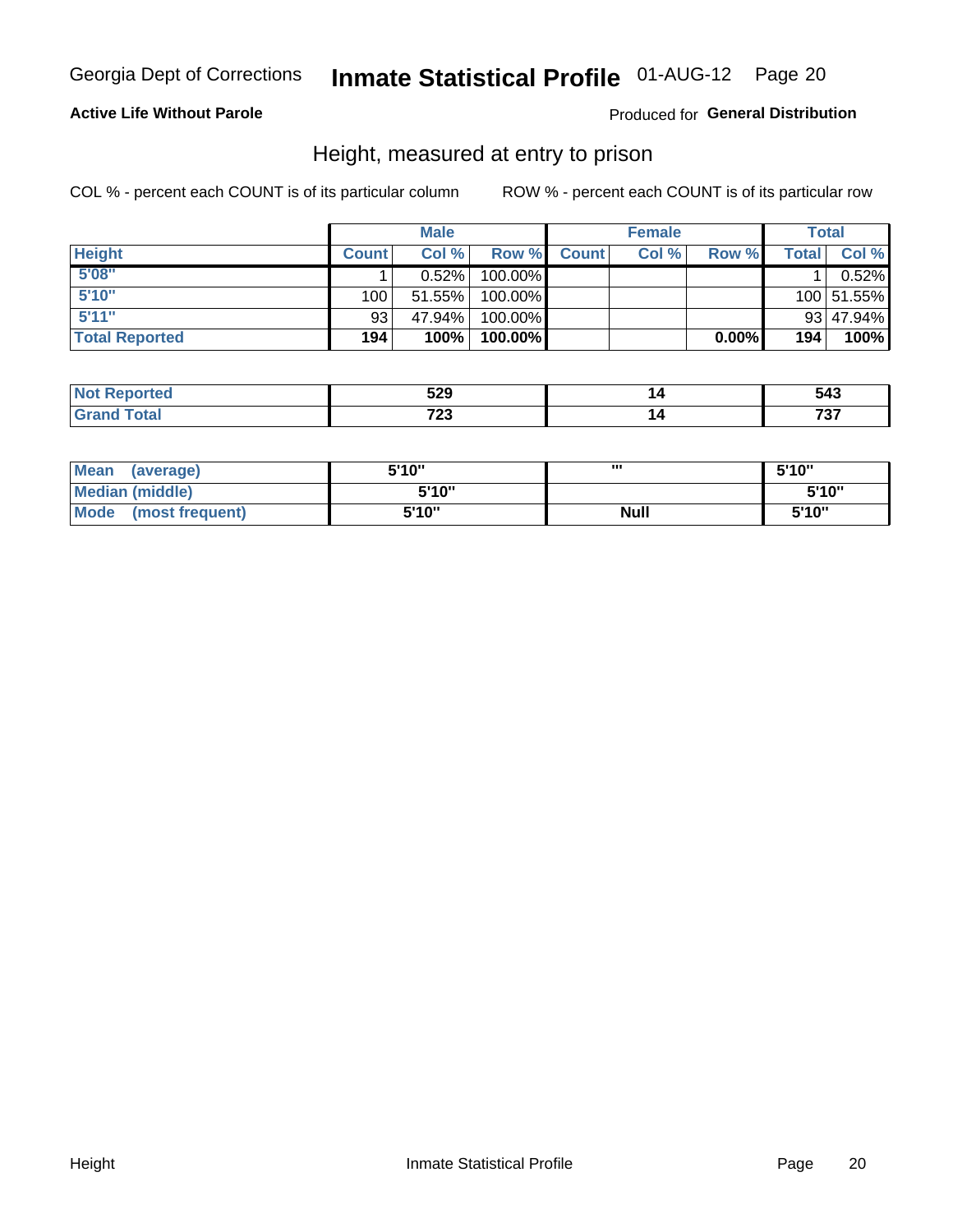Georgia Dept of Corrections **Inmate Statistical Profile** 01-AUG-12 Page 20

**Active Life Without Parole**

Produced for **General Distribution**

## Height, measured at entry to prison

COL % - percent each COUNT is of its particular column

ROW % - percent each COUNT is of its particular row

| | Male | | | Female | | | Total | |
|---|---|---|---|---|---|---|---|---|
| **Height** | **Count** | **Col %** | **Row %** | **Count** | **Col %** | **Row %** | **Total** | **Col %** |
| **5'08"** | 1 | 0.52% | 100.00% | | | | 1 | 0.52% |
| **5'10"** | 100 | 51.55% | 100.00% | | | | 100 | 51.55% |
| **5'11"** | 93 | 47.94% | 100.00% | | | | 93 | 47.94% |
| **Total Reported** | **194** | **100%** | **100.00%** | | | **0.00%** | **194** | **100%** |

| | Male | Female | Total |
|---|---|---|---|
| **Not Reported** | **529** | **14** | **543** |
| **Grand Total** | **723** | **14** | **737** |

| | Male | Female | Total |
|---|---|---|---|
| **Mean (average)** | **5'10"** | **'''** | **5'10"** |
| **Median (middle)** | **5'10"** | | **5'10"** |
| **Mode (most frequent)** | **5'10"** | **Null** | **5'10"** |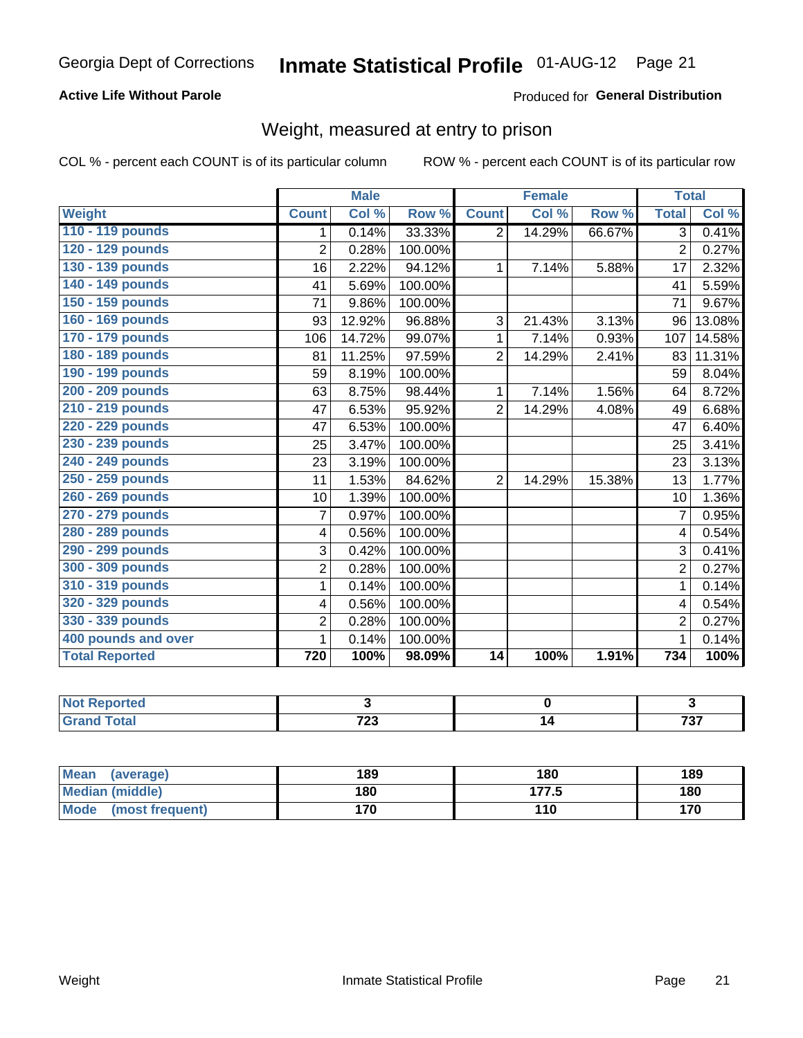# Georgia Dept of Corrections — Inmate Statistical Profile — 01-AUG-12

**Active Life Without Parole**

Produced for **General Distribution**

## Weight, measured at entry to prison

COL % - percent each COUNT is of its particular column

ROW % - percent each COUNT is of its particular row

| | Male | | | Female | | | Total | |
|---|---|---|---|---|---|---|---|---|
| **Weight** | **Count** | **Col %** | **Row %** | **Count** | **Col %** | **Row %** | **Total** | **Col %** |
| 110 - 119 pounds | 1 | 0.14% | 33.33% | 2 | 14.29% | 66.67% | 3 | 0.41% |
| 120 - 129 pounds | 2 | 0.28% | 100.00% | | | | 2 | 0.27% |
| 130 - 139 pounds | 16 | 2.22% | 94.12% | 1 | 7.14% | 5.88% | 17 | 2.32% |
| 140 - 149 pounds | 41 | 5.69% | 100.00% | | | | 41 | 5.59% |
| 150 - 159 pounds | 71 | 9.86% | 100.00% | | | | 71 | 9.67% |
| 160 - 169 pounds | 93 | 12.92% | 96.88% | 3 | 21.43% | 3.13% | 96 | 13.08% |
| 170 - 179 pounds | 106 | 14.72% | 99.07% | 1 | 7.14% | 0.93% | 107 | 14.58% |
| 180 - 189 pounds | 81 | 11.25% | 97.59% | 2 | 14.29% | 2.41% | 83 | 11.31% |
| 190 - 199 pounds | 59 | 8.19% | 100.00% | | | | 59 | 8.04% |
| 200 - 209 pounds | 63 | 8.75% | 98.44% | 1 | 7.14% | 1.56% | 64 | 8.72% |
| 210 - 219 pounds | 47 | 6.53% | 95.92% | 2 | 14.29% | 4.08% | 49 | 6.68% |
| 220 - 229 pounds | 47 | 6.53% | 100.00% | | | | 47 | 6.40% |
| 230 - 239 pounds | 25 | 3.47% | 100.00% | | | | 25 | 3.41% |
| 240 - 249 pounds | 23 | 3.19% | 100.00% | | | | 23 | 3.13% |
| 250 - 259 pounds | 11 | 1.53% | 84.62% | 2 | 14.29% | 15.38% | 13 | 1.77% |
| 260 - 269 pounds | 10 | 1.39% | 100.00% | | | | 10 | 1.36% |
| 270 - 279 pounds | 7 | 0.97% | 100.00% | | | | 7 | 0.95% |
| 280 - 289 pounds | 4 | 0.56% | 100.00% | | | | 4 | 0.54% |
| 290 - 299 pounds | 3 | 0.42% | 100.00% | | | | 3 | 0.41% |
| 300 - 309 pounds | 2 | 0.28% | 100.00% | | | | 2 | 0.27% |
| 310 - 319 pounds | 1 | 0.14% | 100.00% | | | | 1 | 0.14% |
| 320 - 329 pounds | 4 | 0.56% | 100.00% | | | | 4 | 0.54% |
| 330 - 339 pounds | 2 | 0.28% | 100.00% | | | | 2 | 0.27% |
| 400 pounds and over | 1 | 0.14% | 100.00% | | | | 1 | 0.14% |
| **Total Reported** | **720** | **100%** | **98.09%** | **14** | **100%** | **1.91%** | **734** | **100%** |

| | Male | Female | Total |
|---|---|---|---|
| Not Reported | 3 | 0 | 3 |
| Grand Total | 723 | 14 | 737 |

| | Male | Female | Total |
|---|---|---|---|
| Mean (average) | 189 | 180 | 189 |
| Median (middle) | 180 | 177.5 | 180 |
| Mode (most frequent) | 170 | 110 | 170 |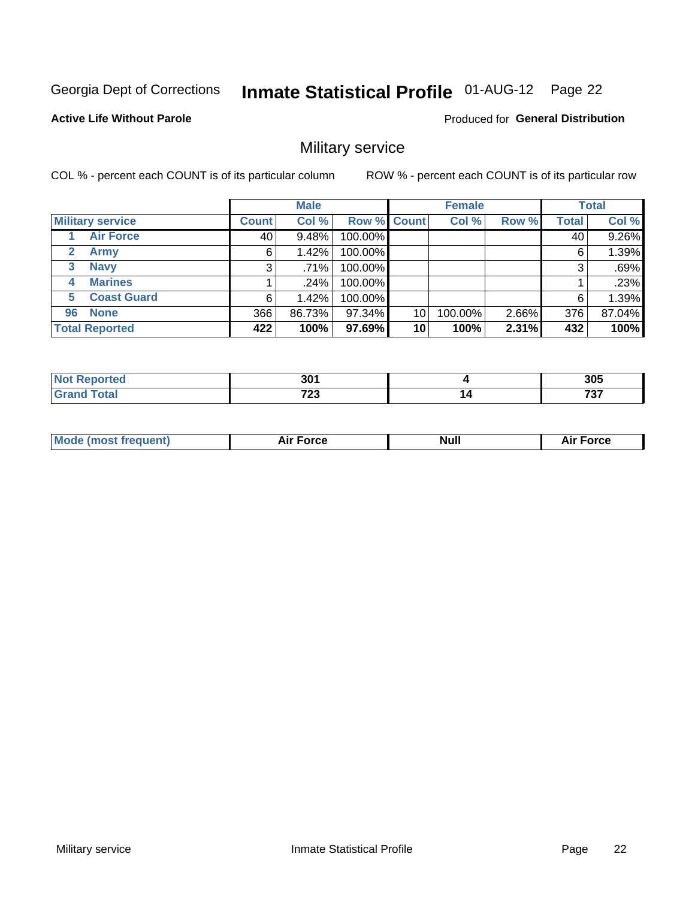Georgia Dept of Corrections **Inmate Statistical Profile** 01-AUG-12

**Active Life Without Parole**

Produced for **General Distribution**

## Military service

COL % - percent each COUNT is of its particular column ROW % - percent each COUNT is of its particular row

| Military service | Male | | | Female | | | Total | |
|---|---|---|---|---|---|---|---|---|
| | Count | Col % | Row % | Count | Col % | Row % | Total | Col % |
| 1 Air Force | 40 | 9.48% | 100.00% | | | | 40 | 9.26% |
| 2 Army | 6 | 1.42% | 100.00% | | | | 6 | 1.39% |
| 3 Navy | 3 | .71% | 100.00% | | | | 3 | .69% |
| 4 Marines | 1 | .24% | 100.00% | | | | 1 | .23% |
| 5 Coast Guard | 6 | 1.42% | 100.00% | | | | 6 | 1.39% |
| 96 None | 366 | 86.73% | 97.34% | 10 | 100.00% | 2.66% | 376 | 87.04% |
| **Total Reported** | **422** | **100%** | **97.69%** | **10** | **100%** | **2.31%** | **432** | **100%** |

| | Male | Female | Total |
|---|---|---|---|
| Not Reported | 301 | 4 | 305 |
| Grand Total | 723 | 14 | 737 |

| | Male | Female | Total |
|---|---|---|---|
| Mode (most frequent) | Air Force | Null | Air Force |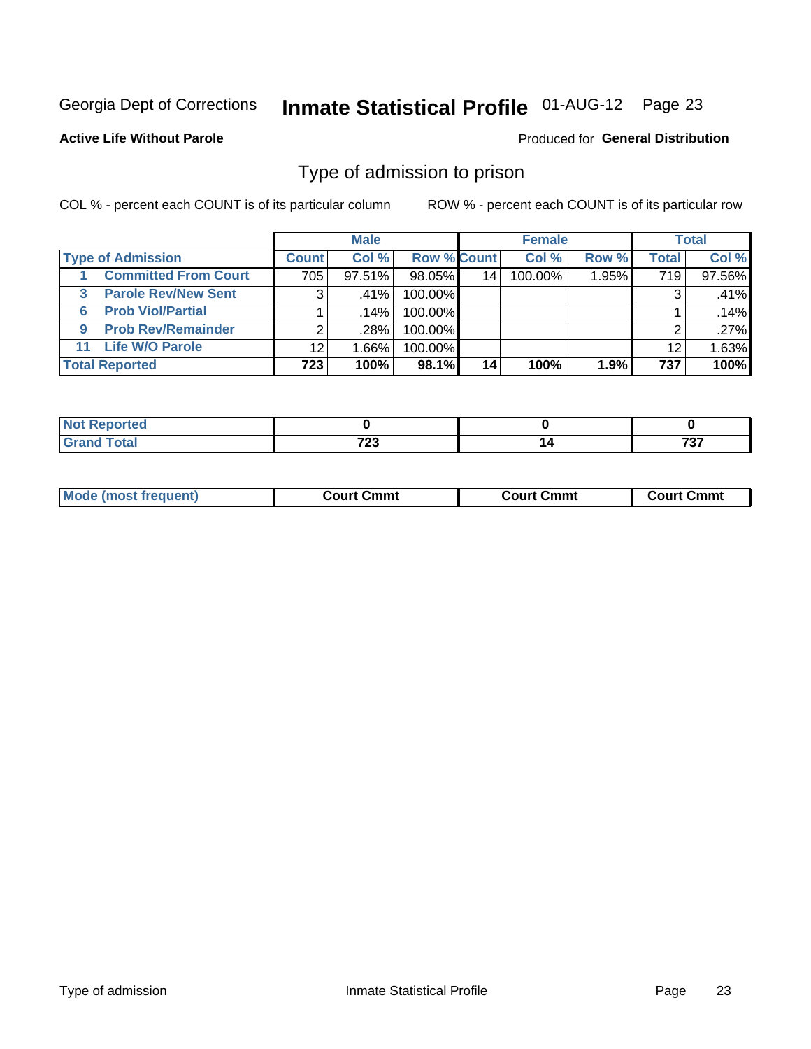Georgia Dept of Corrections **Inmate Statistical Profile** 01-AUG-12

**Active Life Without Parole**

Produced for **General Distribution**

## Type of admission to prison

COL % - percent each COUNT is of its particular column    ROW % - percent each COUNT is of its particular row

| | Male | | | Female | | | Total | |
|---|---|---|---|---|---|---|---|---|
| **Type of Admission** | **Count** | **Col %** | **Row %** | **Count** | **Col %** | **Row %** | **Total** | **Col %** |
| 1 **Committed From Court** | 705 | 97.51% | 98.05% | 14 | 100.00% | 1.95% | 719 | 97.56% |
| 3 **Parole Rev/New Sent** | 3 | .41% | 100.00% | | | | 3 | .41% |
| 6 **Prob Viol/Partial** | 1 | .14% | 100.00% | | | | 1 | .14% |
| 9 **Prob Rev/Remainder** | 2 | .28% | 100.00% | | | | 2 | .27% |
| 11 **Life W/O Parole** | 12 | 1.66% | 100.00% | | | | 12 | 1.63% |
| **Total Reported** | **723** | **100%** | **98.1%** | **14** | **100%** | **1.9%** | **737** | **100%** |

| | Male | Female | Total |
|---|---|---|---|
| **Not Reported** | **0** | **0** | **0** |
| **Grand Total** | **723** | **14** | **737** |

| | Male | Female | Total |
|---|---|---|---|
| **Mode (most frequent)** | **Court Cmmt** | **Court Cmmt** | **Court Cmmt** |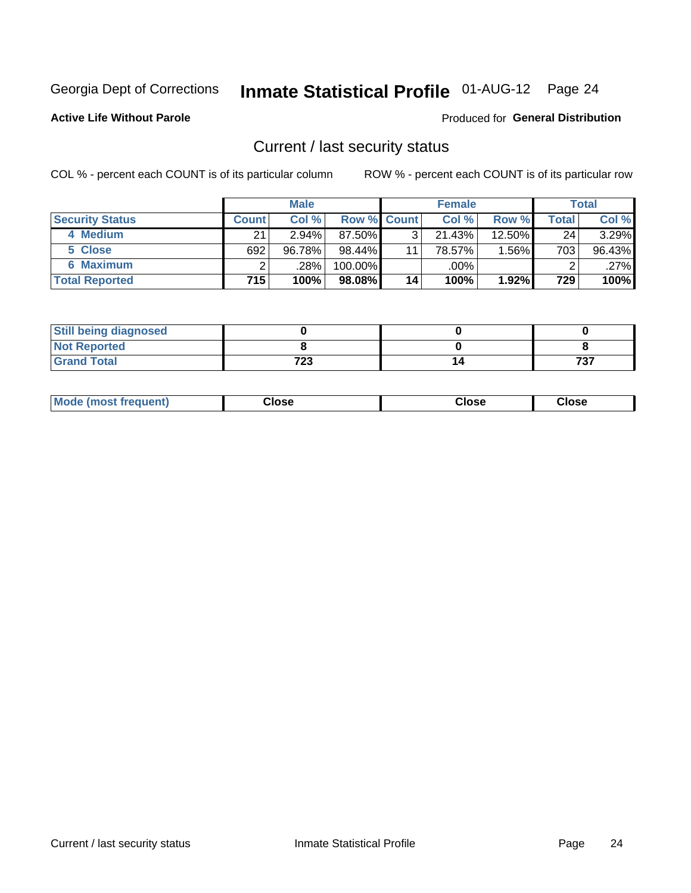Georgia Dept of Corrections **Inmate Statistical Profile** 01-AUG-12 Page 24

**Active Life Without Parole**

Produced for **General Distribution**

## Current / last security status

COL % - percent each COUNT is of its particular column

ROW % - percent each COUNT is of its particular row

| | Male | | | Female | | | Total | |
|---|---|---|---|---|---|---|---|---|
| **Security Status** | **Count** | **Col %** | **Row %** | **Count** | **Col %** | **Row %** | **Total** | **Col %** |
| 4 Medium | 21 | 2.94% | 87.50% | 3 | 21.43% | 12.50% | 24 | 3.29% |
| 5 Close | 692 | 96.78% | 98.44% | 11 | 78.57% | 1.56% | 703 | 96.43% |
| 6 Maximum | 2 | .28% | 100.00% | | .00% | | 2 | .27% |
| **Total Reported** | **715** | **100%** | **98.08%** | **14** | **100%** | **1.92%** | **729** | **100%** |

| | Male | Female | Total |
|---|---|---|---|
| Still being diagnosed | 0 | 0 | 0 |
| Not Reported | 8 | 0 | 8 |
| Grand Total | 723 | 14 | 737 |

| | Male | Female | Total |
|---|---|---|---|
| Mode (most frequent) | Close | Close | Close |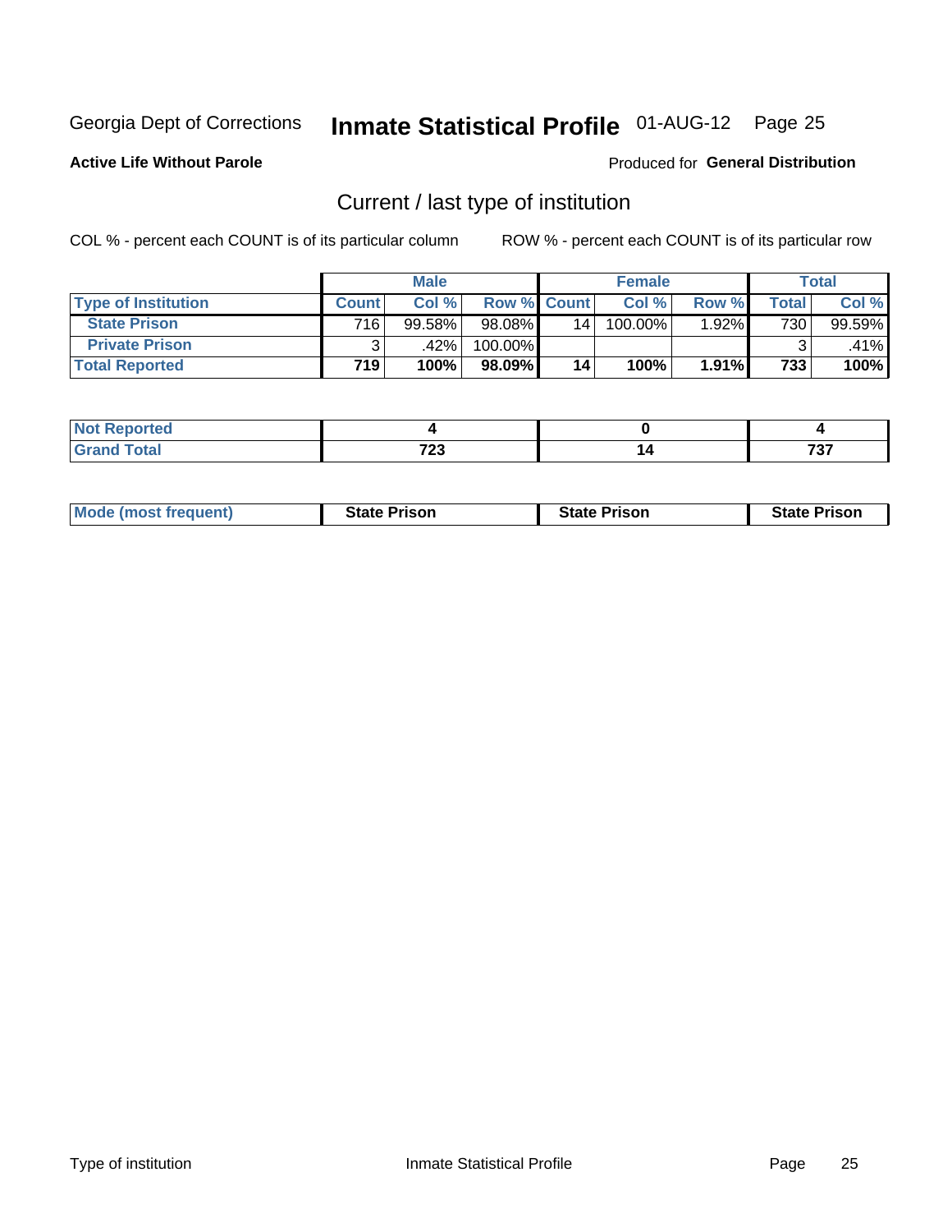Georgia Dept of Corrections **Inmate Statistical Profile** 01-AUG-12

**Active Life Without Parole**

Produced for **General Distribution**

## Current / last type of institution

COL % - percent each COUNT is of its particular column    ROW % - percent each COUNT is of its particular row

| | Male | | | Female | | | Total | |
|---|---|---|---|---|---|---|---|---|
| **Type of Institution** | **Count** | **Col %** | **Row %** | **Count** | **Col %** | **Row %** | **Total** | **Col %** |
| **State Prison** | 716 | 99.58% | 98.08% | 14 | 100.00% | 1.92% | 730 | 99.59% |
| **Private Prison** | 3 | .42% | 100.00% | | | | 3 | .41% |
| **Total Reported** | **719** | **100%** | **98.09%** | **14** | **100%** | **1.91%** | **733** | **100%** |

| | Male | Female | Total |
|---|---|---|---|
| **Not Reported** | **4** | **0** | **4** |
| **Grand Total** | **723** | **14** | **737** |

| | Male | Female | Total |
|---|---|---|---|
| **Mode (most frequent)** | **State Prison** | **State Prison** | **State Prison** |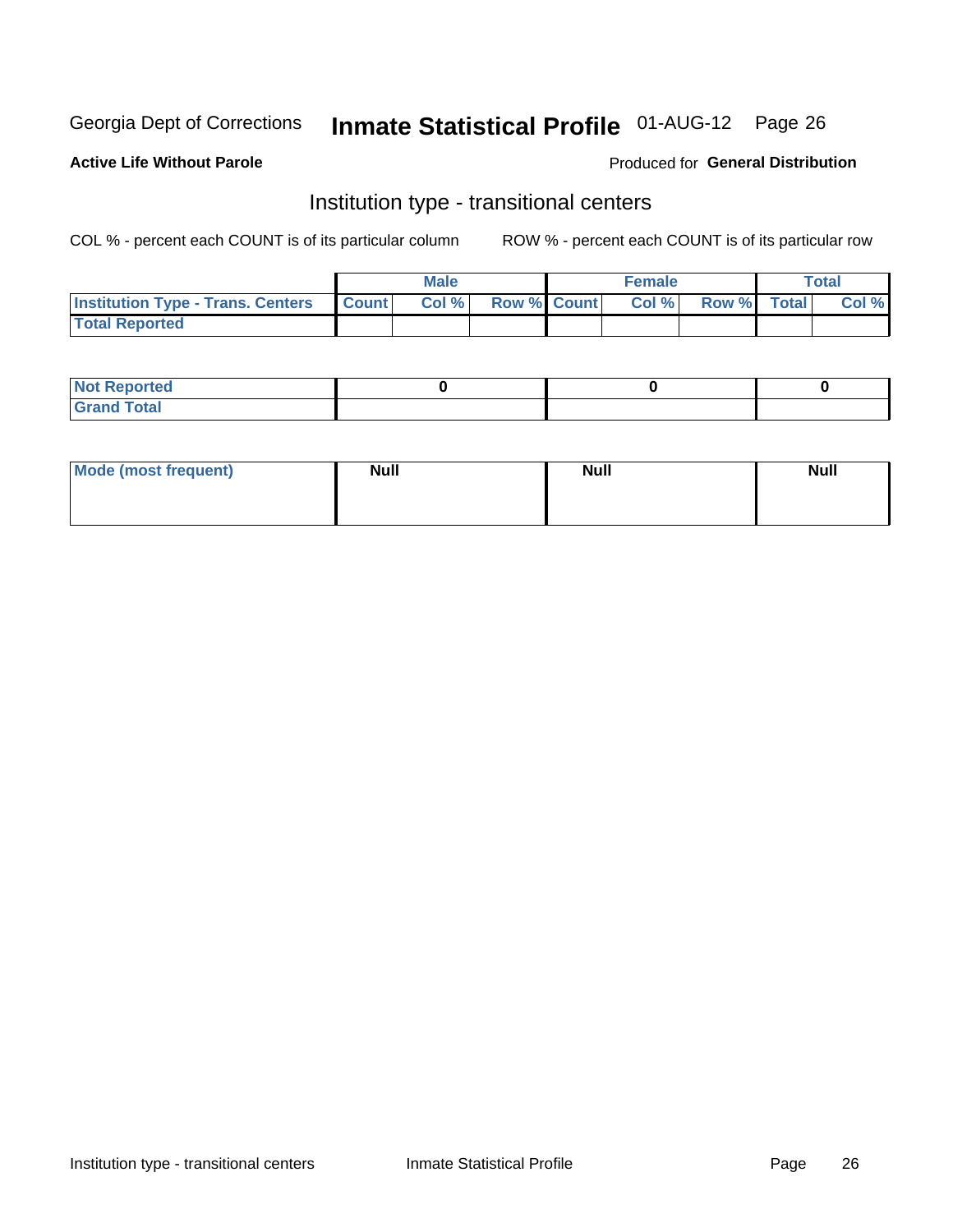Georgia Dept of Corrections **Inmate Statistical Profile** 01-AUG-12

**Active Life Without Parole**

Produced for **General Distribution**

## Institution type - transitional centers

COL % - percent each COUNT is of its particular column     ROW % - percent each COUNT is of its particular row

| | Male | | | Female | | | Total | |
|---|---|---|---|---|---|---|---|---|
| **Institution Type - Trans. Centers** | **Count** | **Col %** | **Row %** | **Count** | **Col %** | **Row %** | **Total** | **Col %** |
| **Total Reported** | | | | | | | | |

| | Male | Female | Total |
|---|---|---|---|
| **Not Reported** | 0 | 0 | 0 |
| **Grand Total** | | | |

| | Male | Female | Total |
|---|---|---|---|
| **Mode (most frequent)** | **Null** | **Null** | **Null** |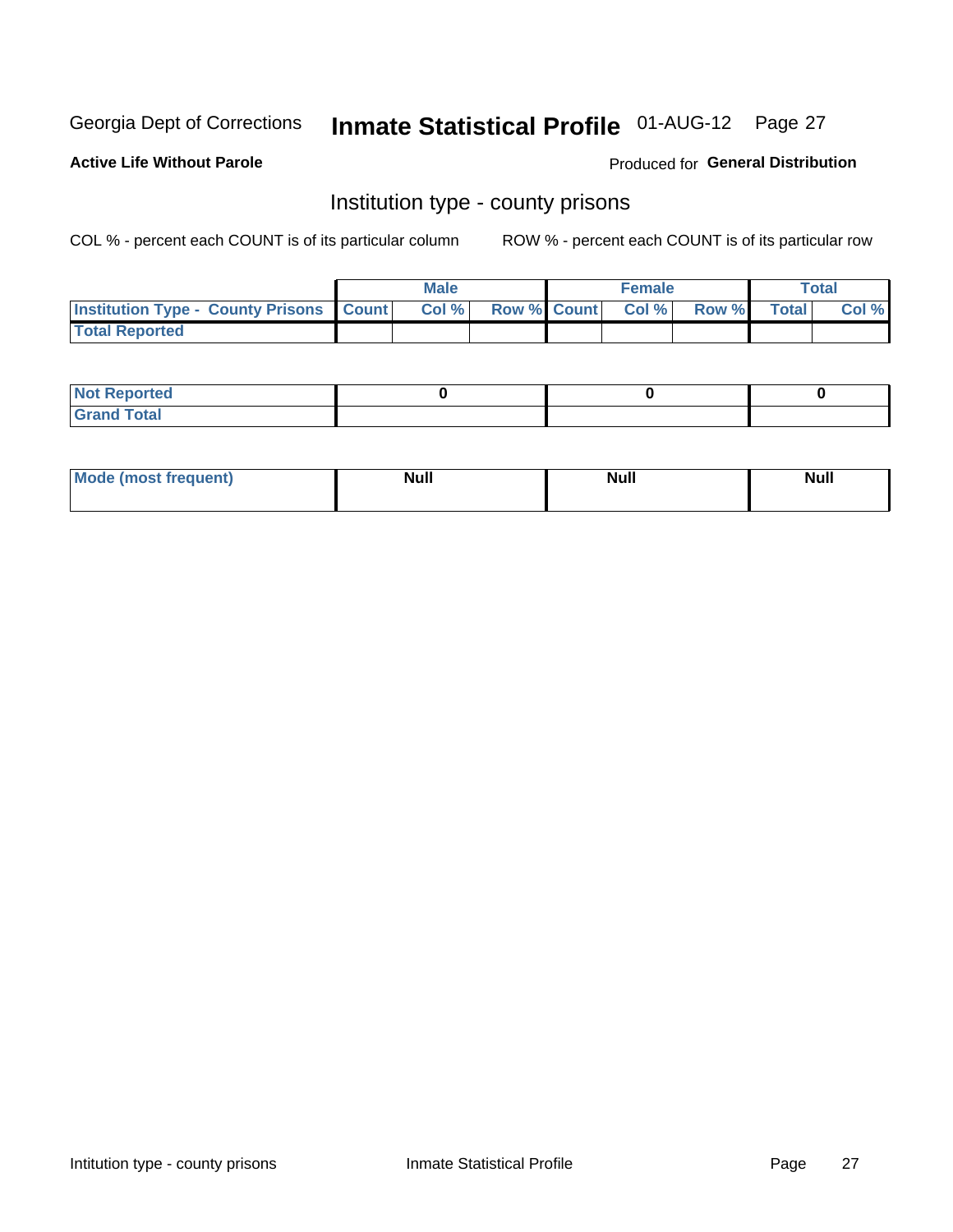Georgia Dept of Corrections **Inmate Statistical Profile** 01-AUG-12 Page 27

**Active Life Without Parole**

Produced for **General Distribution**

## Institution type - county prisons

COL % - percent each COUNT is of its particular column

ROW % - percent each COUNT is of its particular row

| | Male | | | Female | | | Total | |
|---|---|---|---|---|---|---|---|---|
| **Institution Type - County Prisons** | **Count** | **Col %** | **Row %** | **Count** | **Col %** | **Row %** | **Total** | **Col %** |
| **Total Reported** | | | | | | | | |

| | Male | Female | Total |
|---|---|---|---|
| **Not Reported** | **0** | **0** | **0** |
| **Grand Total** | | | |

| | Male | Female | Total |
|---|---|---|---|
| **Mode (most frequent)** | **Null** | **Null** | **Null** |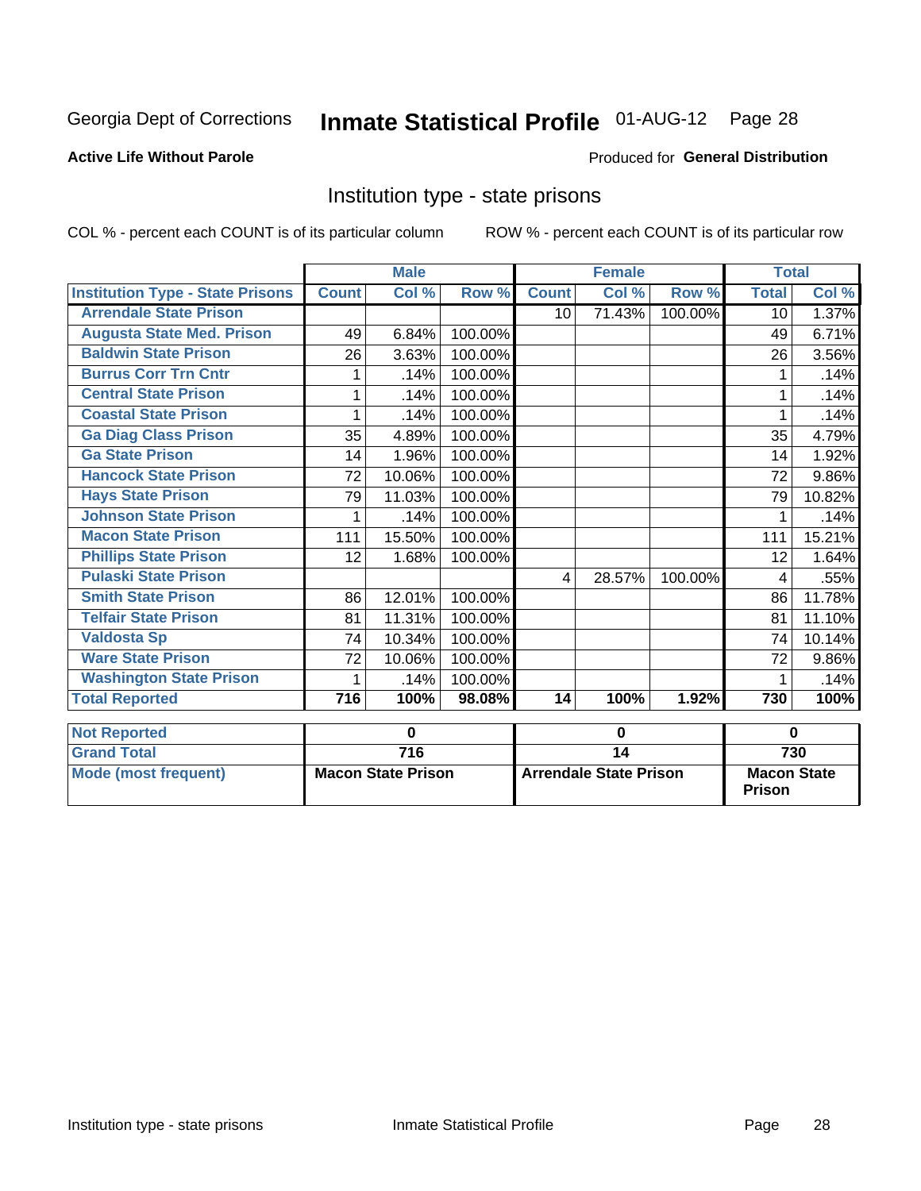Georgia Dept of Corrections **Inmate Statistical Profile** 01-AUG-12

**Active Life Without Parole**

Produced for **General Distribution**

## Institution type - state prisons

COL % - percent each COUNT is of its particular column    ROW % - percent each COUNT is of its particular row

| | Male | | | Female | | | Total | |
|---|---|---|---|---|---|---|---|---|
| **Institution Type - State Prisons** | **Count** | **Col %** | **Row %** | **Count** | **Col %** | **Row %** | **Total** | **Col %** |
| **Arrendale State Prison** | | | | 10 | 71.43% | 100.00% | 10 | 1.37% |
| **Augusta State Med. Prison** | 49 | 6.84% | 100.00% | | | | 49 | 6.71% |
| **Baldwin State Prison** | 26 | 3.63% | 100.00% | | | | 26 | 3.56% |
| **Burrus Corr Trn Cntr** | 1 | .14% | 100.00% | | | | 1 | .14% |
| **Central State Prison** | 1 | .14% | 100.00% | | | | 1 | .14% |
| **Coastal State Prison** | 1 | .14% | 100.00% | | | | 1 | .14% |
| **Ga Diag Class Prison** | 35 | 4.89% | 100.00% | | | | 35 | 4.79% |
| **Ga State Prison** | 14 | 1.96% | 100.00% | | | | 14 | 1.92% |
| **Hancock State Prison** | 72 | 10.06% | 100.00% | | | | 72 | 9.86% |
| **Hays State Prison** | 79 | 11.03% | 100.00% | | | | 79 | 10.82% |
| **Johnson State Prison** | 1 | .14% | 100.00% | | | | 1 | .14% |
| **Macon State Prison** | 111 | 15.50% | 100.00% | | | | 111 | 15.21% |
| **Phillips State Prison** | 12 | 1.68% | 100.00% | | | | 12 | 1.64% |
| **Pulaski State Prison** | | | | 4 | 28.57% | 100.00% | 4 | .55% |
| **Smith State Prison** | 86 | 12.01% | 100.00% | | | | 86 | 11.78% |
| **Telfair State Prison** | 81 | 11.31% | 100.00% | | | | 81 | 11.10% |
| **Valdosta Sp** | 74 | 10.34% | 100.00% | | | | 74 | 10.14% |
| **Ware State Prison** | 72 | 10.06% | 100.00% | | | | 72 | 9.86% |
| **Washington State Prison** | 1 | .14% | 100.00% | | | | 1 | .14% |
| **Total Reported** | **716** | **100%** | **98.08%** | **14** | **100%** | **1.92%** | **730** | **100%** |

| | Male | Female | Total |
|---|---|---|---|
| **Not Reported** | **0** | **0** | **0** |
| **Grand Total** | **716** | **14** | **730** |
| **Mode (most frequent)** | **Macon State Prison** | **Arrendale State Prison** | **Macon State Prison** |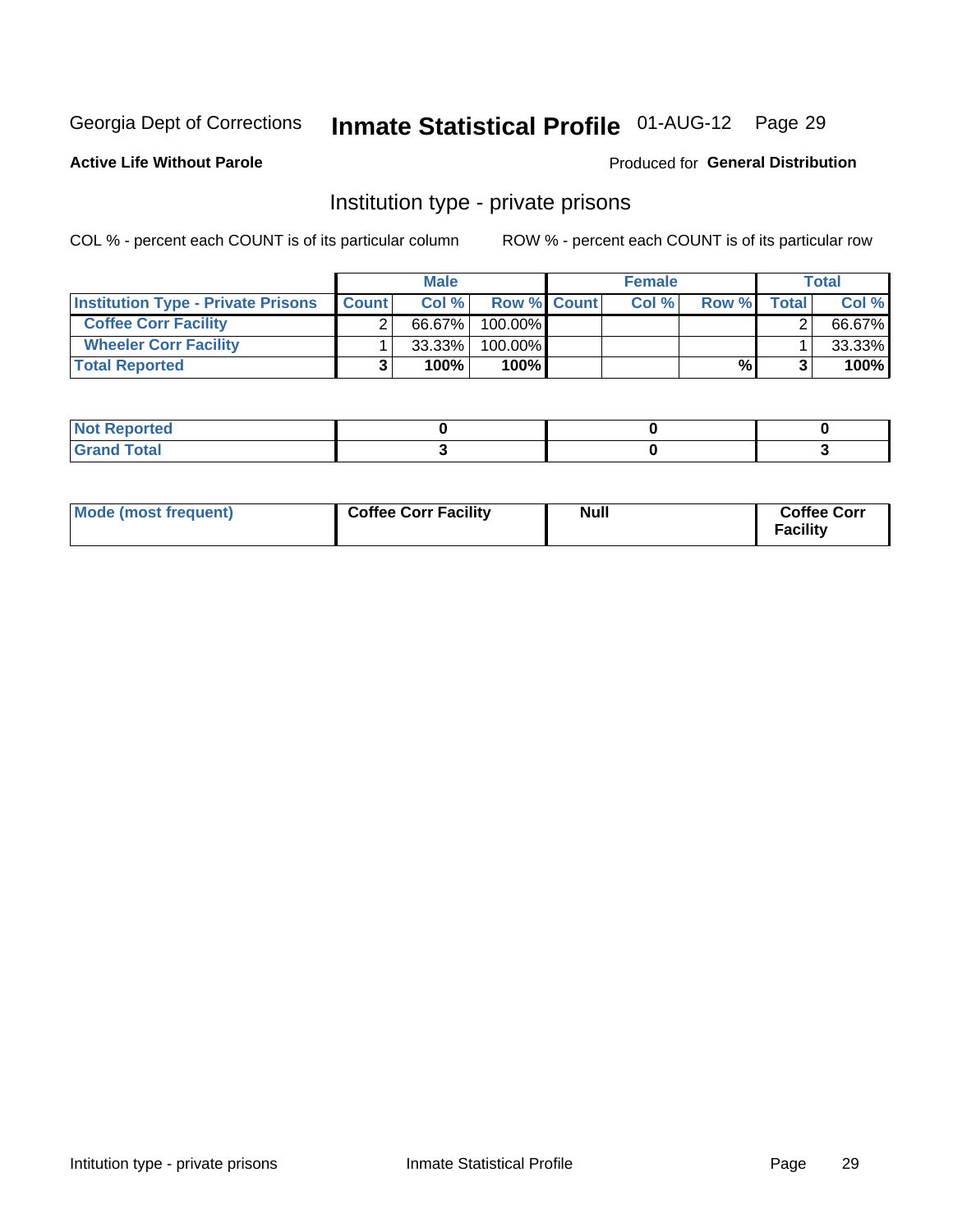Georgia Dept of Corrections **Inmate Statistical Profile** 01-AUG-12 Page 29

**Active Life Without Parole**

Produced for **General Distribution**

## Institution type - private prisons

COL % - percent each COUNT is of its particular column ROW % - percent each COUNT is of its particular row

| | Male | | | Female | | | Total | |
|---|---|---|---|---|---|---|---|---|
| **Institution Type - Private Prisons** | **Count** | **Col %** | **Row %** | **Count** | **Col %** | **Row %** | **Total** | **Col %** |
| **Coffee Corr Facility** | 2 | 66.67% | 100.00% | | | | 2 | 66.67% |
| **Wheeler Corr Facility** | 1 | 33.33% | 100.00% | | | | 1 | 33.33% |
| **Total Reported** | **3** | **100%** | **100%** | | | **%** | **3** | **100%** |

| | Male | Female | Total |
|---|---|---|---|
| **Not Reported** | **0** | **0** | **0** |
| **Grand Total** | **3** | **0** | **3** |

| | Male | Female | Total |
|---|---|---|---|
| **Mode (most frequent)** | **Coffee Corr Facility** | **Null** | **Coffee Corr Facility** |

Intitution type - private prisons Inmate Statistical Profile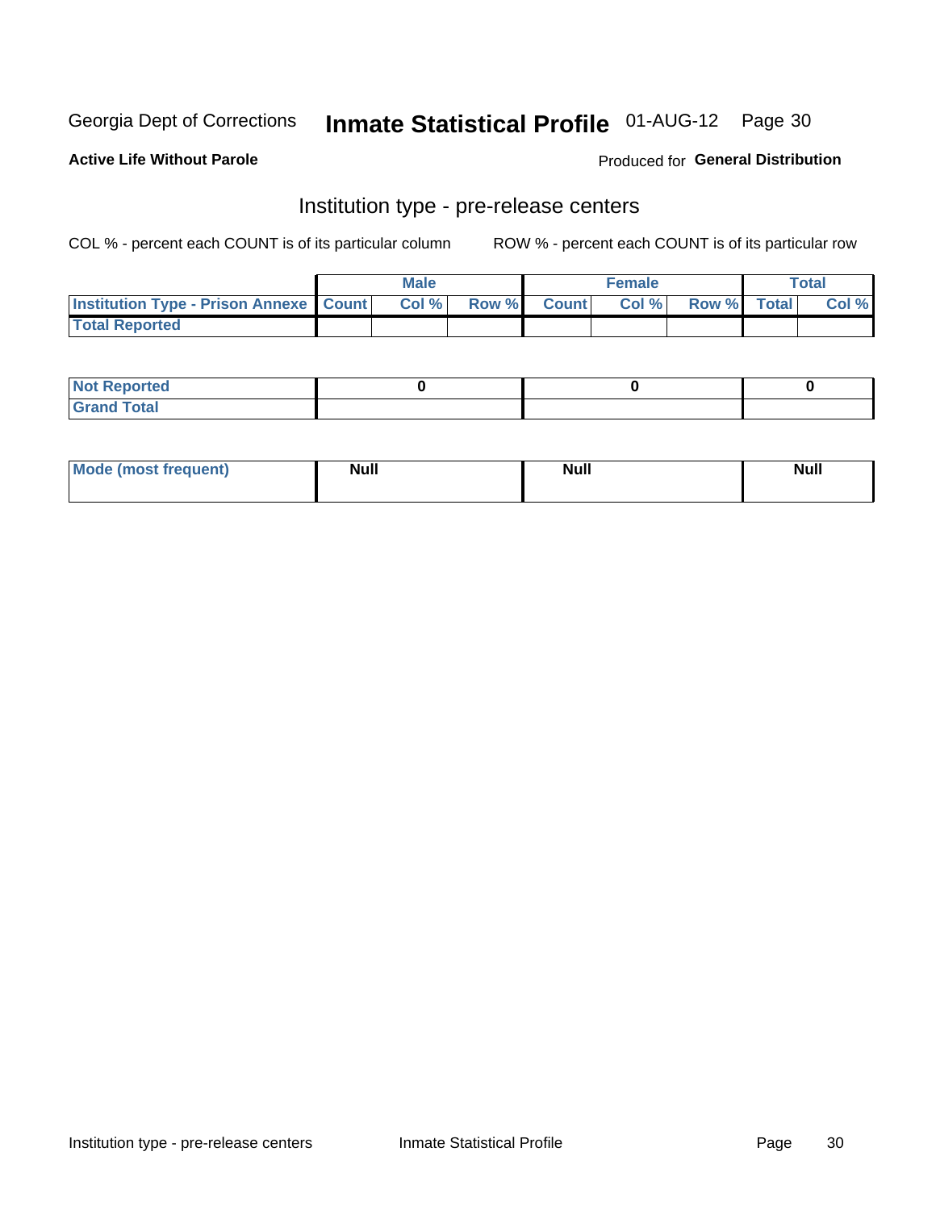Georgia Dept of Corrections **Inmate Statistical Profile** 01-AUG-12

**Active Life Without Parole**

Produced for **General Distribution**

## Institution type - pre-release centers

COL % - percent each COUNT is of its particular column    ROW % - percent each COUNT is of its particular row

| | Male | | | Female | | | Total | |
|---|---|---|---|---|---|---|---|---|
| **Institution Type - Prison Annexe** | **Count** | **Col %** | **Row %** | **Count** | **Col %** | **Row %** | **Total** | **Col %** |
| **Total Reported** | | | | | | | | |
| **Not Reported** | 0 | | | 0 | | | 0 | |
| **Grand Total** | | | | | | | | |

| | Male | Female | Total |
|---|---|---|---|
| **Mode (most frequent)** | **Null** | **Null** | **Null** |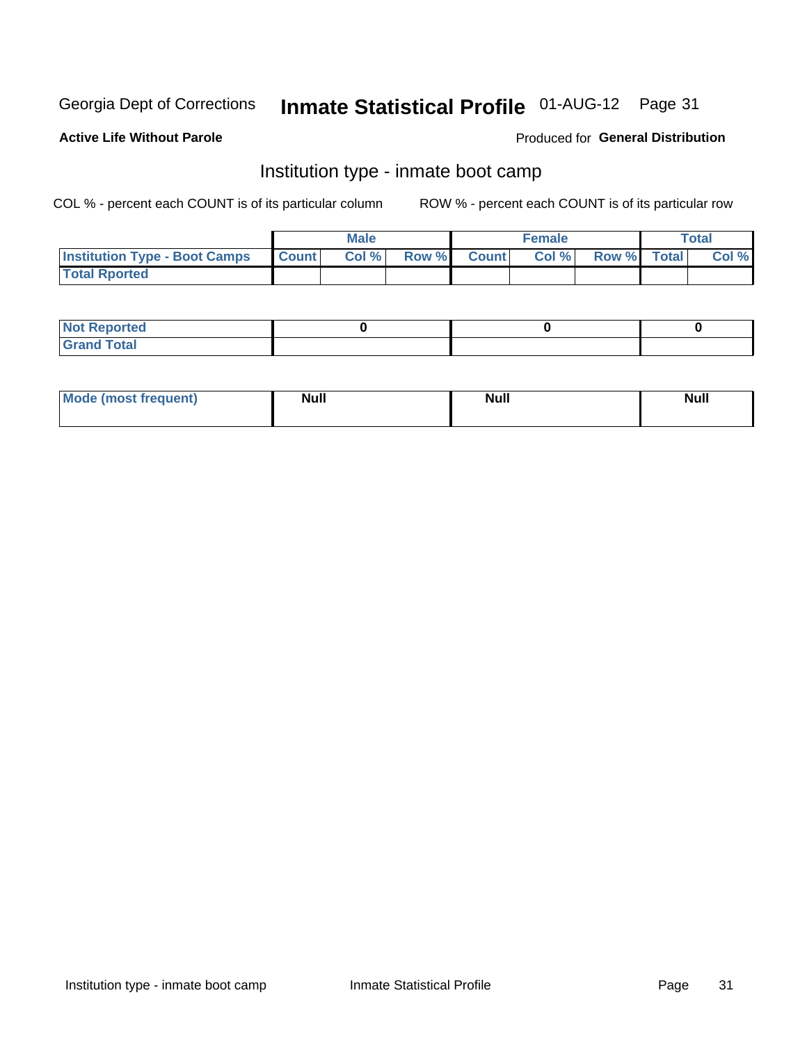Georgia Dept of Corrections **Inmate Statistical Profile** 01-AUG-12

**Active Life Without Parole**

Produced for **General Distribution**

## Institution type - inmate boot camp

COL % - percent each COUNT is of its particular column

ROW % - percent each COUNT is of its particular row

| | Male | | | Female | | | Total | |
|---|---|---|---|---|---|---|---|---|
| **Institution Type - Boot Camps** | **Count** | **Col %** | **Row %** | **Count** | **Col %** | **Row %** | **Total** | **Col %** |
| **Total Rported** | | | | | | | | |

| | Male | Female | Total |
|---|---|---|---|
| **Not Reported** | **0** | **0** | **0** |
| **Grand Total** | | | |

| | Male | Female | Total |
|---|---|---|---|
| **Mode (most frequent)** | **Null** | **Null** | **Null** |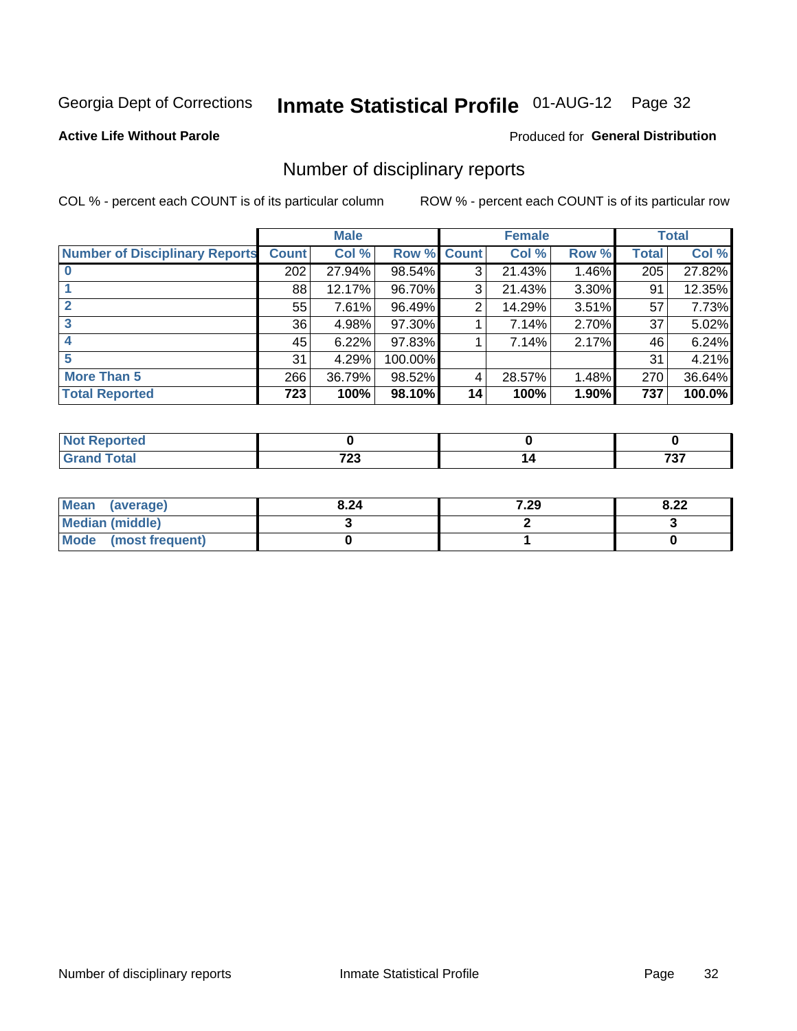Georgia Dept of Corrections **Inmate Statistical Profile** 01-AUG-12

**Active Life Without Parole**

Produced for **General Distribution**

## Number of disciplinary reports

COL % - percent each COUNT is of its particular column

ROW % - percent each COUNT is of its particular row

| | Male | | | Female | | | Total | |
|---|---|---|---|---|---|---|---|---|
| **Number of Disciplinary Reports** | **Count** | **Col %** | **Row %** | **Count** | **Col %** | **Row %** | **Total** | **Col %** |
| **0** | 202 | 27.94% | 98.54% | 3 | 21.43% | 1.46% | 205 | 27.82% |
| **1** | 88 | 12.17% | 96.70% | 3 | 21.43% | 3.30% | 91 | 12.35% |
| **2** | 55 | 7.61% | 96.49% | 2 | 14.29% | 3.51% | 57 | 7.73% |
| **3** | 36 | 4.98% | 97.30% | 1 | 7.14% | 2.70% | 37 | 5.02% |
| **4** | 45 | 6.22% | 97.83% | 1 | 7.14% | 2.17% | 46 | 6.24% |
| **5** | 31 | 4.29% | 100.00% | | | | 31 | 4.21% |
| **More Than 5** | 266 | 36.79% | 98.52% | 4 | 28.57% | 1.48% | 270 | 36.64% |
| **Total Reported** | **723** | **100%** | **98.10%** | **14** | **100%** | **1.90%** | **737** | **100.0%** |

| | Male | Female | Total |
|---|---|---|---|
| **Not Reported** | **0** | **0** | **0** |
| **Grand Total** | **723** | **14** | **737** |

| | Male | Female | Total |
|---|---|---|---|
| **Mean (average)** | **8.24** | **7.29** | **8.22** |
| **Median (middle)** | **3** | **2** | **3** |
| **Mode (most frequent)** | **0** | **1** | **0** |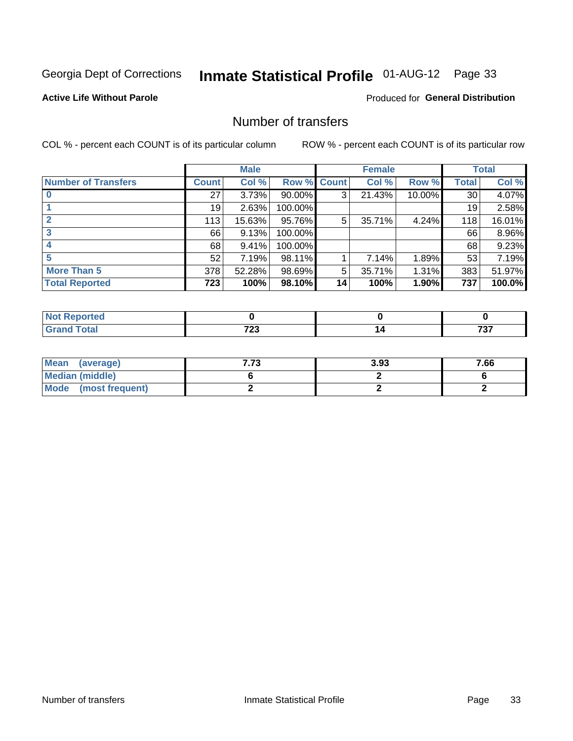Georgia Dept of Corrections **Inmate Statistical Profile** 01-AUG-12

**Active Life Without Parole**

Produced for **General Distribution**

## Number of transfers

COL % - percent each COUNT is of its particular column

ROW % - percent each COUNT is of its particular row

| | Male | | | Female | | | Total | |
|---|---|---|---|---|---|---|---|---|
| **Number of Transfers** | **Count** | **Col %** | **Row %** | **Count** | **Col %** | **Row %** | **Total** | **Col %** |
| **0** | 27 | 3.73% | 90.00% | 3 | 21.43% | 10.00% | 30 | 4.07% |
| **1** | 19 | 2.63% | 100.00% | | | | 19 | 2.58% |
| **2** | 113 | 15.63% | 95.76% | 5 | 35.71% | 4.24% | 118 | 16.01% |
| **3** | 66 | 9.13% | 100.00% | | | | 66 | 8.96% |
| **4** | 68 | 9.41% | 100.00% | | | | 68 | 9.23% |
| **5** | 52 | 7.19% | 98.11% | 1 | 7.14% | 1.89% | 53 | 7.19% |
| **More Than 5** | 378 | 52.28% | 98.69% | 5 | 35.71% | 1.31% | 383 | 51.97% |
| **Total Reported** | **723** | **100%** | **98.10%** | **14** | **100%** | **1.90%** | **737** | **100.0%** |

| | Male | Female | Total |
|---|---|---|---|
| **Not Reported** | **0** | **0** | **0** |
| **Grand Total** | **723** | **14** | **737** |

| | Male | Female | Total |
|---|---|---|---|
| **Mean (average)** | **7.73** | **3.93** | **7.66** |
| **Median (middle)** | **6** | **2** | **6** |
| **Mode (most frequent)** | **2** | **2** | **2** |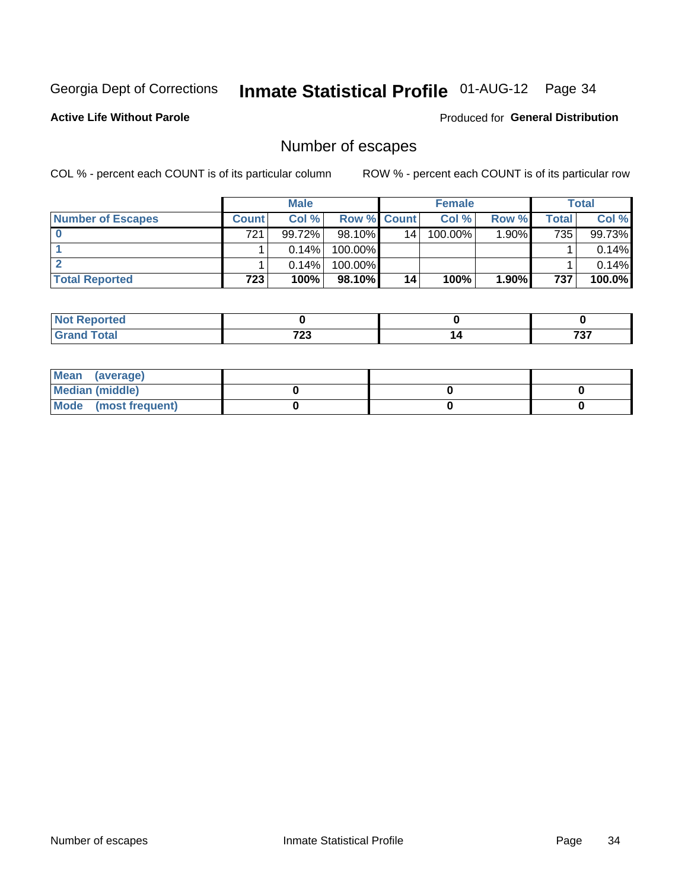Georgia Dept of Corrections **Inmate Statistical Profile** 01-AUG-12

**Active Life Without Parole**

Produced for **General Distribution**

## Number of escapes

COL % - percent each COUNT is of its particular column ROW % - percent each COUNT is of its particular row

| | Male | | | Female | | | Total | |
|---|---|---|---|---|---|---|---|---|
| **Number of Escapes** | **Count** | **Col %** | **Row %** | **Count** | **Col %** | **Row %** | **Total** | **Col %** |
| **0** | 721 | 99.72% | 98.10% | 14 | 100.00% | 1.90% | 735 | 99.73% |
| **1** | 1 | 0.14% | 100.00% | | | | 1 | 0.14% |
| **2** | 1 | 0.14% | 100.00% | | | | 1 | 0.14% |
| **Total Reported** | **723** | **100%** | **98.10%** | **14** | **100%** | **1.90%** | **737** | **100.0%** |

| | Male | Female | Total |
|---|---|---|---|
| **Not Reported** | **0** | **0** | **0** |
| **Grand Total** | **723** | **14** | **737** |

| | Male | Female | Total |
|---|---|---|---|
| **Mean (average)** | | | |
| **Median (middle)** | **0** | **0** | **0** |
| **Mode (most frequent)** | **0** | **0** | **0** |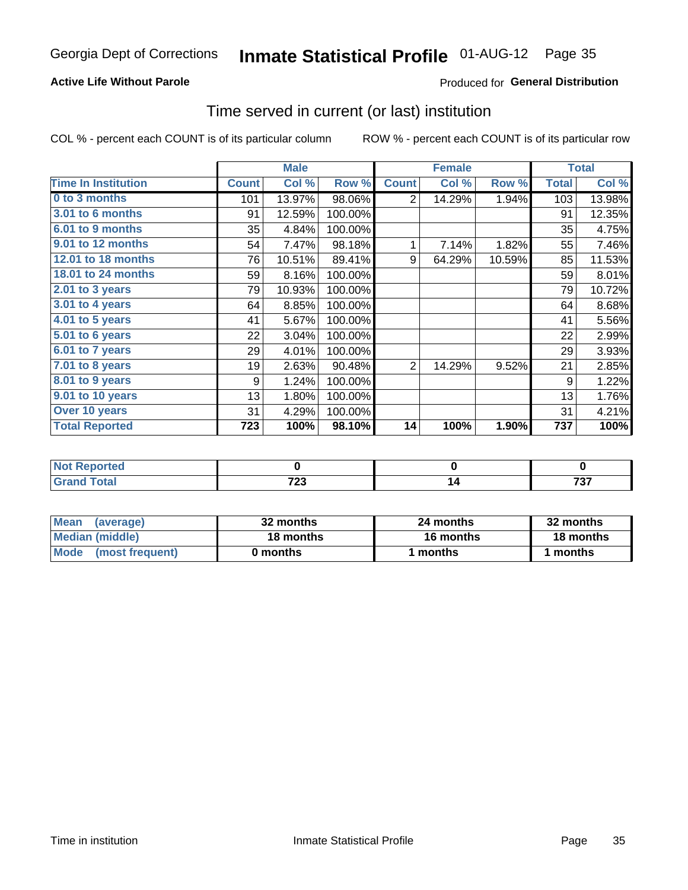Georgia Dept of Corrections **Inmate Statistical Profile** 01-AUG-12

**Active Life Without Parole**

Produced for **General Distribution**

## Time served in current (or last) institution

COL % - percent each COUNT is of its particular column ROW % - percent each COUNT is of its particular row

| | Male | | | Female | | | Total | |
|---|---|---|---|---|---|---|---|---|
| **Time In Institution** | **Count** | **Col %** | **Row %** | **Count** | **Col %** | **Row %** | **Total** | **Col %** |
| **0 to 3 months** | 101 | 13.97% | 98.06% | 2 | 14.29% | 1.94% | 103 | 13.98% |
| **3.01 to 6 months** | 91 | 12.59% | 100.00% | | | | 91 | 12.35% |
| **6.01 to 9 months** | 35 | 4.84% | 100.00% | | | | 35 | 4.75% |
| **9.01 to 12 months** | 54 | 7.47% | 98.18% | 1 | 7.14% | 1.82% | 55 | 7.46% |
| **12.01 to 18 months** | 76 | 10.51% | 89.41% | 9 | 64.29% | 10.59% | 85 | 11.53% |
| **18.01 to 24 months** | 59 | 8.16% | 100.00% | | | | 59 | 8.01% |
| **2.01 to 3 years** | 79 | 10.93% | 100.00% | | | | 79 | 10.72% |
| **3.01 to 4 years** | 64 | 8.85% | 100.00% | | | | 64 | 8.68% |
| **4.01 to 5 years** | 41 | 5.67% | 100.00% | | | | 41 | 5.56% |
| **5.01 to 6 years** | 22 | 3.04% | 100.00% | | | | 22 | 2.99% |
| **6.01 to 7 years** | 29 | 4.01% | 100.00% | | | | 29 | 3.93% |
| **7.01 to 8 years** | 19 | 2.63% | 90.48% | 2 | 14.29% | 9.52% | 21 | 2.85% |
| **8.01 to 9 years** | 9 | 1.24% | 100.00% | | | | 9 | 1.22% |
| **9.01 to 10 years** | 13 | 1.80% | 100.00% | | | | 13 | 1.76% |
| **Over 10 years** | 31 | 4.29% | 100.00% | | | | 31 | 4.21% |
| **Total Reported** | **723** | **100%** | **98.10%** | **14** | **100%** | **1.90%** | **737** | **100%** |

| | Male | Female | Total |
|---|---|---|---|
| **Not Reported** | **0** | **0** | **0** |
| **Grand Total** | **723** | **14** | **737** |

| | Male | Female | Total |
|---|---|---|---|
| **Mean (average)** | **32 months** | **24 months** | **32 months** |
| **Median (middle)** | **18 months** | **16 months** | **18 months** |
| **Mode (most frequent)** | **0 months** | **1 months** | **1 months** |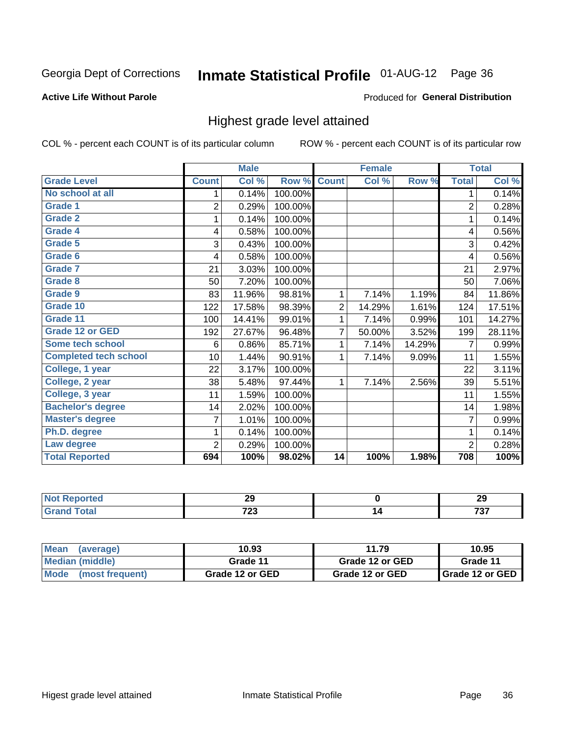Georgia Dept of Corrections **Inmate Statistical Profile** 01-AUG-12 Page 36

**Active Life Without Parole**

Produced for **General Distribution**

## Highest grade level attained

COL % - percent each COUNT is of its particular column

ROW % - percent each COUNT is of its particular row

| | Male | | | Female | | | Total | |
|---|---|---|---|---|---|---|---|---|
| **Grade Level** | **Count** | **Col %** | **Row %** | **Count** | **Col %** | **Row %** | **Total** | **Col %** |
| No school at all | 1 | 0.14% | 100.00% | | | | 1 | 0.14% |
| Grade 1 | 2 | 0.29% | 100.00% | | | | 2 | 0.28% |
| Grade 2 | 1 | 0.14% | 100.00% | | | | 1 | 0.14% |
| Grade 4 | 4 | 0.58% | 100.00% | | | | 4 | 0.56% |
| Grade 5 | 3 | 0.43% | 100.00% | | | | 3 | 0.42% |
| Grade 6 | 4 | 0.58% | 100.00% | | | | 4 | 0.56% |
| Grade 7 | 21 | 3.03% | 100.00% | | | | 21 | 2.97% |
| Grade 8 | 50 | 7.20% | 100.00% | | | | 50 | 7.06% |
| Grade 9 | 83 | 11.96% | 98.81% | 1 | 7.14% | 1.19% | 84 | 11.86% |
| Grade 10 | 122 | 17.58% | 98.39% | 2 | 14.29% | 1.61% | 124 | 17.51% |
| Grade 11 | 100 | 14.41% | 99.01% | 1 | 7.14% | 0.99% | 101 | 14.27% |
| Grade 12 or GED | 192 | 27.67% | 96.48% | 7 | 50.00% | 3.52% | 199 | 28.11% |
| Some tech school | 6 | 0.86% | 85.71% | 1 | 7.14% | 14.29% | 7 | 0.99% |
| Completed tech school | 10 | 1.44% | 90.91% | 1 | 7.14% | 9.09% | 11 | 1.55% |
| College, 1 year | 22 | 3.17% | 100.00% | | | | 22 | 3.11% |
| College, 2 year | 38 | 5.48% | 97.44% | 1 | 7.14% | 2.56% | 39 | 5.51% |
| College, 3 year | 11 | 1.59% | 100.00% | | | | 11 | 1.55% |
| Bachelor's degree | 14 | 2.02% | 100.00% | | | | 14 | 1.98% |
| Master's degree | 7 | 1.01% | 100.00% | | | | 7 | 0.99% |
| Ph.D. degree | 1 | 0.14% | 100.00% | | | | 1 | 0.14% |
| Law degree | 2 | 0.29% | 100.00% | | | | 2 | 0.28% |
| **Total Reported** | **694** | **100%** | **98.02%** | **14** | **100%** | **1.98%** | **708** | **100%** |

| | Male | Female | Total |
|---|---|---|---|
| Not Reported | 29 | 0 | 29 |
| Grand Total | 723 | 14 | 737 |

| | Male | Female | Total |
|---|---|---|---|
| Mean (average) | 10.93 | 11.79 | 10.95 |
| Median (middle) | Grade 11 | Grade 12 or GED | Grade 11 |
| Mode (most frequent) | Grade 12 or GED | Grade 12 or GED | Grade 12 or GED |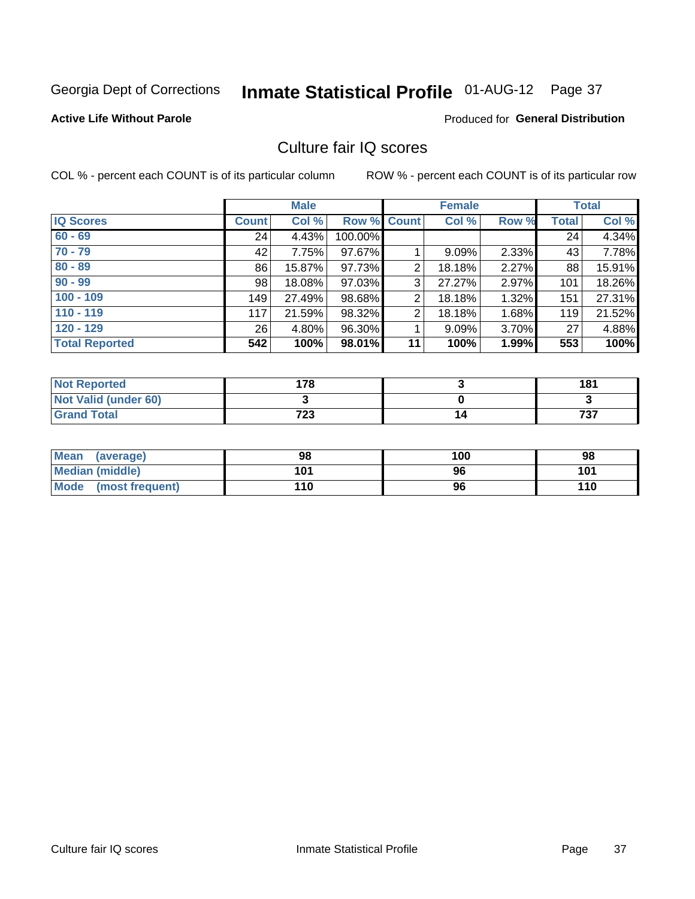Georgia Dept of Corrections **Inmate Statistical Profile** 01-AUG-12

**Active Life Without Parole**

Produced for **General Distribution**

## Culture fair IQ scores

COL % - percent each COUNT is of its particular column

ROW % - percent each COUNT is of its particular row

| | Male | | | Female | | | Total | |
|---|---|---|---|---|---|---|---|---|
| **IQ Scores** | **Count** | **Col %** | **Row %** | **Count** | **Col %** | **Row %** | **Total** | **Col %** |
| **60 - 69** | 24 | 4.43% | 100.00% | | | | 24 | 4.34% |
| **70 - 79** | 42 | 7.75% | 97.67% | 1 | 9.09% | 2.33% | 43 | 7.78% |
| **80 - 89** | 86 | 15.87% | 97.73% | 2 | 18.18% | 2.27% | 88 | 15.91% |
| **90 - 99** | 98 | 18.08% | 97.03% | 3 | 27.27% | 2.97% | 101 | 18.26% |
| **100 - 109** | 149 | 27.49% | 98.68% | 2 | 18.18% | 1.32% | 151 | 27.31% |
| **110 - 119** | 117 | 21.59% | 98.32% | 2 | 18.18% | 1.68% | 119 | 21.52% |
| **120 - 129** | 26 | 4.80% | 96.30% | 1 | 9.09% | 3.70% | 27 | 4.88% |
| **Total Reported** | **542** | **100%** | **98.01%** | **11** | **100%** | **1.99%** | **553** | **100%** |

| | Male | Female | Total |
|---|---|---|---|
| **Not Reported** | **178** | **3** | **181** |
| **Not Valid (under 60)** | **3** | **0** | **3** |
| **Grand Total** | **723** | **14** | **737** |

| | Male | Female | Total |
|---|---|---|---|
| **Mean (average)** | **98** | **100** | **98** |
| **Median (middle)** | **101** | **96** | **101** |
| **Mode (most frequent)** | **110** | **96** | **110** |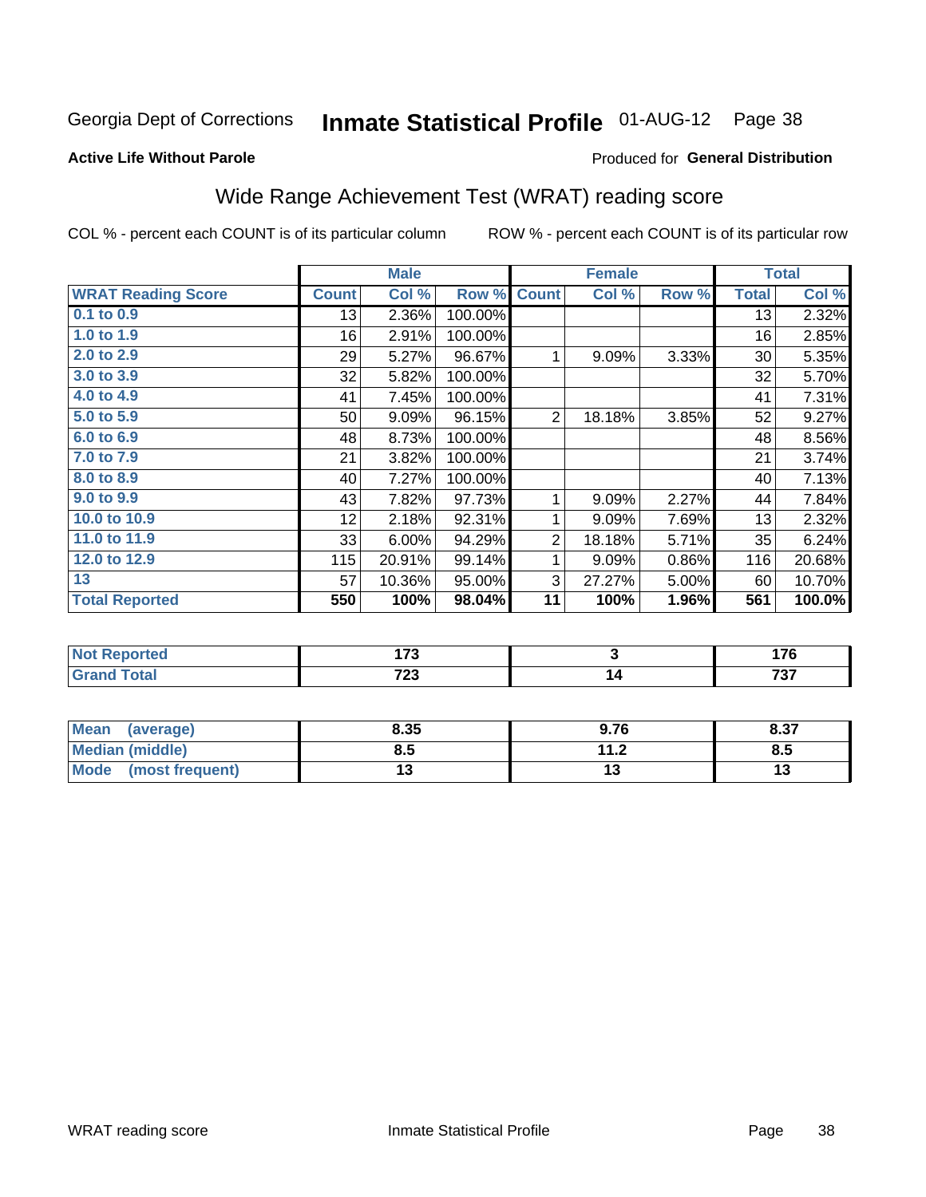Georgia Dept of Corrections **Inmate Statistical Profile** 01-AUG-12 Page 38

**Active Life Without Parole**

Produced for **General Distribution**

## Wide Range Achievement Test (WRAT) reading score

COL % - percent each COUNT is of its particular column ROW % - percent each COUNT is of its particular row

| | Male | | | Female | | | Total | |
|---|---|---|---|---|---|---|---|---|
| **WRAT Reading Score** | **Count** | **Col %** | **Row %** | **Count** | **Col %** | **Row %** | **Total** | **Col %** |
| **0.1 to 0.9** | 13 | 2.36% | 100.00% | | | | 13 | 2.32% |
| **1.0 to 1.9** | 16 | 2.91% | 100.00% | | | | 16 | 2.85% |
| **2.0 to 2.9** | 29 | 5.27% | 96.67% | 1 | 9.09% | 3.33% | 30 | 5.35% |
| **3.0 to 3.9** | 32 | 5.82% | 100.00% | | | | 32 | 5.70% |
| **4.0 to 4.9** | 41 | 7.45% | 100.00% | | | | 41 | 7.31% |
| **5.0 to 5.9** | 50 | 9.09% | 96.15% | 2 | 18.18% | 3.85% | 52 | 9.27% |
| **6.0 to 6.9** | 48 | 8.73% | 100.00% | | | | 48 | 8.56% |
| **7.0 to 7.9** | 21 | 3.82% | 100.00% | | | | 21 | 3.74% |
| **8.0 to 8.9** | 40 | 7.27% | 100.00% | | | | 40 | 7.13% |
| **9.0 to 9.9** | 43 | 7.82% | 97.73% | 1 | 9.09% | 2.27% | 44 | 7.84% |
| **10.0 to 10.9** | 12 | 2.18% | 92.31% | 1 | 9.09% | 7.69% | 13 | 2.32% |
| **11.0 to 11.9** | 33 | 6.00% | 94.29% | 2 | 18.18% | 5.71% | 35 | 6.24% |
| **12.0 to 12.9** | 115 | 20.91% | 99.14% | 1 | 9.09% | 0.86% | 116 | 20.68% |
| **13** | 57 | 10.36% | 95.00% | 3 | 27.27% | 5.00% | 60 | 10.70% |
| **Total Reported** | **550** | **100%** | **98.04%** | **11** | **100%** | **1.96%** | **561** | **100.0%** |

| | Male | Female | Total |
|---|---|---|---|
| **Not Reported** | **173** | **3** | **176** |
| **Grand Total** | **723** | **14** | **737** |

| | Male | Female | Total |
|---|---|---|---|
| **Mean (average)** | **8.35** | **9.76** | **8.37** |
| **Median (middle)** | **8.5** | **11.2** | **8.5** |
| **Mode (most frequent)** | **13** | **13** | **13** |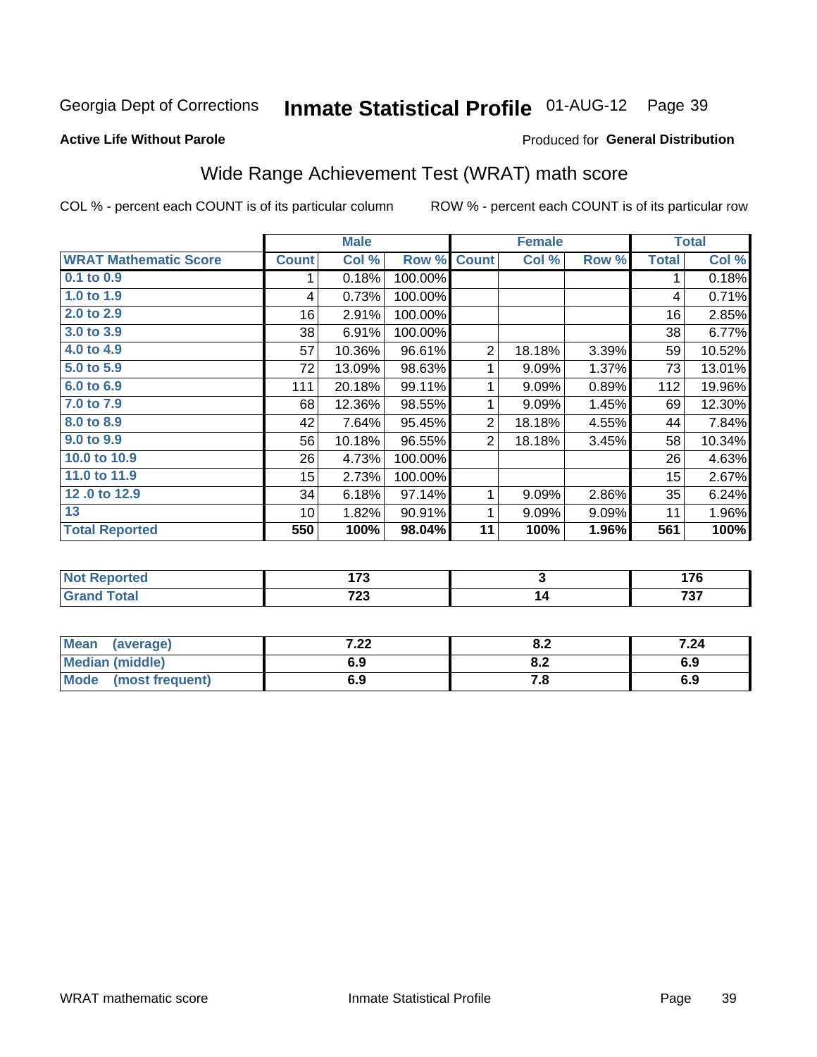Georgia Dept of Corrections **Inmate Statistical Profile** 01-AUG-12

**Active Life Without Parole**

Produced for **General Distribution**

## Wide Range Achievement Test (WRAT) math score

COL % - percent each COUNT is of its particular column    ROW % - percent each COUNT is of its particular row

| | Male | | | Female | | | Total | |
|---|---|---|---|---|---|---|---|---|
| **WRAT Mathematic Score** | **Count** | **Col %** | **Row %** | **Count** | **Col %** | **Row %** | **Total** | **Col %** |
| 0.1 to 0.9 | 1 | 0.18% | 100.00% | | | | 1 | 0.18% |
| 1.0 to 1.9 | 4 | 0.73% | 100.00% | | | | 4 | 0.71% |
| 2.0 to 2.9 | 16 | 2.91% | 100.00% | | | | 16 | 2.85% |
| 3.0 to 3.9 | 38 | 6.91% | 100.00% | | | | 38 | 6.77% |
| 4.0 to 4.9 | 57 | 10.36% | 96.61% | 2 | 18.18% | 3.39% | 59 | 10.52% |
| 5.0 to 5.9 | 72 | 13.09% | 98.63% | 1 | 9.09% | 1.37% | 73 | 13.01% |
| 6.0 to 6.9 | 111 | 20.18% | 99.11% | 1 | 9.09% | 0.89% | 112 | 19.96% |
| 7.0 to 7.9 | 68 | 12.36% | 98.55% | 1 | 9.09% | 1.45% | 69 | 12.30% |
| 8.0 to 8.9 | 42 | 7.64% | 95.45% | 2 | 18.18% | 4.55% | 44 | 7.84% |
| 9.0 to 9.9 | 56 | 10.18% | 96.55% | 2 | 18.18% | 3.45% | 58 | 10.34% |
| 10.0 to 10.9 | 26 | 4.73% | 100.00% | | | | 26 | 4.63% |
| 11.0 to 11.9 | 15 | 2.73% | 100.00% | | | | 15 | 2.67% |
| 12 .0 to 12.9 | 34 | 6.18% | 97.14% | 1 | 9.09% | 2.86% | 35 | 6.24% |
| 13 | 10 | 1.82% | 90.91% | 1 | 9.09% | 9.09% | 11 | 1.96% |
| **Total Reported** | **550** | **100%** | **98.04%** | **11** | **100%** | **1.96%** | **561** | **100%** |

| | Male | Female | Total |
|---|---|---|---|
| **Not Reported** | **173** | **3** | **176** |
| **Grand Total** | **723** | **14** | **737** |

| | Male | Female | Total |
|---|---|---|---|
| **Mean (average)** | **7.22** | **8.2** | **7.24** |
| **Median (middle)** | **6.9** | **8.2** | **6.9** |
| **Mode (most frequent)** | **6.9** | **7.8** | **6.9** |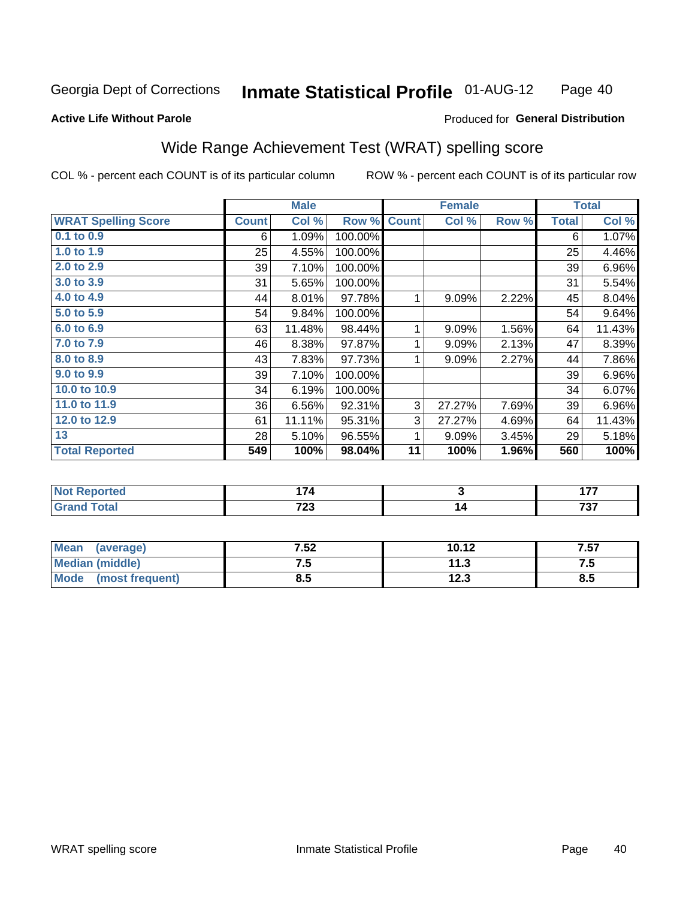Georgia Dept of Corrections **Inmate Statistical Profile** 01-AUG-12

**Active Life Without Parole**

Produced for **General Distribution**

## Wide Range Achievement Test (WRAT) spelling score

COL % - percent each COUNT is of its particular column ROW % - percent each COUNT is of its particular row

| | Male | | | Female | | | Total | |
|---|---|---|---|---|---|---|---|---|
| **WRAT Spelling Score** | **Count** | **Col %** | **Row %** | **Count** | **Col %** | **Row %** | **Total** | **Col %** |
| 0.1 to 0.9 | 6 | 1.09% | 100.00% | | | | 6 | 1.07% |
| 1.0 to 1.9 | 25 | 4.55% | 100.00% | | | | 25 | 4.46% |
| 2.0 to 2.9 | 39 | 7.10% | 100.00% | | | | 39 | 6.96% |
| 3.0 to 3.9 | 31 | 5.65% | 100.00% | | | | 31 | 5.54% |
| 4.0 to 4.9 | 44 | 8.01% | 97.78% | 1 | 9.09% | 2.22% | 45 | 8.04% |
| 5.0 to 5.9 | 54 | 9.84% | 100.00% | | | | 54 | 9.64% |
| 6.0 to 6.9 | 63 | 11.48% | 98.44% | 1 | 9.09% | 1.56% | 64 | 11.43% |
| 7.0 to 7.9 | 46 | 8.38% | 97.87% | 1 | 9.09% | 2.13% | 47 | 8.39% |
| 8.0 to 8.9 | 43 | 7.83% | 97.73% | 1 | 9.09% | 2.27% | 44 | 7.86% |
| 9.0 to 9.9 | 39 | 7.10% | 100.00% | | | | 39 | 6.96% |
| 10.0 to 10.9 | 34 | 6.19% | 100.00% | | | | 34 | 6.07% |
| 11.0 to 11.9 | 36 | 6.56% | 92.31% | 3 | 27.27% | 7.69% | 39 | 6.96% |
| 12.0 to 12.9 | 61 | 11.11% | 95.31% | 3 | 27.27% | 4.69% | 64 | 11.43% |
| 13 | 28 | 5.10% | 96.55% | 1 | 9.09% | 3.45% | 29 | 5.18% |
| **Total Reported** | **549** | **100%** | **98.04%** | **11** | **100%** | **1.96%** | **560** | **100%** |

| | Male | Female | Total |
|---|---|---|---|
| Not Reported | 174 | 3 | 177 |
| Grand Total | 723 | 14 | 737 |

| | Male | Female | Total |
|---|---|---|---|
| Mean (average) | 7.52 | 10.12 | 7.57 |
| Median (middle) | 7.5 | 11.3 | 7.5 |
| Mode (most frequent) | 8.5 | 12.3 | 8.5 |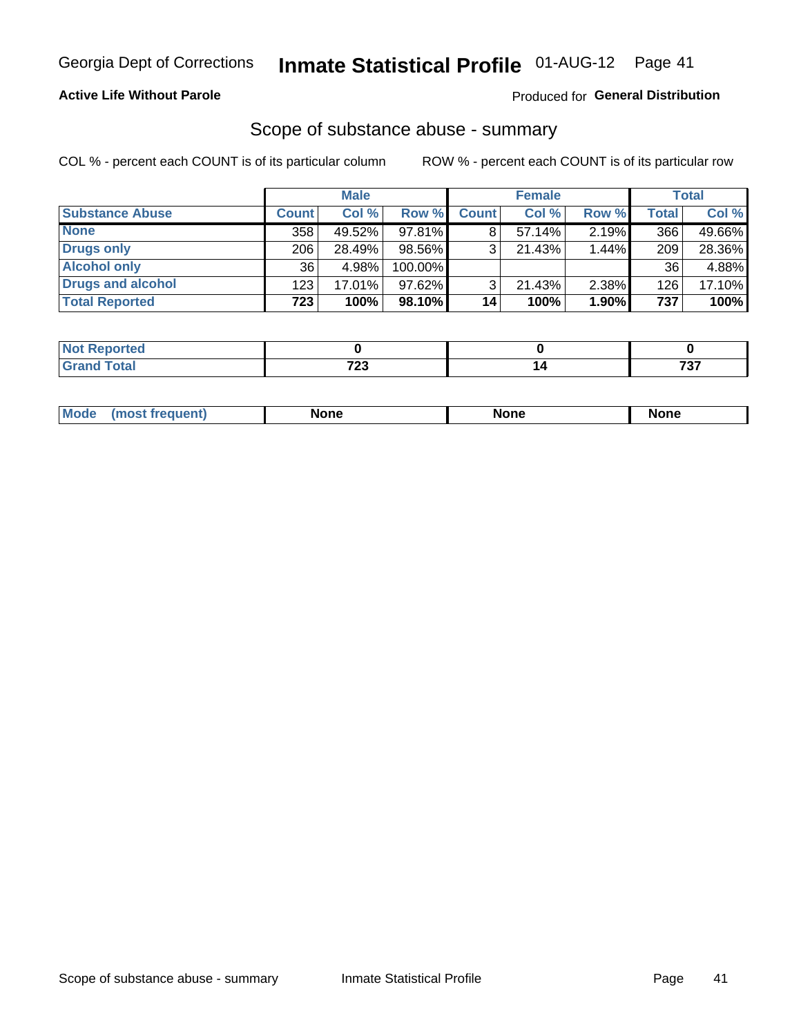Georgia Dept of Corrections **Inmate Statistical Profile** 01-AUG-12

**Active Life Without Parole**

Produced for **General Distribution**

## Scope of substance abuse - summary

COL % - percent each COUNT is of its particular column

ROW % - percent each COUNT is of its particular row

| | Male | | | Female | | | Total | |
|---|---|---|---|---|---|---|---|---|
| **Substance Abuse** | **Count** | **Col %** | **Row %** | **Count** | **Col %** | **Row %** | **Total** | **Col %** |
| **None** | 358 | 49.52% | 97.81% | 8 | 57.14% | 2.19% | 366 | 49.66% |
| **Drugs only** | 206 | 28.49% | 98.56% | 3 | 21.43% | 1.44% | 209 | 28.36% |
| **Alcohol only** | 36 | 4.98% | 100.00% | | | | 36 | 4.88% |
| **Drugs and alcohol** | 123 | 17.01% | 97.62% | 3 | 21.43% | 2.38% | 126 | 17.10% |
| **Total Reported** | **723** | **100%** | **98.10%** | **14** | **100%** | **1.90%** | **737** | **100%** |

| | Male | Female | Total |
|---|---|---|---|
| **Not Reported** | **0** | **0** | **0** |
| **Grand Total** | **723** | **14** | **737** |

| | Male | Female | Total |
|---|---|---|---|
| **Mode (most frequent)** | **None** | **None** | **None** |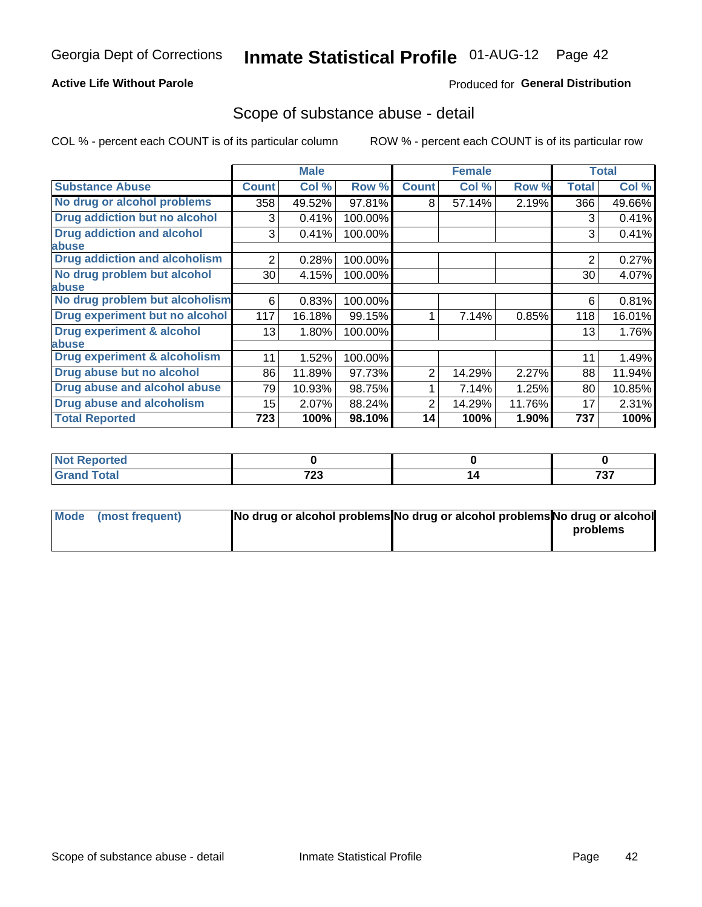Georgia Dept of Corrections **Inmate Statistical Profile** 01-AUG-12

**Active Life Without Parole**

Produced for **General Distribution**

## Scope of substance abuse - detail

COL % - percent each COUNT is of its particular column     ROW % - percent each COUNT is of its particular row

| | Male | | | Female | | | Total | |
|---|---|---|---|---|---|---|---|---|
| **Substance Abuse** | **Count** | **Col %** | **Row %** | **Count** | **Col %** | **Row %** | **Total** | **Col %** |
| **No drug or alcohol problems** | 358 | 49.52% | 97.81% | 8 | 57.14% | 2.19% | 366 | 49.66% |
| **Drug addiction but no alcohol** | 3 | 0.41% | 100.00% | | | | 3 | 0.41% |
| **Drug addiction and alcohol abuse** | 3 | 0.41% | 100.00% | | | | 3 | 0.41% |
| **Drug addiction and alcoholism** | 2 | 0.28% | 100.00% | | | | 2 | 0.27% |
| **No drug problem but alcohol abuse** | 30 | 4.15% | 100.00% | | | | 30 | 4.07% |
| **No drug problem but alcoholism** | 6 | 0.83% | 100.00% | | | | 6 | 0.81% |
| **Drug experiment but no alcohol** | 117 | 16.18% | 99.15% | 1 | 7.14% | 0.85% | 118 | 16.01% |
| **Drug experiment & alcohol abuse** | 13 | 1.80% | 100.00% | | | | 13 | 1.76% |
| **Drug experiment & alcoholism** | 11 | 1.52% | 100.00% | | | | 11 | 1.49% |
| **Drug abuse but no alcohol** | 86 | 11.89% | 97.73% | 2 | 14.29% | 2.27% | 88 | 11.94% |
| **Drug abuse and alcohol abuse** | 79 | 10.93% | 98.75% | 1 | 7.14% | 1.25% | 80 | 10.85% |
| **Drug abuse and alcoholism** | 15 | 2.07% | 88.24% | 2 | 14.29% | 11.76% | 17 | 2.31% |
| **Total Reported** | **723** | **100%** | **98.10%** | **14** | **100%** | **1.90%** | **737** | **100%** |

| | Male | Female | Total |
|---|---|---|---|
| **Not Reported** | **0** | **0** | **0** |
| **Grand Total** | **723** | **14** | **737** |

| | Male | Female | Total |
|---|---|---|---|
| **Mode (most frequent)** | **No drug or alcohol problems** | **No drug or alcohol problems** | **No drug or alcohol problems** |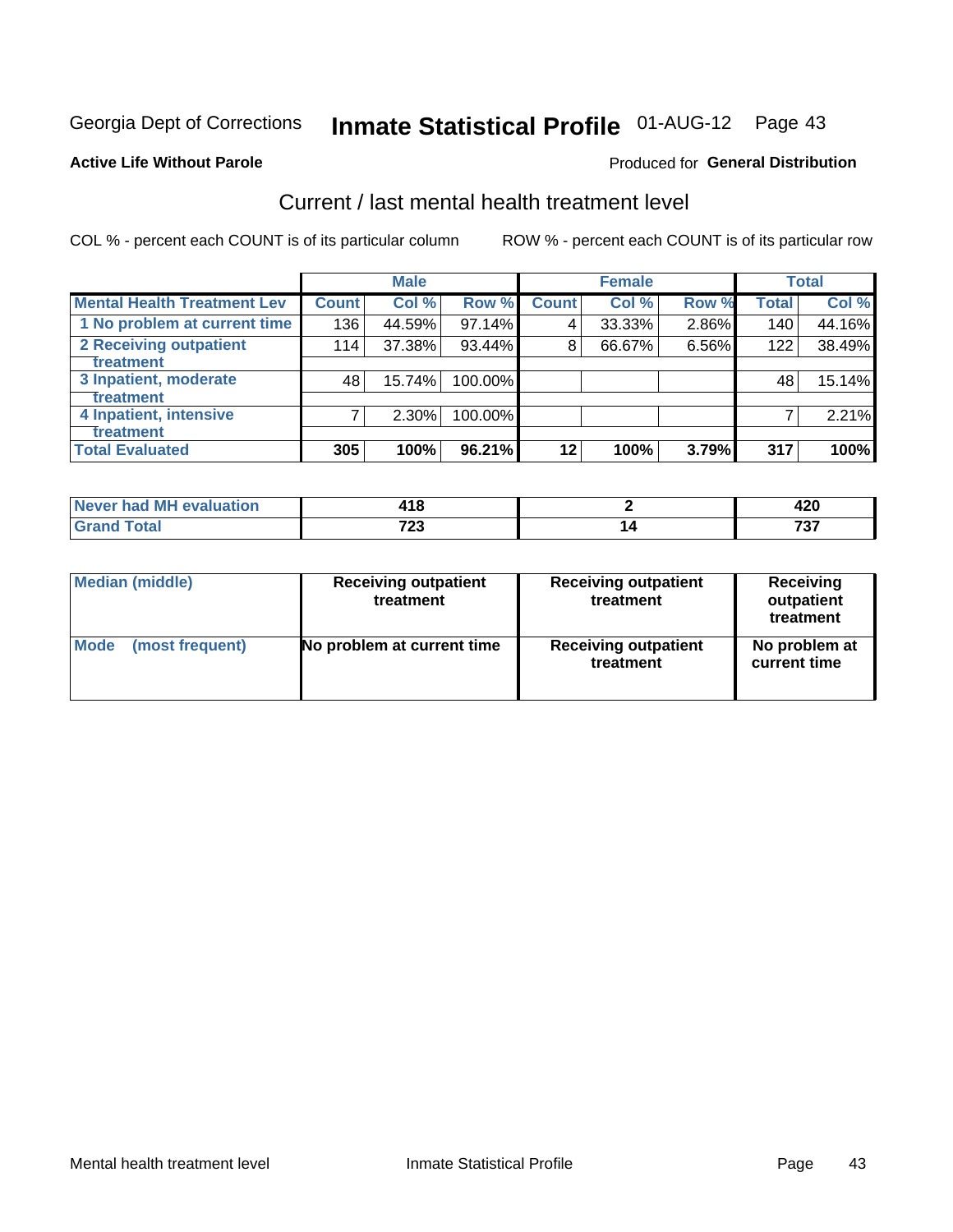Georgia Dept of Corrections **Inmate Statistical Profile** 01-AUG-12

**Active Life Without Parole**

Produced for **General Distribution**

## Current / last mental health treatment level

COL % - percent each COUNT is of its particular column    ROW % - percent each COUNT is of its particular row

| | Male | | | Female | | | Total | |
|---|---|---|---|---|---|---|---|---|
| **Mental Health Treatment Lev** | **Count** | **Col %** | **Row %** | **Count** | **Col %** | **Row %** | **Total** | **Col %** |
| 1 No problem at current time | 136 | 44.59% | 97.14% | 4 | 33.33% | 2.86% | 140 | 44.16% |
| 2 Receiving outpatient treatment | 114 | 37.38% | 93.44% | 8 | 66.67% | 6.56% | 122 | 38.49% |
| 3 Inpatient, moderate treatment | 48 | 15.74% | 100.00% | | | | 48 | 15.14% |
| 4 Inpatient, intensive treatment | 7 | 2.30% | 100.00% | | | | 7 | 2.21% |
| **Total Evaluated** | **305** | **100%** | **96.21%** | **12** | **100%** | **3.79%** | **317** | **100%** |

| | Male | Female | Total |
|---|---|---|---|
| **Never had MH evaluation** | **418** | **2** | **420** |
| **Grand Total** | **723** | **14** | **737** |

| | Male | Female | Total |
|---|---|---|---|
| **Median (middle)** | **Receiving outpatient treatment** | **Receiving outpatient treatment** | **Receiving outpatient treatment** |
| **Mode (most frequent)** | **No problem at current time** | **Receiving outpatient treatment** | **No problem at current time** |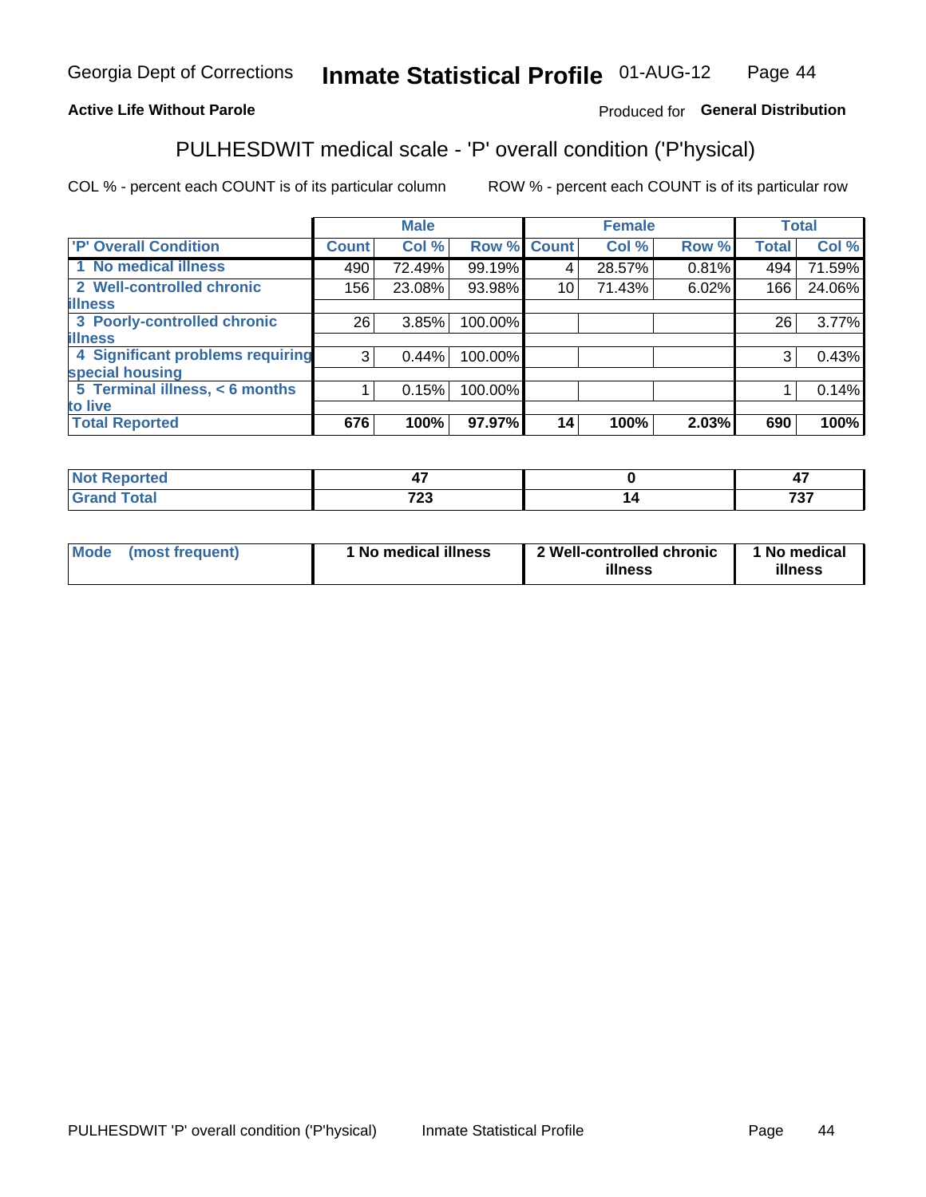Georgia Dept of Corrections **Inmate Statistical Profile** 01-AUG-12

**Active Life Without Parole**

Produced for **General Distribution**

## PULHESDWIT medical scale - 'P' overall condition ('P'hysical)

COL % - percent each COUNT is of its particular column    ROW % - percent each COUNT is of its particular row

| | Male | | | Female | | | Total | |
|---|---|---|---|---|---|---|---|---|
| 'P' Overall Condition | Count | Col % | Row % | Count | Col % | Row % | Total | Col % |
| 1 No medical illness | 490 | 72.49% | 99.19% | 4 | 28.57% | 0.81% | 494 | 71.59% |
| 2 Well-controlled chronic illness | 156 | 23.08% | 93.98% | 10 | 71.43% | 6.02% | 166 | 24.06% |
| 3 Poorly-controlled chronic illness | 26 | 3.85% | 100.00% | | | | 26 | 3.77% |
| 4 Significant problems requiring special housing | 3 | 0.44% | 100.00% | | | | 3 | 0.43% |
| 5 Terminal illness, < 6 months to live | 1 | 0.15% | 100.00% | | | | 1 | 0.14% |
| **Total Reported** | **676** | **100%** | **97.97%** | **14** | **100%** | **2.03%** | **690** | **100%** |

| | Male | Female | Total |
|---|---|---|---|
| Not Reported | 47 | 0 | 47 |
| Grand Total | 723 | 14 | 737 |

| | Male | Female | Total |
|---|---|---|---|
| Mode (most frequent) | 1 No medical illness | 2 Well-controlled chronic illness | 1 No medical illness |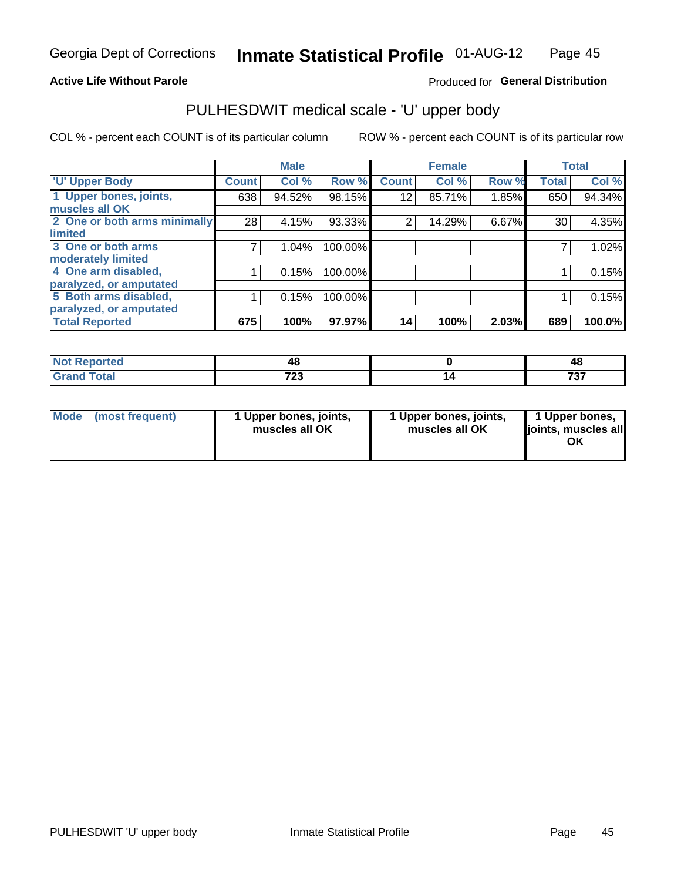Georgia Dept of Corrections **Inmate Statistical Profile** 01-AUG-12

**Active Life Without Parole**

Produced for **General Distribution**

## PULHESDWIT medical scale - 'U' upper body

COL % - percent each COUNT is of its particular column

ROW % - percent each COUNT is of its particular row

| 'U' Upper Body | Male | | | Female | | | Total | |
|---|---|---|---|---|---|---|---|---|
| | Count | Col % | Row % | Count | Col % | Row % | Total | Col % |
| 1 Upper bones, joints, muscles all OK | 638 | 94.52% | 98.15% | 12 | 85.71% | 1.85% | 650 | 94.34% |
| 2 One or both arms minimally limited | 28 | 4.15% | 93.33% | 2 | 14.29% | 6.67% | 30 | 4.35% |
| 3 One or both arms moderately limited | 7 | 1.04% | 100.00% | | | | 7 | 1.02% |
| 4 One arm disabled, paralyzed, or amputated | 1 | 0.15% | 100.00% | | | | 1 | 0.15% |
| 5 Both arms disabled, paralyzed, or amputated | 1 | 0.15% | 100.00% | | | | 1 | 0.15% |
| **Total Reported** | **675** | **100%** | **97.97%** | **14** | **100%** | **2.03%** | **689** | **100.0%** |

| | Male | Female | Total |
|---|---|---|---|
| Not Reported | 48 | 0 | 48 |
| Grand Total | 723 | 14 | 737 |

| | Male | Female | Total |
|---|---|---|---|
| Mode (most frequent) | 1 Upper bones, joints, muscles all OK | 1 Upper bones, joints, muscles all OK | 1 Upper bones, joints, muscles all OK |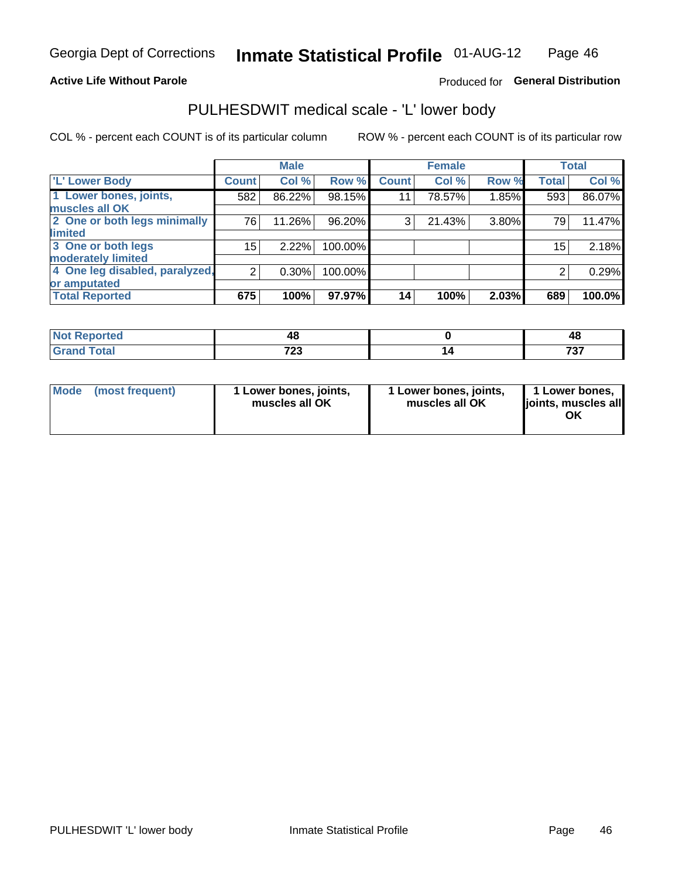Georgia Dept of Corrections **Inmate Statistical Profile** 01-AUG-12

**Active Life Without Parole**

Produced for **General Distribution**

## PULHESDWIT medical scale - 'L' lower body

COL % - percent each COUNT is of its particular column

ROW % - percent each COUNT is of its particular row

| | Male | | | Female | | | Total | |
|---|---|---|---|---|---|---|---|---|
| 'L' Lower Body | Count | Col % | Row % | Count | Col % | Row % | Total | Col % |
| 1 Lower bones, joints, muscles all OK | 582 | 86.22% | 98.15% | 11 | 78.57% | 1.85% | 593 | 86.07% |
| 2 One or both legs minimally limited | 76 | 11.26% | 96.20% | 3 | 21.43% | 3.80% | 79 | 11.47% |
| 3 One or both legs moderately limited | 15 | 2.22% | 100.00% | | | | 15 | 2.18% |
| 4 One leg disabled, paralyzed, or amputated | 2 | 0.30% | 100.00% | | | | 2 | 0.29% |
| **Total Reported** | **675** | **100%** | **97.97%** | **14** | **100%** | **2.03%** | **689** | **100.0%** |

| | Male | Female | Total |
|---|---|---|---|
| Not Reported | 48 | 0 | 48 |
| Grand Total | 723 | 14 | 737 |

| | Male | Female | Total |
|---|---|---|---|
| Mode (most frequent) | 1 Lower bones, joints, muscles all OK | 1 Lower bones, joints, muscles all OK | 1 Lower bones, joints, muscles all OK |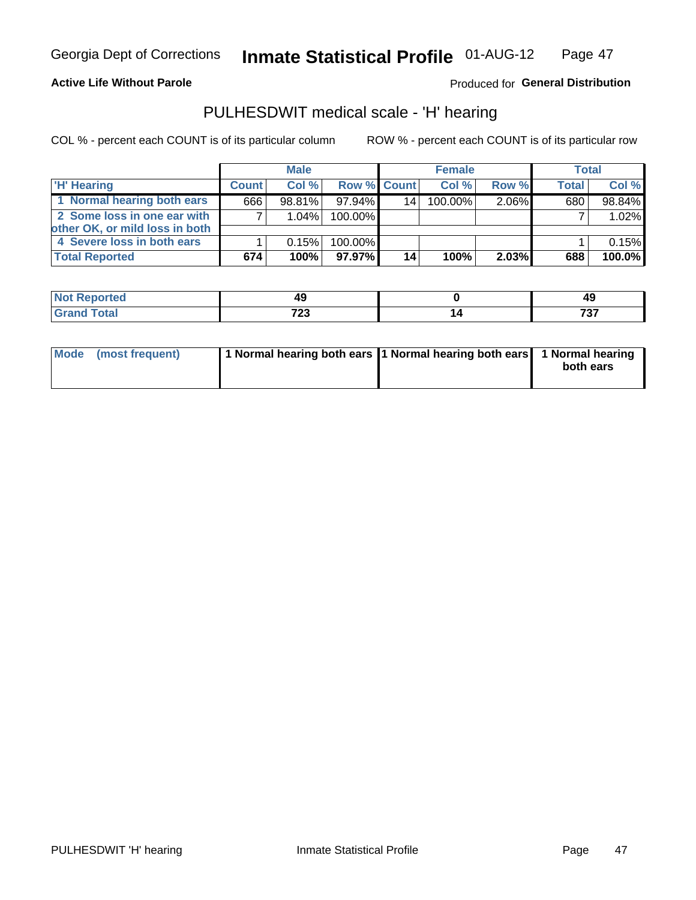Georgia Dept of Corrections **Inmate Statistical Profile** 01-AUG-12

**Active Life Without Parole**

Produced for **General Distribution**

## PULHESDWIT medical scale - 'H' hearing

COL % - percent each COUNT is of its particular column ROW % - percent each COUNT is of its particular row

| | Male | | | Female | | | Total | |
|---|---|---|---|---|---|---|---|---|
| 'H' Hearing | Count | Col % | Row % | Count | Col % | Row % | Total | Col % |
| 1 Normal hearing both ears | 666 | 98.81% | 97.94% | 14 | 100.00% | 2.06% | 680 | 98.84% |
| 2 Some loss in one ear with other OK, or mild loss in both | 7 | 1.04% | 100.00% | | | | 7 | 1.02% |
| 4 Severe loss in both ears | 1 | 0.15% | 100.00% | | | | 1 | 0.15% |
| **Total Reported** | **674** | **100%** | **97.97%** | **14** | **100%** | **2.03%** | **688** | **100.0%** |

| | Male | Female | Total |
|---|---|---|---|
| Not Reported | 49 | 0 | 49 |
| Grand Total | 723 | 14 | 737 |

| | Male | Female | Total |
|---|---|---|---|
| Mode (most frequent) | 1 Normal hearing both ears | 1 Normal hearing both ears | 1 Normal hearing both ears |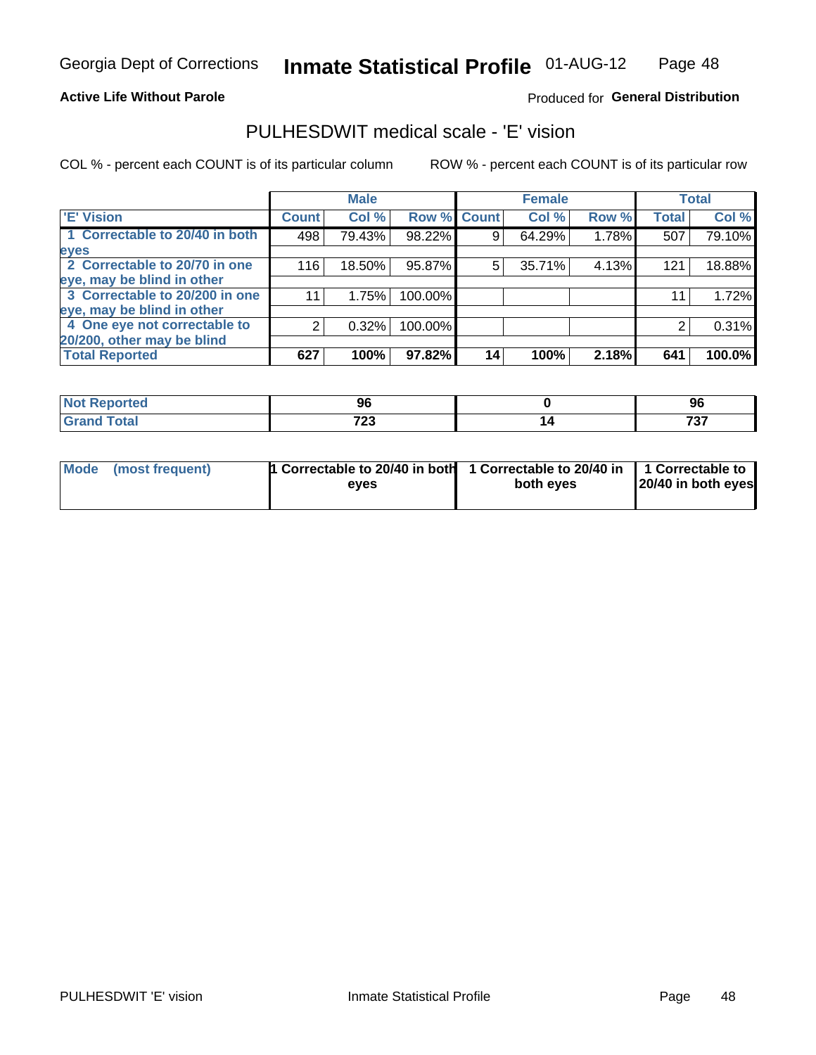Georgia Dept of Corrections **Inmate Statistical Profile** 01-AUG-12

**Active Life Without Parole**

Produced for **General Distribution**

## PULHESDWIT medical scale - 'E' vision

COL % - percent each COUNT is of its particular column

ROW % - percent each COUNT is of its particular row

| 'E' Vision | Male | | | Female | | | Total | |
|---|---|---|---|---|---|---|---|---|
| | Count | Col % | Row % | Count | Col % | Row % | Total | Col % |
| 1 Correctable to 20/40 in both eyes | 498 | 79.43% | 98.22% | 9 | 64.29% | 1.78% | 507 | 79.10% |
| 2 Correctable to 20/70 in one eye, may be blind in other | 116 | 18.50% | 95.87% | 5 | 35.71% | 4.13% | 121 | 18.88% |
| 3 Correctable to 20/200 in one eye, may be blind in other | 11 | 1.75% | 100.00% | | | | 11 | 1.72% |
| 4 One eye not correctable to 20/200, other may be blind | 2 | 0.32% | 100.00% | | | | 2 | 0.31% |
| **Total Reported** | **627** | **100%** | **97.82%** | **14** | **100%** | **2.18%** | **641** | **100.0%** |

| | Male | Female | Total |
|---|---|---|---|
| Not Reported | 96 | 0 | 96 |
| Grand Total | 723 | 14 | 737 |

| | Male | Female | Total |
|---|---|---|---|
| Mode (most frequent) | 1 Correctable to 20/40 in both eyes | 1 Correctable to 20/40 in both eyes | 1 Correctable to 20/40 in both eyes |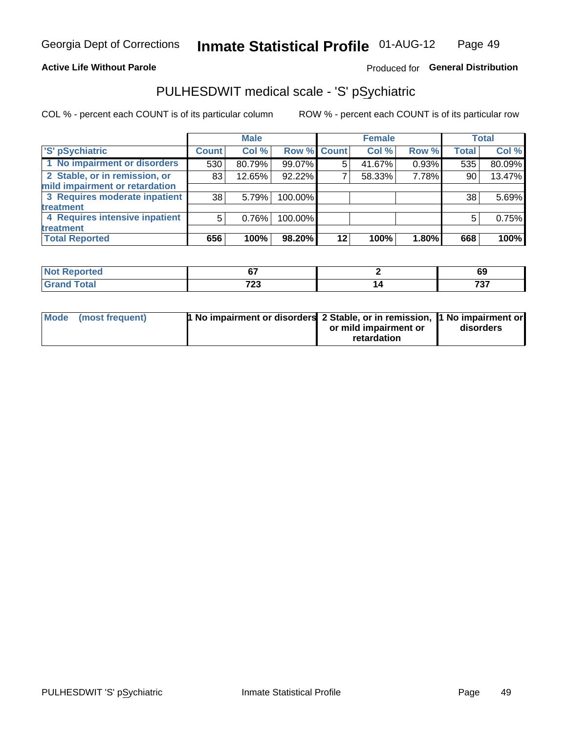Georgia Dept of Corrections **Inmate Statistical Profile** 01-AUG-12

**Active Life Without Parole** Produced for **General Distribution**

## PULHESDWIT medical scale - 'S' pSychiatric

COL % - percent each COUNT is of its particular column ROW % - percent each COUNT is of its particular row

| 'S' pSychiatric | Male | | | Female | | | Total | |
|---|---|---|---|---|---|---|---|---|
| | Count | Col % | Row % | Count | Col % | Row % | Total | Col % |
| 1 No impairment or disorders | 530 | 80.79% | 99.07% | 5 | 41.67% | 0.93% | 535 | 80.09% |
| 2 Stable, or in remission, or mild impairment or retardation | 83 | 12.65% | 92.22% | 7 | 58.33% | 7.78% | 90 | 13.47% |
| 3 Requires moderate inpatient treatment | 38 | 5.79% | 100.00% | | | | 38 | 5.69% |
| 4 Requires intensive inpatient treatment | 5 | 0.76% | 100.00% | | | | 5 | 0.75% |
| **Total Reported** | **656** | **100%** | **98.20%** | **12** | **100%** | **1.80%** | **668** | **100%** |

| | Male | Female | Total |
|---|---|---|---|
| Not Reported | 67 | 2 | 69 |
| Grand Total | 723 | 14 | 737 |

| | Male | Female | Total |
|---|---|---|---|
| Mode (most frequent) | 1 No impairment or disorders | 2 Stable, or in remission, or mild impairment or retardation | 1 No impairment or disorders |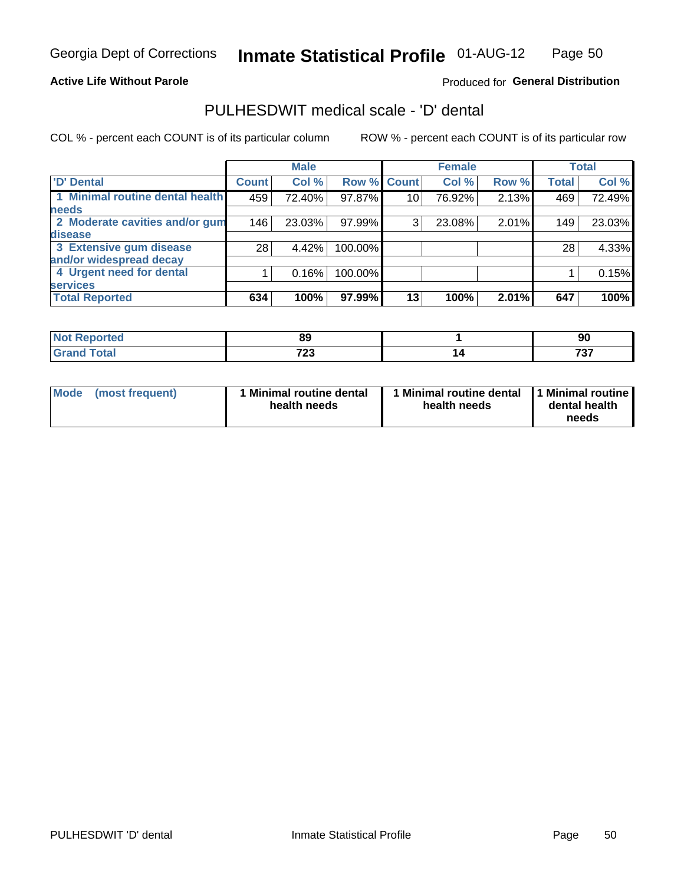Georgia Dept of Corrections **Inmate Statistical Profile** 01-AUG-12

**Active Life Without Parole**

Produced for **General Distribution**

## PULHESDWIT medical scale - 'D' dental

COL % - percent each COUNT is of its particular column

ROW % - percent each COUNT is of its particular row

| | Male | | | Female | | | Total | |
|---|---|---|---|---|---|---|---|---|
| 'D' Dental | Count | Col % | Row % | Count | Col % | Row % | Total | Col % |
| 1 Minimal routine dental health needs | 459 | 72.40% | 97.87% | 10 | 76.92% | 2.13% | 469 | 72.49% |
| 2 Moderate cavities and/or gum disease | 146 | 23.03% | 97.99% | 3 | 23.08% | 2.01% | 149 | 23.03% |
| 3 Extensive gum disease and/or widespread decay | 28 | 4.42% | 100.00% | | | | 28 | 4.33% |
| 4 Urgent need for dental services | 1 | 0.16% | 100.00% | | | | 1 | 0.15% |
| **Total Reported** | **634** | **100%** | **97.99%** | **13** | **100%** | **2.01%** | **647** | **100%** |

| | Male | Female | Total |
|---|---|---|---|
| Not Reported | **89** | **1** | **90** |
| Grand Total | **723** | **14** | **737** |

| | Male | Female | Total |
|---|---|---|---|
| Mode (most frequent) | **1 Minimal routine dental health needs** | **1 Minimal routine dental health needs** | **1 Minimal routine dental health needs** |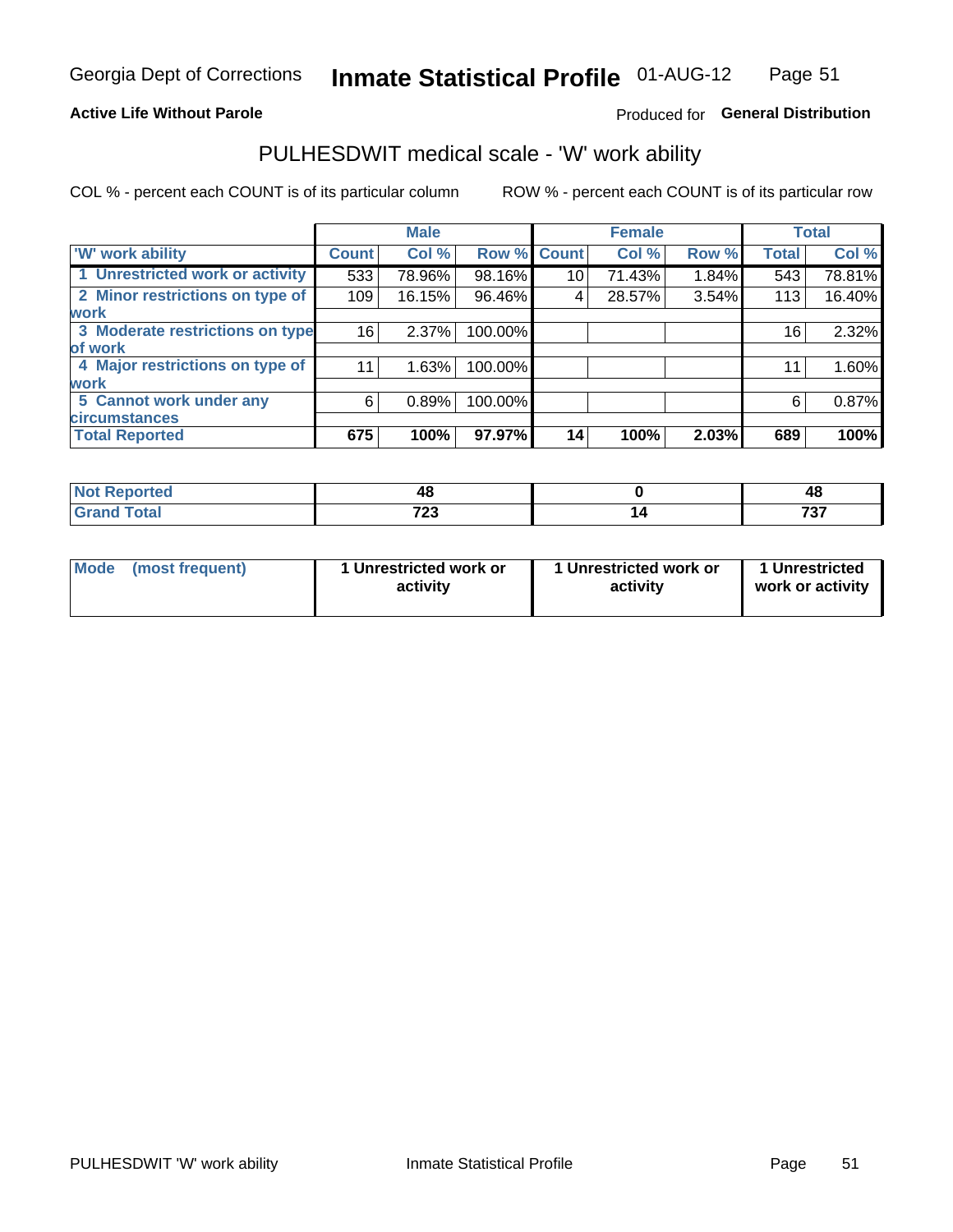Georgia Dept of Corrections **Inmate Statistical Profile** 01-AUG-12

**Active Life Without Parole**

Produced for **General Distribution**

## PULHESDWIT medical scale - 'W' work ability

COL % - percent each COUNT is of its particular column

ROW % - percent each COUNT is of its particular row

| | Male | | | Female | | | Total | |
|---|---|---|---|---|---|---|---|---|
| **'W' work ability** | **Count** | **Col %** | **Row %** | **Count** | **Col %** | **Row %** | **Total** | **Col %** |
| **1 Unrestricted work or activity** | 533 | 78.96% | 98.16% | 10 | 71.43% | 1.84% | 543 | 78.81% |
| **2 Minor restrictions on type of work** | 109 | 16.15% | 96.46% | 4 | 28.57% | 3.54% | 113 | 16.40% |
| **3 Moderate restrictions on type of work** | 16 | 2.37% | 100.00% | | | | 16 | 2.32% |
| **4 Major restrictions on type of work** | 11 | 1.63% | 100.00% | | | | 11 | 1.60% |
| **5 Cannot work under any circumstances** | 6 | 0.89% | 100.00% | | | | 6 | 0.87% |
| **Total Reported** | **675** | **100%** | **97.97%** | **14** | **100%** | **2.03%** | **689** | **100%** |

| | Male | Female | Total |
|---|---|---|---|
| **Not Reported** | **48** | **0** | **48** |
| **Grand Total** | **723** | **14** | **737** |

| | Male | Female | Total |
|---|---|---|---|
| **Mode (most frequent)** | **1 Unrestricted work or activity** | **1 Unrestricted work or activity** | **1 Unrestricted work or activity** |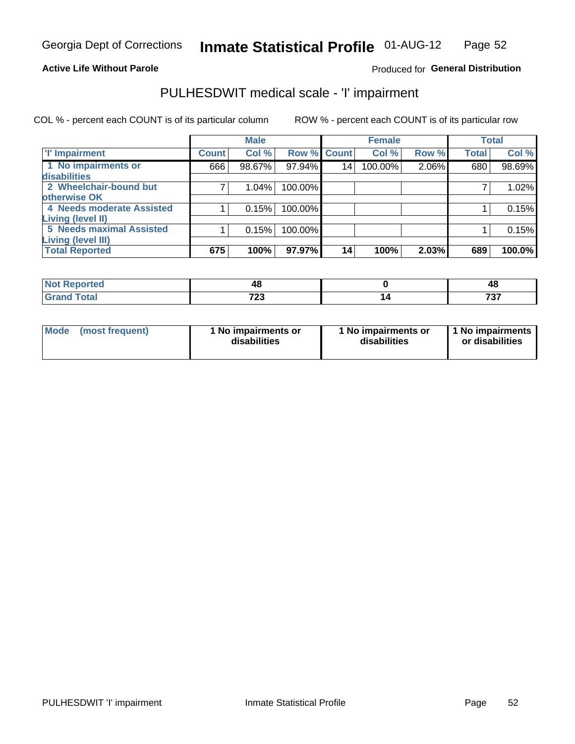Georgia Dept of Corrections **Inmate Statistical Profile** 01-AUG-12

**Active Life Without Parole**

Produced for **General Distribution**

## PULHESDWIT medical scale - 'I' impairment

COL % - percent each COUNT is of its particular column ROW % - percent each COUNT is of its particular row

| | Male | | | Female | | | Total | |
|---|---|---|---|---|---|---|---|---|
| **'I' Impairment** | **Count** | **Col %** | **Row %** | **Count** | **Col %** | **Row %** | **Total** | **Col %** |
| **1 No impairments or disabilities** | 666 | 98.67% | 97.94% | 14 | 100.00% | 2.06% | 680 | 98.69% |
| **2 Wheelchair-bound but otherwise OK** | 7 | 1.04% | 100.00% | | | | 7 | 1.02% |
| **4 Needs moderate Assisted Living (level II)** | 1 | 0.15% | 100.00% | | | | 1 | 0.15% |
| **5 Needs maximal Assisted Living (level III)** | 1 | 0.15% | 100.00% | | | | 1 | 0.15% |
| **Total Reported** | **675** | **100%** | **97.97%** | **14** | **100%** | **2.03%** | **689** | **100.0%** |

| | Male | Female | Total |
|---|---|---|---|
| **Not Reported** | **48** | **0** | **48** |
| **Grand Total** | **723** | **14** | **737** |

| | Male | Female | Total |
|---|---|---|---|
| **Mode (most frequent)** | **1 No impairments or disabilities** | **1 No impairments or disabilities** | **1 No impairments or disabilities** |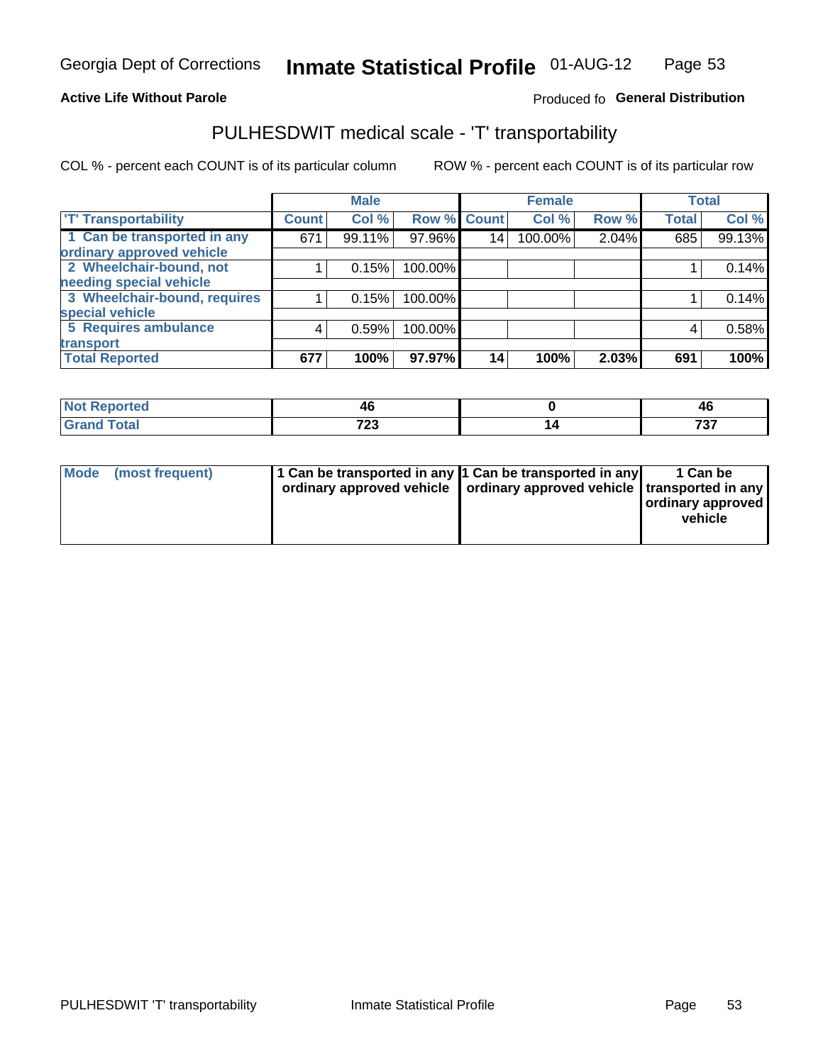Georgia Dept of Corrections **Inmate Statistical Profile** 01-AUG-12

**Active Life Without Parole**

Produced fo **General Distribution**

## PULHESDWIT medical scale - 'T' transportability

COL % - percent each COUNT is of its particular column

ROW % - percent each COUNT is of its particular row

| | Male | | | Female | | | Total | |
|---|---|---|---|---|---|---|---|---|
| 'T' Transportability | Count | Col % | Row % | Count | Col % | Row % | Total | Col % |
| 1 Can be transported in any ordinary approved vehicle | 671 | 99.11% | 97.96% | 14 | 100.00% | 2.04% | 685 | 99.13% |
| 2 Wheelchair-bound, not needing special vehicle | 1 | 0.15% | 100.00% | | | | 1 | 0.14% |
| 3 Wheelchair-bound, requires special vehicle | 1 | 0.15% | 100.00% | | | | 1 | 0.14% |
| 5 Requires ambulance transport | 4 | 0.59% | 100.00% | | | | 4 | 0.58% |
| **Total Reported** | **677** | **100%** | **97.97%** | **14** | **100%** | **2.03%** | **691** | **100%** |

| | Male | Female | Total |
|---|---|---|---|
| Not Reported | 46 | 0 | 46 |
| Grand Total | 723 | 14 | 737 |

| | Male | Female | Total |
|---|---|---|---|
| Mode (most frequent) | 1 Can be transported in any ordinary approved vehicle | 1 Can be transported in any ordinary approved vehicle | 1 Can be transported in any ordinary approved vehicle |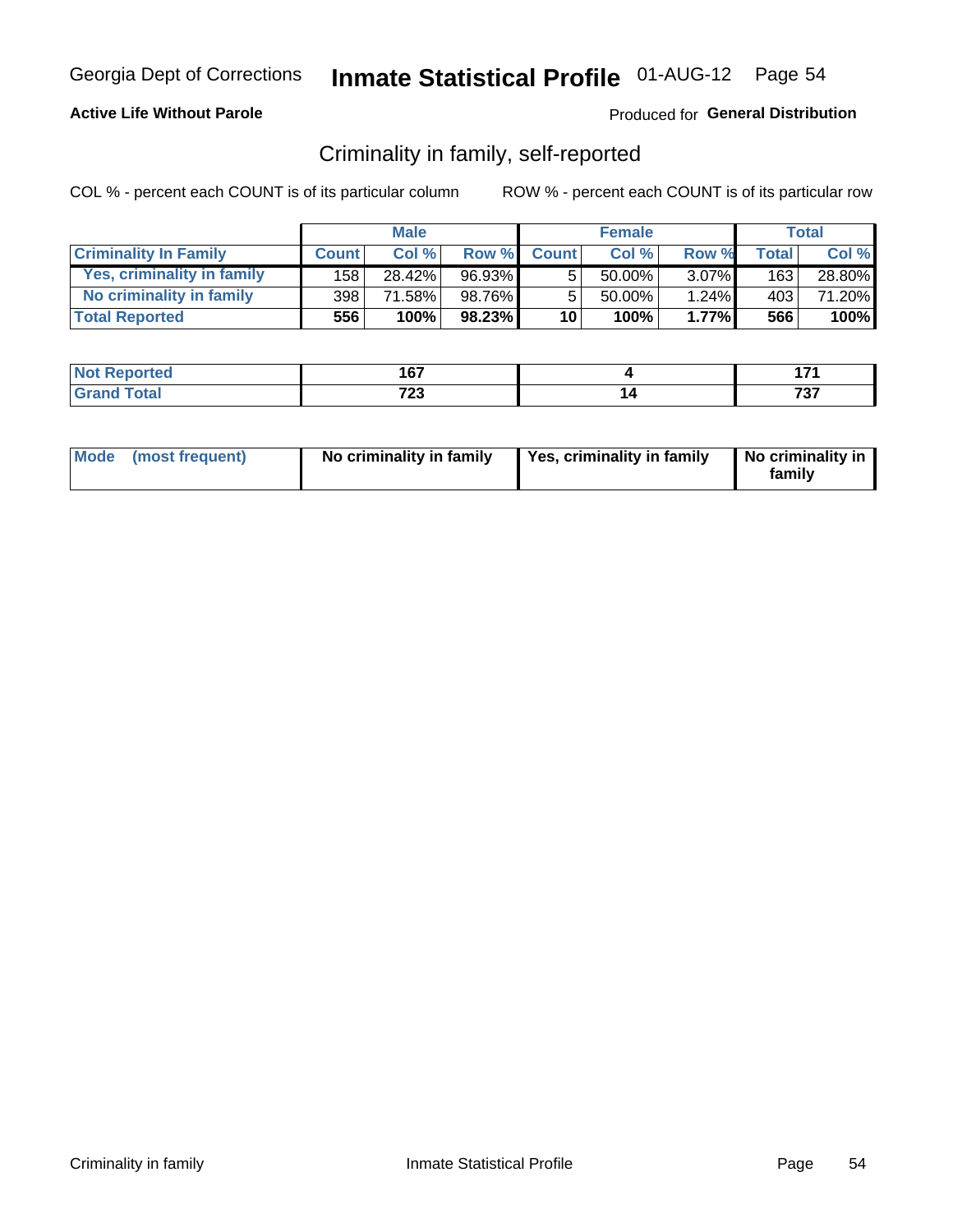Georgia Dept of Corrections **Inmate Statistical Profile** 01-AUG-12 Page 54

**Active Life Without Parole**

Produced for **General Distribution**

## Criminality in family, self-reported

COL % - percent each COUNT is of its particular column    ROW % - percent each COUNT is of its particular row

| | Male | | | Female | | | Total | |
|---|---|---|---|---|---|---|---|---|
| **Criminality In Family** | **Count** | **Col %** | **Row %** | **Count** | **Col %** | **Row %** | **Total** | **Col %** |
| Yes, criminality in family | 158 | 28.42% | 96.93% | 5 | 50.00% | 3.07% | 163 | 28.80% |
| No criminality in family | 398 | 71.58% | 98.76% | 5 | 50.00% | 1.24% | 403 | 71.20% |
| **Total Reported** | **556** | **100%** | **98.23%** | **10** | **100%** | **1.77%** | **566** | **100%** |

| | Male | Female | Total |
|---|---|---|---|
| **Not Reported** | **167** | **4** | **171** |
| **Grand Total** | **723** | **14** | **737** |

| | Male | Female | Total |
|---|---|---|---|
| **Mode (most frequent)** | **No criminality in family** | **Yes, criminality in family** | **No criminality in family** |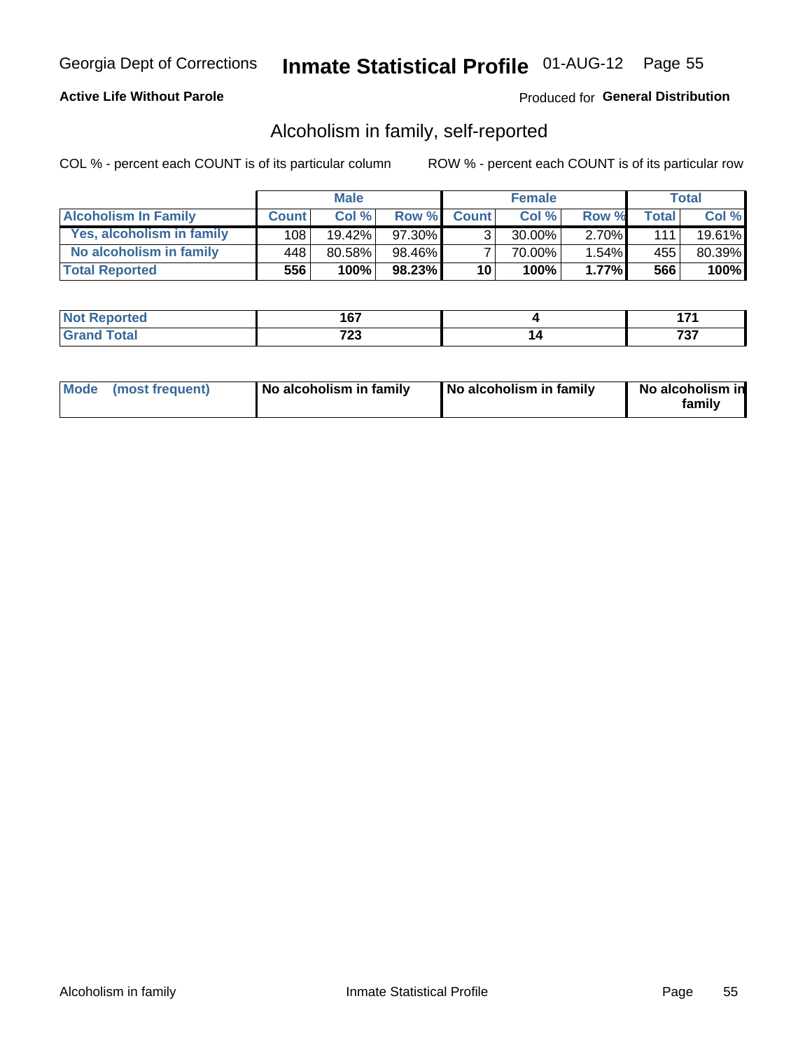Georgia Dept of Corrections **Inmate Statistical Profile** 01-AUG-12

**Active Life Without Parole**

Produced for **General Distribution**

## Alcoholism in family, self-reported

COL % - percent each COUNT is of its particular column

ROW % - percent each COUNT is of its particular row

| | Male | | | Female | | | Total | |
|---|---|---|---|---|---|---|---|---|
| **Alcoholism In Family** | **Count** | **Col %** | **Row %** | **Count** | **Col %** | **Row %** | **Total** | **Col %** |
| **Yes, alcoholism in family** | 108 | 19.42% | 97.30% | 3 | 30.00% | 2.70% | 111 | 19.61% |
| **No alcoholism in family** | 448 | 80.58% | 98.46% | 7 | 70.00% | 1.54% | 455 | 80.39% |
| **Total Reported** | **556** | **100%** | **98.23%** | **10** | **100%** | **1.77%** | **566** | **100%** |

| | Male | Female | Total |
|---|---|---|---|
| **Not Reported** | **167** | **4** | **171** |
| **Grand Total** | **723** | **14** | **737** |

| | Male | Female | Total |
|---|---|---|---|
| **Mode (most frequent)** | **No alcoholism in family** | **No alcoholism in family** | **No alcoholism in family** |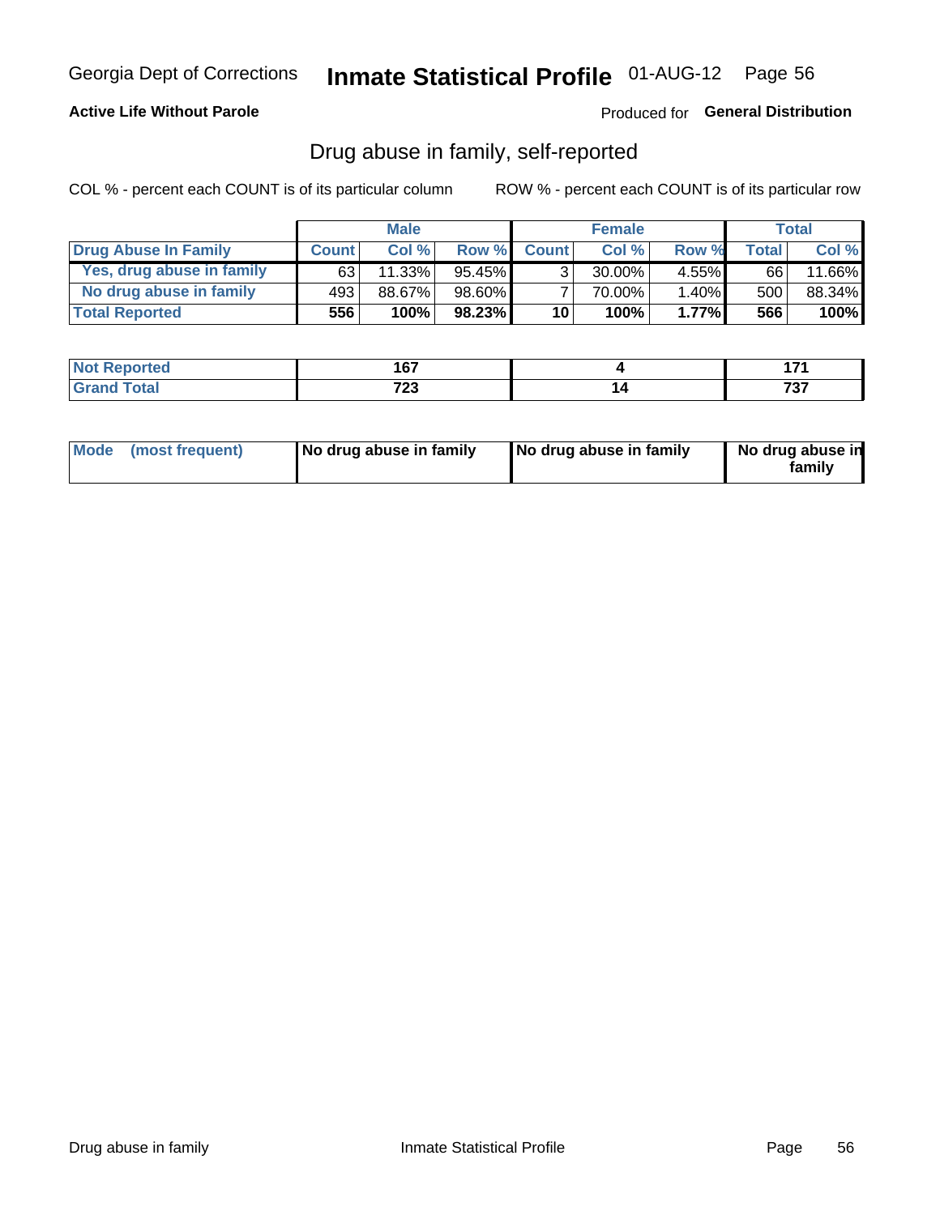Georgia Dept of Corrections **Inmate Statistical Profile** 01-AUG-12

**Active Life Without Parole**

Produced for **General Distribution**

## Drug abuse in family, self-reported

COL % - percent each COUNT is of its particular column     ROW % - percent each COUNT is of its particular row

| | Male | | | Female | | | Total | |
|---|---|---|---|---|---|---|---|---|
| **Drug Abuse In Family** | **Count** | **Col %** | **Row %** | **Count** | **Col %** | **Row %** | **Total** | **Col %** |
| **Yes, drug abuse in family** | 63 | 11.33% | 95.45% | 3 | 30.00% | 4.55% | 66 | 11.66% |
| **No drug abuse in family** | 493 | 88.67% | 98.60% | 7 | 70.00% | 1.40% | 500 | 88.34% |
| **Total Reported** | **556** | **100%** | **98.23%** | **10** | **100%** | **1.77%** | **566** | **100%** |

| | Male | Female | Total |
|---|---|---|---|
| **Not Reported** | **167** | **4** | **171** |
| **Grand Total** | **723** | **14** | **737** |

| | Male | Female | Total |
|---|---|---|---|
| **Mode (most frequent)** | **No drug abuse in family** | **No drug abuse in family** | **No drug abuse in family** |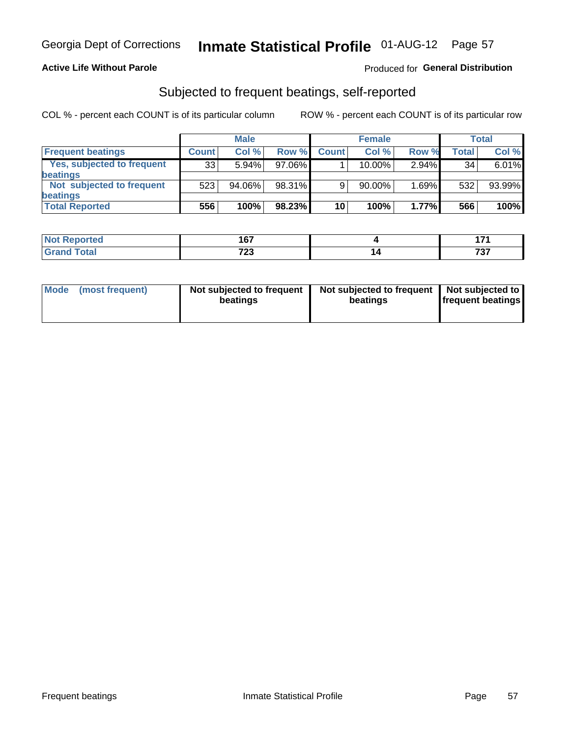Georgia Dept of Corrections **Inmate Statistical Profile** 01-AUG-12

**Active Life Without Parole**

Produced for **General Distribution**

## Subjected to frequent beatings, self-reported

COL % - percent each COUNT is of its particular column

ROW % - percent each COUNT is of its particular row

| | Male | | | Female | | | Total | |
|---|---|---|---|---|---|---|---|---|
| **Frequent beatings** | **Count** | **Col %** | **Row %** | **Count** | **Col %** | **Row %** | **Total** | **Col %** |
| Yes, subjected to frequent beatings | 33 | 5.94% | 97.06% | 1 | 10.00% | 2.94% | 34 | 6.01% |
| Not subjected to frequent beatings | 523 | 94.06% | 98.31% | 9 | 90.00% | 1.69% | 532 | 93.99% |
| **Total Reported** | **556** | **100%** | **98.23%** | **10** | **100%** | **1.77%** | **566** | **100%** |

| | Male | Female | Total |
|---|---|---|---|
| **Not Reported** | **167** | **4** | **171** |
| **Grand Total** | **723** | **14** | **737** |

| | Male | Female | Total |
|---|---|---|---|
| **Mode (most frequent)** | **Not subjected to frequent beatings** | **Not subjected to frequent beatings** | **Not subjected to frequent beatings** |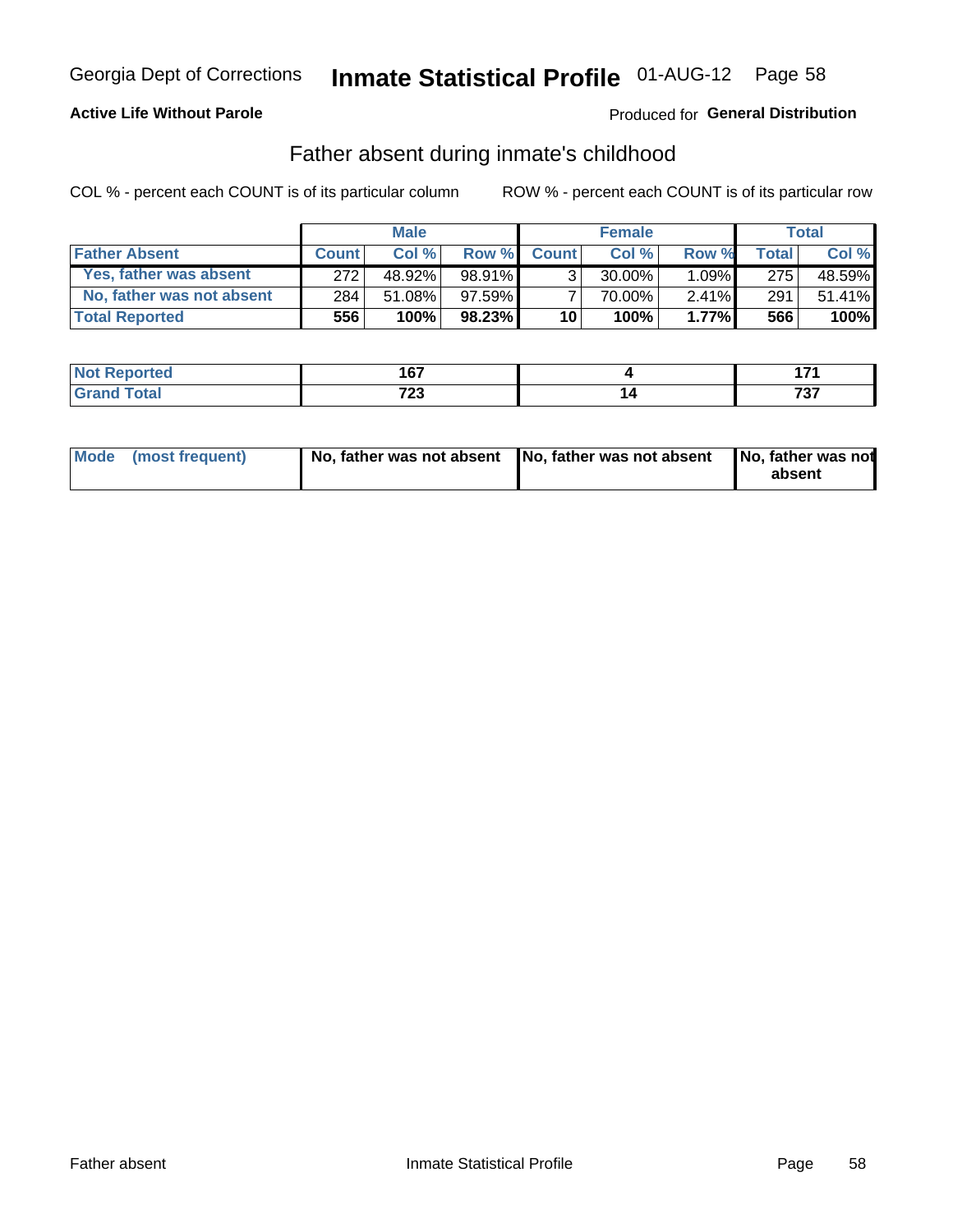Georgia Dept of Corrections **Inmate Statistical Profile** 01-AUG-12

**Active Life Without Parole**

Produced for **General Distribution**

## Father absent during inmate's childhood

COL % - percent each COUNT is of its particular column ROW % - percent each COUNT is of its particular row

| | Male | | | Female | | | Total | |
|---|---|---|---|---|---|---|---|---|
| **Father Absent** | **Count** | **Col %** | **Row %** | **Count** | **Col %** | **Row %** | **Total** | **Col %** |
| **Yes, father was absent** | 272 | 48.92% | 98.91% | 3 | 30.00% | 1.09% | 275 | 48.59% |
| **No, father was not absent** | 284 | 51.08% | 97.59% | 7 | 70.00% | 2.41% | 291 | 51.41% |
| **Total Reported** | **556** | **100%** | **98.23%** | **10** | **100%** | **1.77%** | **566** | **100%** |

| | Male | Female | Total |
|---|---|---|---|
| **Not Reported** | **167** | **4** | **171** |
| **Grand Total** | **723** | **14** | **737** |

| | Male | Female | Total |
|---|---|---|---|
| **Mode (most frequent)** | **No, father was not absent** | **No, father was not absent** | **No, father was not absent** |

Father absent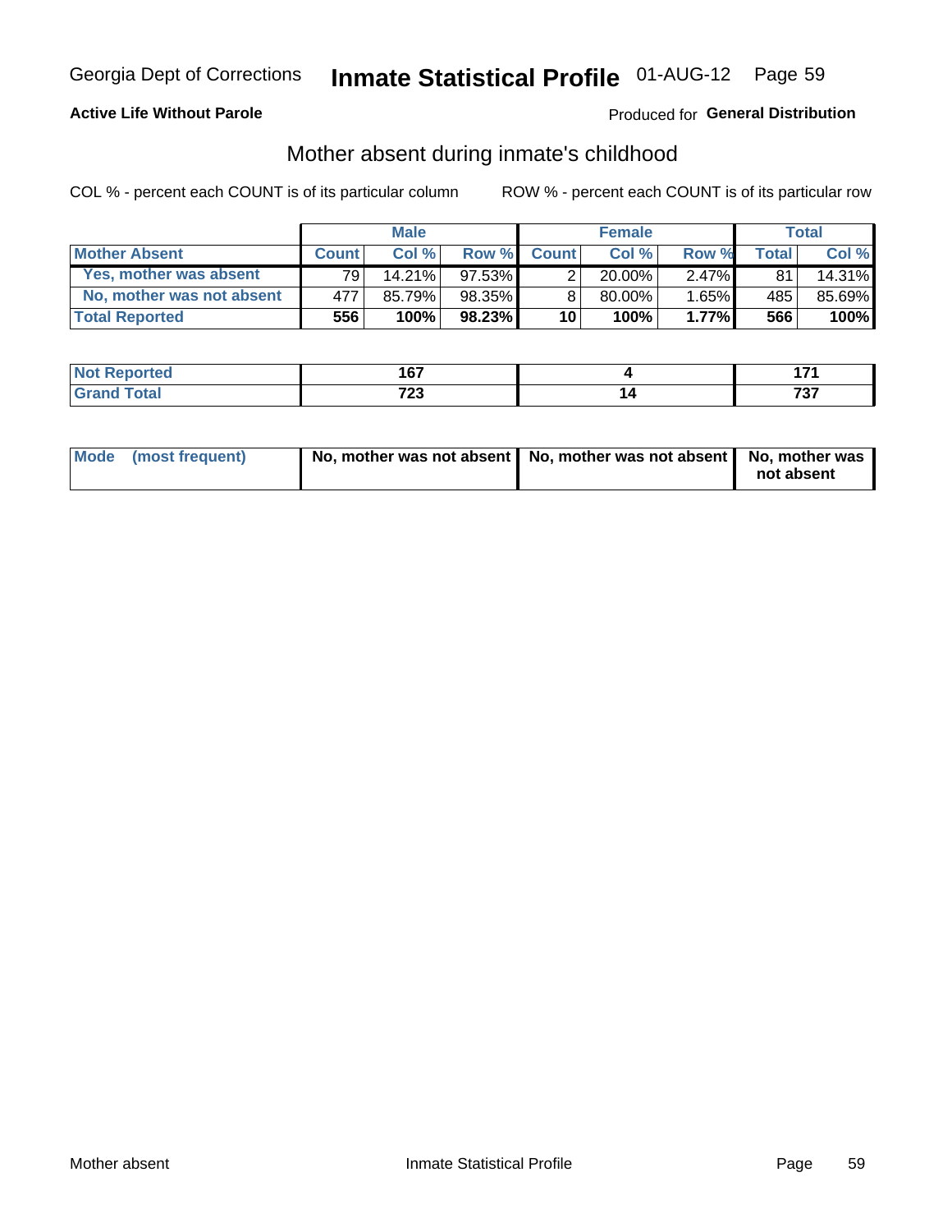Georgia Dept of Corrections **Inmate Statistical Profile** 01-AUG-12

**Active Life Without Parole**

Produced for **General Distribution**

## Mother absent during inmate's childhood

COL % - percent each COUNT is of its particular column

ROW % - percent each COUNT is of its particular row

| | Male | | | Female | | | Total | |
|---|---|---|---|---|---|---|---|---|
| **Mother Absent** | **Count** | **Col %** | **Row %** | **Count** | **Col %** | **Row %** | **Total** | **Col %** |
| **Yes, mother was absent** | 79 | 14.21% | 97.53% | 2 | 20.00% | 2.47% | 81 | 14.31% |
| **No, mother was not absent** | 477 | 85.79% | 98.35% | 8 | 80.00% | 1.65% | 485 | 85.69% |
| **Total Reported** | **556** | **100%** | **98.23%** | **10** | **100%** | **1.77%** | **566** | **100%** |

| | Male | Female | Total |
|---|---|---|---|
| **Not Reported** | **167** | **4** | **171** |
| **Grand Total** | **723** | **14** | **737** |

| | Male | Female | Total |
|---|---|---|---|
| **Mode (most frequent)** | **No, mother was not absent** | **No, mother was not absent** | **No, mother was not absent** |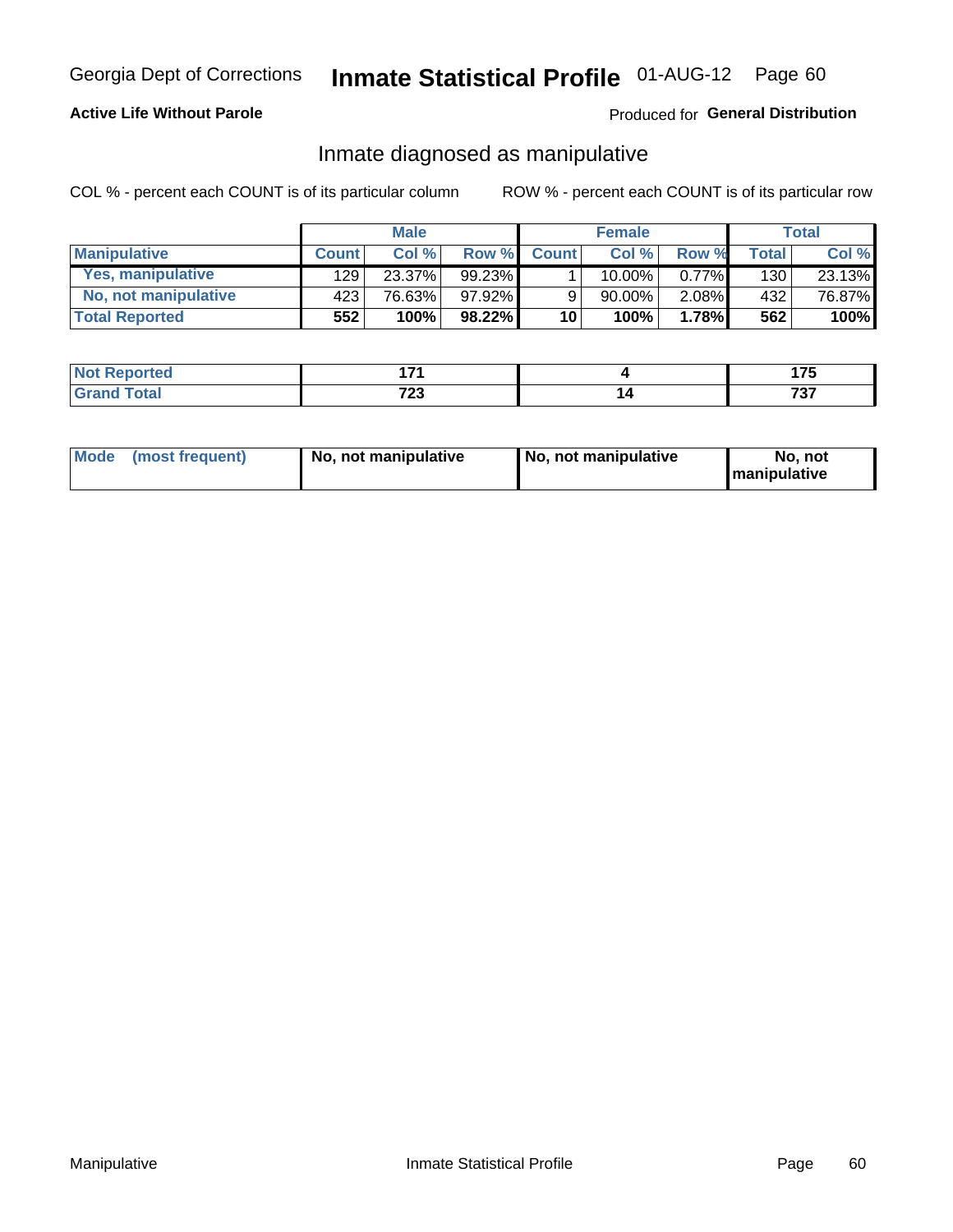Georgia Dept of Corrections **Inmate Statistical Profile** 01-AUG-12

**Active Life Without Parole**

Produced for **General Distribution**

## Inmate diagnosed as manipulative

COL % - percent each COUNT is of its particular column

ROW % - percent each COUNT is of its particular row

| | Male | | | Female | | | Total | |
|---|---|---|---|---|---|---|---|---|
| **Manipulative** | **Count** | **Col %** | **Row %** | **Count** | **Col %** | **Row %** | **Total** | **Col %** |
| **Yes, manipulative** | 129 | 23.37% | 99.23% | 1 | 10.00% | 0.77% | 130 | 23.13% |
| **No, not manipulative** | 423 | 76.63% | 97.92% | 9 | 90.00% | 2.08% | 432 | 76.87% |
| **Total Reported** | **552** | **100%** | **98.22%** | **10** | **100%** | **1.78%** | **562** | **100%** |

| | Male | Female | Total |
|---|---|---|---|
| **Not Reported** | **171** | **4** | **175** |
| **Grand Total** | **723** | **14** | **737** |

| | Male | Female | Total |
|---|---|---|---|
| **Mode (most frequent)** | **No, not manipulative** | **No, not manipulative** | **No, not manipulative** |

Manipulative Inmate Statistical Profile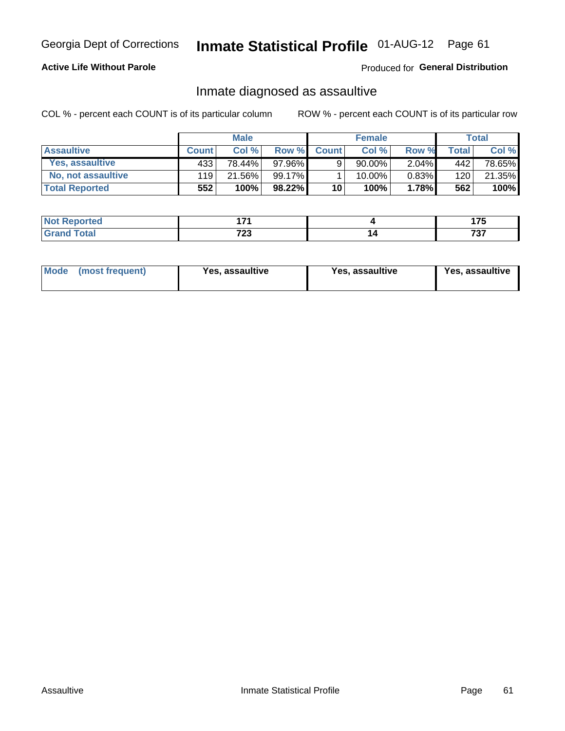Georgia Dept of Corrections **Inmate Statistical Profile** 01-AUG-12

**Active Life Without Parole**

Produced for **General Distribution**

## Inmate diagnosed as assaultive

COL % - percent each COUNT is of its particular column

ROW % - percent each COUNT is of its particular row

| | Male | | | Female | | | Total | |
|---|---|---|---|---|---|---|---|---|
| **Assaultive** | **Count** | **Col %** | **Row %** | **Count** | **Col %** | **Row %** | **Total** | **Col %** |
| **Yes, assaultive** | 433 | 78.44% | 97.96% | 9 | 90.00% | 2.04% | 442 | 78.65% |
| **No, not assaultive** | 119 | 21.56% | 99.17% | 1 | 10.00% | 0.83% | 120 | 21.35% |
| **Total Reported** | **552** | **100%** | **98.22%** | **10** | **100%** | **1.78%** | **562** | **100%** |

| | Male | Female | Total |
|---|---|---|---|
| **Not Reported** | **171** | **4** | **175** |
| **Grand Total** | **723** | **14** | **737** |

| | Male | Female | Total |
|---|---|---|---|
| **Mode (most frequent)** | **Yes, assaultive** | **Yes, assaultive** | **Yes, assaultive** |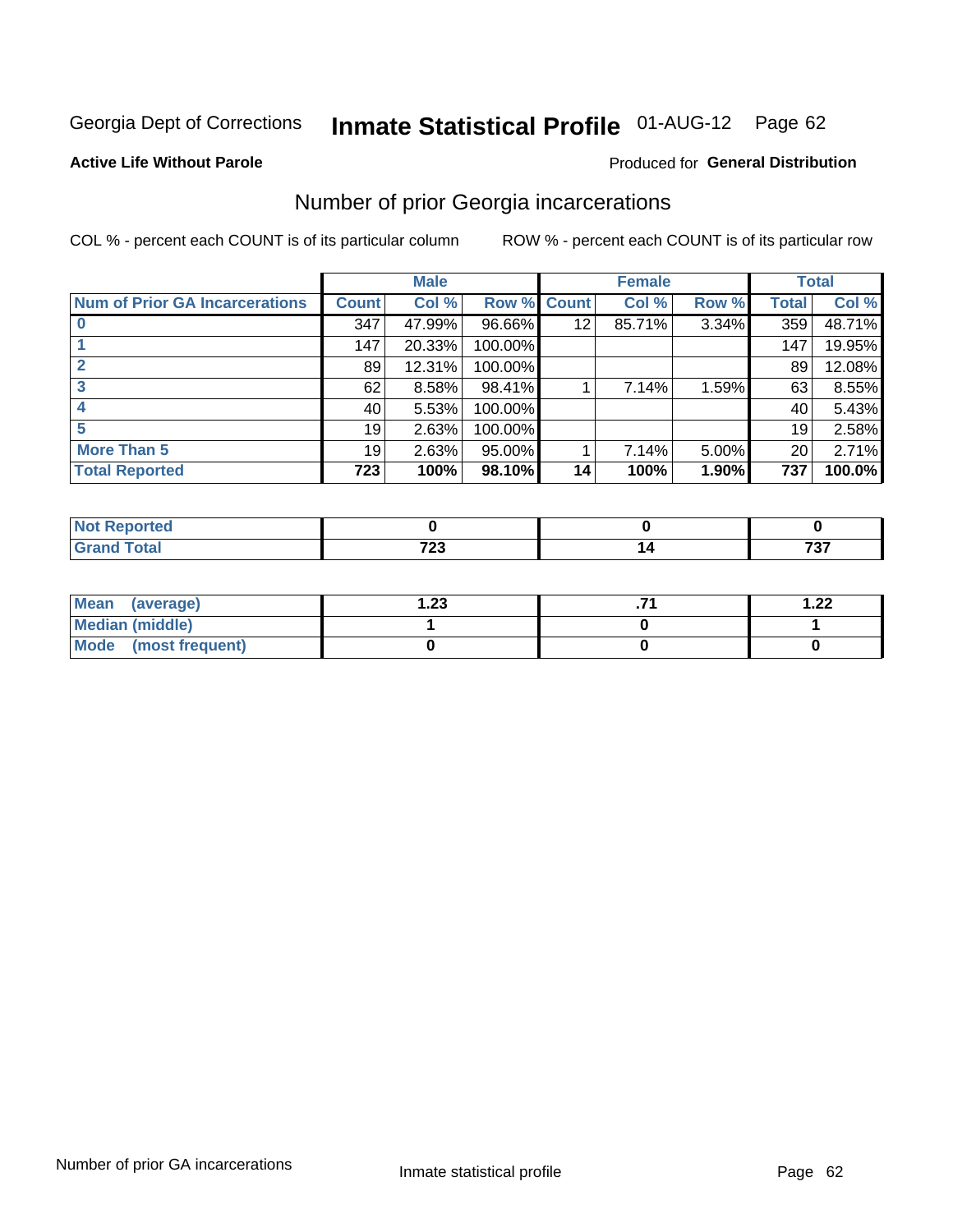Georgia Dept of Corrections **Inmate Statistical Profile** 01-AUG-12

**Active Life Without Parole**

Produced for **General Distribution**

## Number of prior Georgia incarcerations

COL % - percent each COUNT is of its particular column

ROW % - percent each COUNT is of its particular row

| | Male | | | Female | | | Total | |
|---|---|---|---|---|---|---|---|---|
| **Num of Prior GA Incarcerations** | **Count** | **Col %** | **Row %** | **Count** | **Col %** | **Row %** | **Total** | **Col %** |
| **0** | 347 | 47.99% | 96.66% | 12 | 85.71% | 3.34% | 359 | 48.71% |
| **1** | 147 | 20.33% | 100.00% | | | | 147 | 19.95% |
| **2** | 89 | 12.31% | 100.00% | | | | 89 | 12.08% |
| **3** | 62 | 8.58% | 98.41% | 1 | 7.14% | 1.59% | 63 | 8.55% |
| **4** | 40 | 5.53% | 100.00% | | | | 40 | 5.43% |
| **5** | 19 | 2.63% | 100.00% | | | | 19 | 2.58% |
| **More Than 5** | 19 | 2.63% | 95.00% | 1 | 7.14% | 5.00% | 20 | 2.71% |
| **Total Reported** | **723** | **100%** | **98.10%** | **14** | **100%** | **1.90%** | **737** | **100.0%** |

| | Male | Female | Total |
|---|---|---|---|
| **Not Reported** | **0** | **0** | **0** |
| **Grand Total** | **723** | **14** | **737** |

| | Male | Female | Total |
|---|---|---|---|
| **Mean (average)** | **1.23** | **.71** | **1.22** |
| **Median (middle)** | **1** | **0** | **1** |
| **Mode (most frequent)** | **0** | **0** | **0** |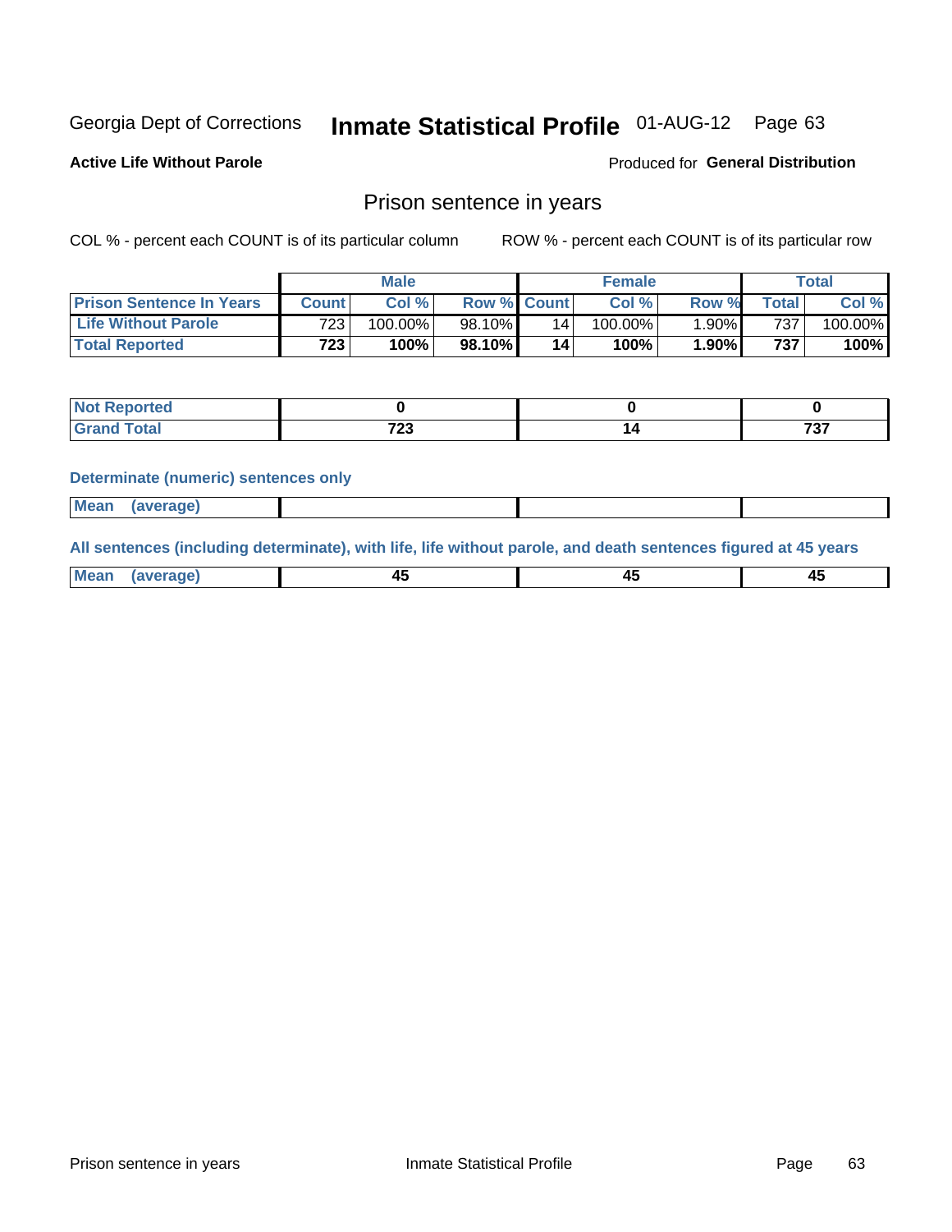Georgia Dept of Corrections **Inmate Statistical Profile** 01-AUG-12

**Active Life Without Parole**

Produced for **General Distribution**

## Prison sentence in years

COL % - percent each COUNT is of its particular column

ROW % - percent each COUNT is of its particular row

| | Male | | | Female | | | Total | |
|---|---|---|---|---|---|---|---|---|
| **Prison Sentence In Years** | **Count** | **Col %** | **Row %** | **Count** | **Col %** | **Row %** | **Total** | **Col %** |
| **Life Without Parole** | 723 | 100.00% | 98.10% | 14 | 100.00% | 1.90% | 737 | 100.00% |
| **Total Reported** | **723** | **100%** | **98.10%** | **14** | **100%** | **1.90%** | **737** | **100%** |

| | Male | Female | Total |
|---|---|---|---|
| **Not Reported** | **0** | **0** | **0** |
| **Grand Total** | **723** | **14** | **737** |

**Determinate (numeric) sentences only**

| | Male | Female | Total |
|---|---|---|---|
| **Mean (average)** | | | |

**All sentences (including determinate), with life, life without parole, and death sentences figured at 45 years**

| | Male | Female | Total |
|---|---|---|---|
| **Mean (average)** | **45** | **45** | **45** |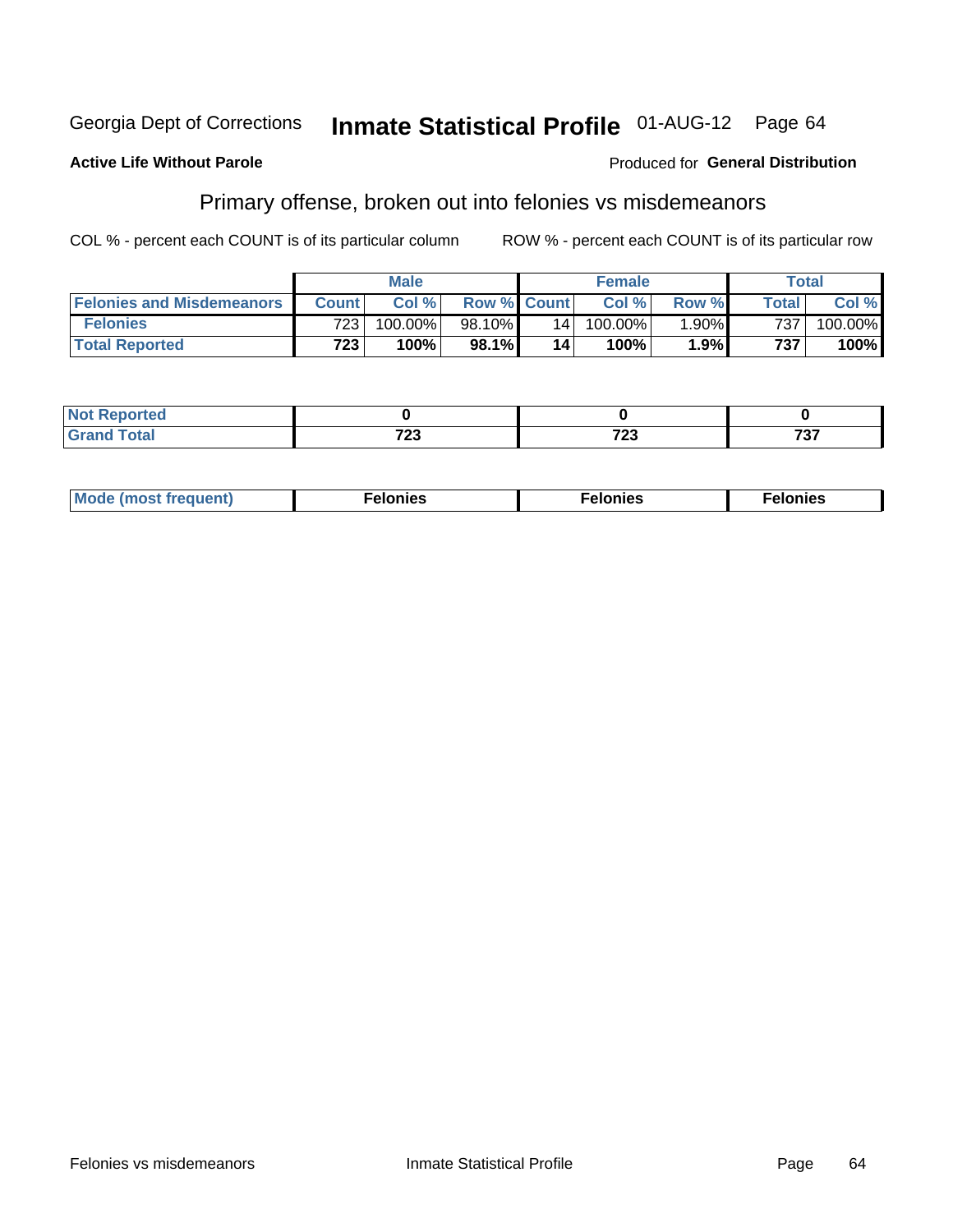Georgia Dept of Corrections **Inmate Statistical Profile** 01-AUG-12

**Active Life Without Parole**

Produced for **General Distribution**

## Primary offense, broken out into felonies vs misdemeanors

COL % - percent each COUNT is of its particular column ROW % - percent each COUNT is of its particular row

| | Male | | | Female | | | Total | |
|---|---|---|---|---|---|---|---|---|
| **Felonies and Misdemeanors** | **Count** | **Col %** | **Row %** | **Count** | **Col %** | **Row %** | **Total** | **Col %** |
| **Felonies** | 723 | 100.00% | 98.10% | 14 | 100.00% | 1.90% | 737 | 100.00% |
| **Total Reported** | **723** | **100%** | **98.1%** | **14** | **100%** | **1.9%** | **737** | **100%** |

| | Male | Female | Total |
|---|---|---|---|
| **Not Reported** | **0** | **0** | **0** |
| **Grand Total** | **723** | **723** | **737** |

| | Male | Female | Total |
|---|---|---|---|
| **Mode (most frequent)** | **Felonies** | **Felonies** | **Felonies** |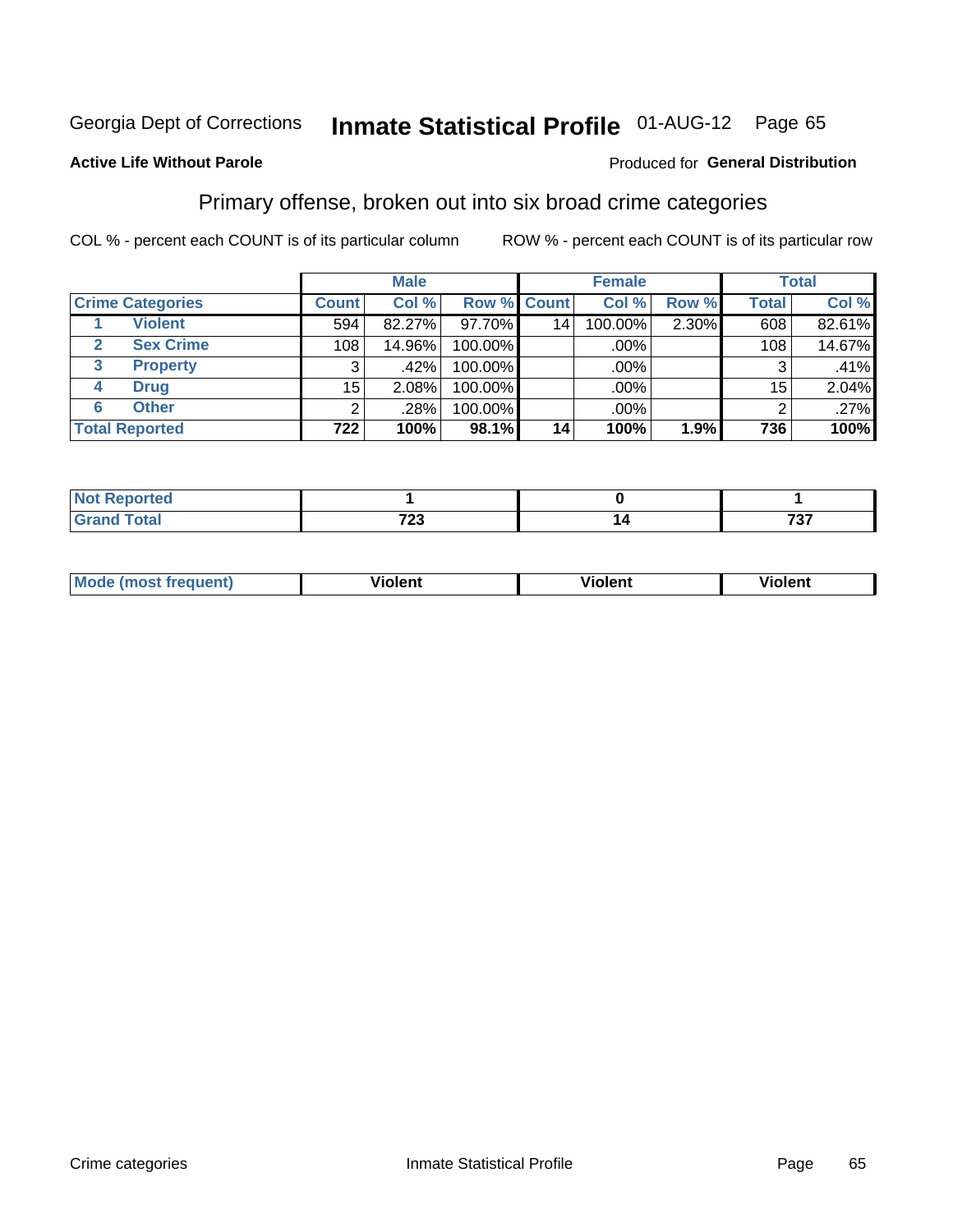Georgia Dept of Corrections **Inmate Statistical Profile** 01-AUG-12 Page 65

**Active Life Without Parole**

Produced for **General Distribution**

## Primary offense, broken out into six broad crime categories

COL % - percent each COUNT is of its particular column

ROW % - percent each COUNT is of its particular row

| Crime Categories | | Male | | | Female | | | Total | |
|---|---|---|---|---|---|---|---|---|---|
| | | Count | Col % | Row % | Count | Col % | Row % | Total | Col % |
| 1 | Violent | 594 | 82.27% | 97.70% | 14 | 100.00% | 2.30% | 608 | 82.61% |
| 2 | Sex Crime | 108 | 14.96% | 100.00% | | .00% | | 108 | 14.67% |
| 3 | Property | 3 | .42% | 100.00% | | .00% | | 3 | .41% |
| 4 | Drug | 15 | 2.08% | 100.00% | | .00% | | 15 | 2.04% |
| 6 | Other | 2 | .28% | 100.00% | | .00% | | 2 | .27% |
| **Total Reported** | | **722** | **100%** | **98.1%** | **14** | **100%** | **1.9%** | **736** | **100%** |

| | Male | Female | Total |
|---|---|---|---|
| Not Reported | 1 | 0 | 1 |
| Grand Total | 723 | 14 | 737 |

| | Male | Female | Total |
|---|---|---|---|
| Mode (most frequent) | Violent | Violent | Violent |

Crime categories

Inmate Statistical Profile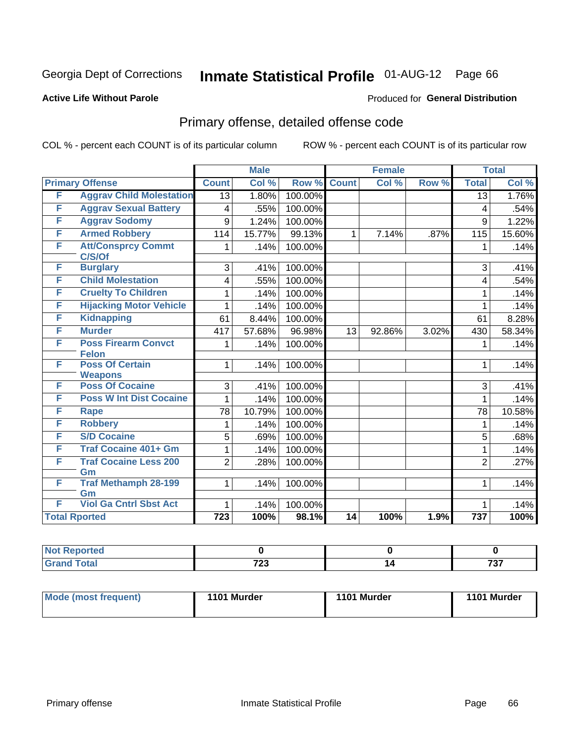Georgia Dept of Corrections **Inmate Statistical Profile** 01-AUG-12

**Active Life Without Parole**

Produced for **General Distribution**

## Primary offense, detailed offense code

COL % - percent each COUNT is of its particular column

ROW % - percent each COUNT is of its particular row

| Primary Offense | | Male | | | Female | | | Total | |
|---|---|---|---|---|---|---|---|---|---|
| | | Count | Col % | Row % | Count | Col % | Row % | Total | Col % |
| F | Aggrav Child Molestation | 13 | 1.80% | 100.00% | | | | 13 | 1.76% |
| F | Aggrav Sexual Battery | 4 | .55% | 100.00% | | | | 4 | .54% |
| F | Aggrav Sodomy | 9 | 1.24% | 100.00% | | | | 9 | 1.22% |
| F | Armed Robbery | 114 | 15.77% | 99.13% | 1 | 7.14% | .87% | 115 | 15.60% |
| F | Att/Consprcy Commt C/S/Of | 1 | .14% | 100.00% | | | | 1 | .14% |
| F | Burglary | 3 | .41% | 100.00% | | | | 3 | .41% |
| F | Child Molestation | 4 | .55% | 100.00% | | | | 4 | .54% |
| F | Cruelty To Children | 1 | .14% | 100.00% | | | | 1 | .14% |
| F | Hijacking Motor Vehicle | 1 | .14% | 100.00% | | | | 1 | .14% |
| F | Kidnapping | 61 | 8.44% | 100.00% | | | | 61 | 8.28% |
| F | Murder | 417 | 57.68% | 96.98% | 13 | 92.86% | 3.02% | 430 | 58.34% |
| F | Poss Firearm Convct Felon | 1 | .14% | 100.00% | | | | 1 | .14% |
| F | Poss Of Certain Weapons | 1 | .14% | 100.00% | | | | 1 | .14% |
| F | Poss Of Cocaine | 3 | .41% | 100.00% | | | | 3 | .41% |
| F | Poss W Int Dist Cocaine | 1 | .14% | 100.00% | | | | 1 | .14% |
| F | Rape | 78 | 10.79% | 100.00% | | | | 78 | 10.58% |
| F | Robbery | 1 | .14% | 100.00% | | | | 1 | .14% |
| F | S/D Cocaine | 5 | .69% | 100.00% | | | | 5 | .68% |
| F | Traf Cocaine 401+ Gm | 1 | .14% | 100.00% | | | | 1 | .14% |
| F | Traf Cocaine Less 200 Gm | 2 | .28% | 100.00% | | | | 2 | .27% |
| F | Traf Methamph 28-199 Gm | 1 | .14% | 100.00% | | | | 1 | .14% |
| F | Viol Ga Cntrl Sbst Act | 1 | .14% | 100.00% | | | | 1 | .14% |
| Total Rported | | 723 | 100% | 98.1% | 14 | 100% | 1.9% | 737 | 100% |

| | Male | Female | Total |
|---|---|---|---|
| Not Reported | 0 | 0 | 0 |
| Grand Total | 723 | 14 | 737 |

| | Male | Female | Total |
|---|---|---|---|
| Mode (most frequent) | 1101 Murder | 1101 Murder | 1101 Murder |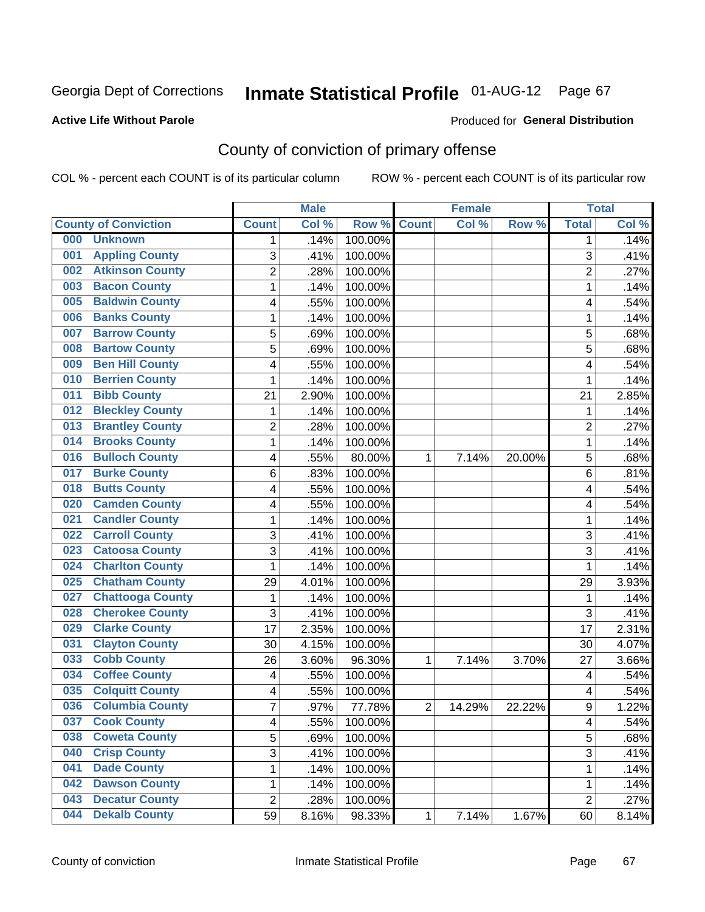Georgia Dept of Corrections **Inmate Statistical Profile** 01-AUG-12 Page 67

**Active Life Without Parole**

Produced for **General Distribution**

# County of conviction of primary offense

COL % - percent each COUNT is of its particular column    ROW % - percent each COUNT is of its particular row

| County of Conviction | Male | | | Female | | | Total | |
|---|---|---|---|---|---|---|---|---|
| | Count | Col % | Row % | Count | Col % | Row % | Total | Col % |
| 000 Unknown | 1 | .14% | 100.00% | | | | 1 | .14% |
| 001 Appling County | 3 | .41% | 100.00% | | | | 3 | .41% |
| 002 Atkinson County | 2 | .28% | 100.00% | | | | 2 | .27% |
| 003 Bacon County | 1 | .14% | 100.00% | | | | 1 | .14% |
| 005 Baldwin County | 4 | .55% | 100.00% | | | | 4 | .54% |
| 006 Banks County | 1 | .14% | 100.00% | | | | 1 | .14% |
| 007 Barrow County | 5 | .69% | 100.00% | | | | 5 | .68% |
| 008 Bartow County | 5 | .69% | 100.00% | | | | 5 | .68% |
| 009 Ben Hill County | 4 | .55% | 100.00% | | | | 4 | .54% |
| 010 Berrien County | 1 | .14% | 100.00% | | | | 1 | .14% |
| 011 Bibb County | 21 | 2.90% | 100.00% | | | | 21 | 2.85% |
| 012 Bleckley County | 1 | .14% | 100.00% | | | | 1 | .14% |
| 013 Brantley County | 2 | .28% | 100.00% | | | | 2 | .27% |
| 014 Brooks County | 1 | .14% | 100.00% | | | | 1 | .14% |
| 016 Bulloch County | 4 | .55% | 80.00% | 1 | 7.14% | 20.00% | 5 | .68% |
| 017 Burke County | 6 | .83% | 100.00% | | | | 6 | .81% |
| 018 Butts County | 4 | .55% | 100.00% | | | | 4 | .54% |
| 020 Camden County | 4 | .55% | 100.00% | | | | 4 | .54% |
| 021 Candler County | 1 | .14% | 100.00% | | | | 1 | .14% |
| 022 Carroll County | 3 | .41% | 100.00% | | | | 3 | .41% |
| 023 Catoosa County | 3 | .41% | 100.00% | | | | 3 | .41% |
| 024 Charlton County | 1 | .14% | 100.00% | | | | 1 | .14% |
| 025 Chatham County | 29 | 4.01% | 100.00% | | | | 29 | 3.93% |
| 027 Chattooga County | 1 | .14% | 100.00% | | | | 1 | .14% |
| 028 Cherokee County | 3 | .41% | 100.00% | | | | 3 | .41% |
| 029 Clarke County | 17 | 2.35% | 100.00% | | | | 17 | 2.31% |
| 031 Clayton County | 30 | 4.15% | 100.00% | | | | 30 | 4.07% |
| 033 Cobb County | 26 | 3.60% | 96.30% | 1 | 7.14% | 3.70% | 27 | 3.66% |
| 034 Coffee County | 4 | .55% | 100.00% | | | | 4 | .54% |
| 035 Colquitt County | 4 | .55% | 100.00% | | | | 4 | .54% |
| 036 Columbia County | 7 | .97% | 77.78% | 2 | 14.29% | 22.22% | 9 | 1.22% |
| 037 Cook County | 4 | .55% | 100.00% | | | | 4 | .54% |
| 038 Coweta County | 5 | .69% | 100.00% | | | | 5 | .68% |
| 040 Crisp County | 3 | .41% | 100.00% | | | | 3 | .41% |
| 041 Dade County | 1 | .14% | 100.00% | | | | 1 | .14% |
| 042 Dawson County | 1 | .14% | 100.00% | | | | 1 | .14% |
| 043 Decatur County | 2 | .28% | 100.00% | | | | 2 | .27% |
| 044 Dekalb County | 59 | 8.16% | 98.33% | 1 | 7.14% | 1.67% | 60 | 8.14% |

County of conviction    Inmate Statistical Profile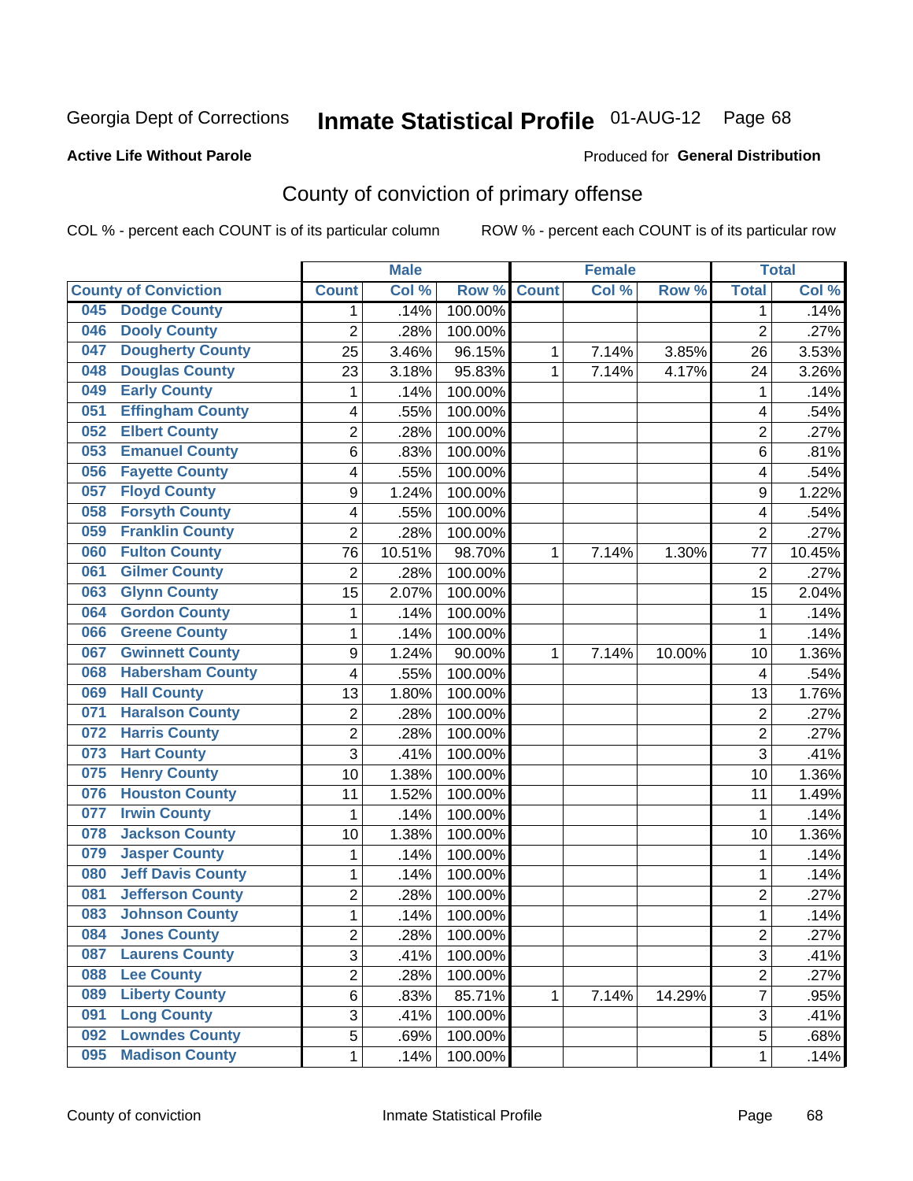Georgia Dept of Corrections **Inmate Statistical Profile** 01-AUG-12 Page 68

**Active Life Without Parole**

Produced for **General Distribution**

## County of conviction of primary offense

COL % - percent each COUNT is of its particular column ROW % - percent each COUNT is of its particular row

| County of Conviction | Male | | | Female | | | Total | |
|---|---|---|---|---|---|---|---|---|
| | Count | Col % | Row % | Count | Col % | Row % | Total | Col % |
| 045 Dodge County | 1 | .14% | 100.00% | | | | 1 | .14% |
| 046 Dooly County | 2 | .28% | 100.00% | | | | 2 | .27% |
| 047 Dougherty County | 25 | 3.46% | 96.15% | 1 | 7.14% | 3.85% | 26 | 3.53% |
| 048 Douglas County | 23 | 3.18% | 95.83% | 1 | 7.14% | 4.17% | 24 | 3.26% |
| 049 Early County | 1 | .14% | 100.00% | | | | 1 | .14% |
| 051 Effingham County | 4 | .55% | 100.00% | | | | 4 | .54% |
| 052 Elbert County | 2 | .28% | 100.00% | | | | 2 | .27% |
| 053 Emanuel County | 6 | .83% | 100.00% | | | | 6 | .81% |
| 056 Fayette County | 4 | .55% | 100.00% | | | | 4 | .54% |
| 057 Floyd County | 9 | 1.24% | 100.00% | | | | 9 | 1.22% |
| 058 Forsyth County | 4 | .55% | 100.00% | | | | 4 | .54% |
| 059 Franklin County | 2 | .28% | 100.00% | | | | 2 | .27% |
| 060 Fulton County | 76 | 10.51% | 98.70% | 1 | 7.14% | 1.30% | 77 | 10.45% |
| 061 Gilmer County | 2 | .28% | 100.00% | | | | 2 | .27% |
| 063 Glynn County | 15 | 2.07% | 100.00% | | | | 15 | 2.04% |
| 064 Gordon County | 1 | .14% | 100.00% | | | | 1 | .14% |
| 066 Greene County | 1 | .14% | 100.00% | | | | 1 | .14% |
| 067 Gwinnett County | 9 | 1.24% | 90.00% | 1 | 7.14% | 10.00% | 10 | 1.36% |
| 068 Habersham County | 4 | .55% | 100.00% | | | | 4 | .54% |
| 069 Hall County | 13 | 1.80% | 100.00% | | | | 13 | 1.76% |
| 071 Haralson County | 2 | .28% | 100.00% | | | | 2 | .27% |
| 072 Harris County | 2 | .28% | 100.00% | | | | 2 | .27% |
| 073 Hart County | 3 | .41% | 100.00% | | | | 3 | .41% |
| 075 Henry County | 10 | 1.38% | 100.00% | | | | 10 | 1.36% |
| 076 Houston County | 11 | 1.52% | 100.00% | | | | 11 | 1.49% |
| 077 Irwin County | 1 | .14% | 100.00% | | | | 1 | .14% |
| 078 Jackson County | 10 | 1.38% | 100.00% | | | | 10 | 1.36% |
| 079 Jasper County | 1 | .14% | 100.00% | | | | 1 | .14% |
| 080 Jeff Davis County | 1 | .14% | 100.00% | | | | 1 | .14% |
| 081 Jefferson County | 2 | .28% | 100.00% | | | | 2 | .27% |
| 083 Johnson County | 1 | .14% | 100.00% | | | | 1 | .14% |
| 084 Jones County | 2 | .28% | 100.00% | | | | 2 | .27% |
| 087 Laurens County | 3 | .41% | 100.00% | | | | 3 | .41% |
| 088 Lee County | 2 | .28% | 100.00% | | | | 2 | .27% |
| 089 Liberty County | 6 | .83% | 85.71% | 1 | 7.14% | 14.29% | 7 | .95% |
| 091 Long County | 3 | .41% | 100.00% | | | | 3 | .41% |
| 092 Lowndes County | 5 | .69% | 100.00% | | | | 5 | .68% |
| 095 Madison County | 1 | .14% | 100.00% | | | | 1 | .14% |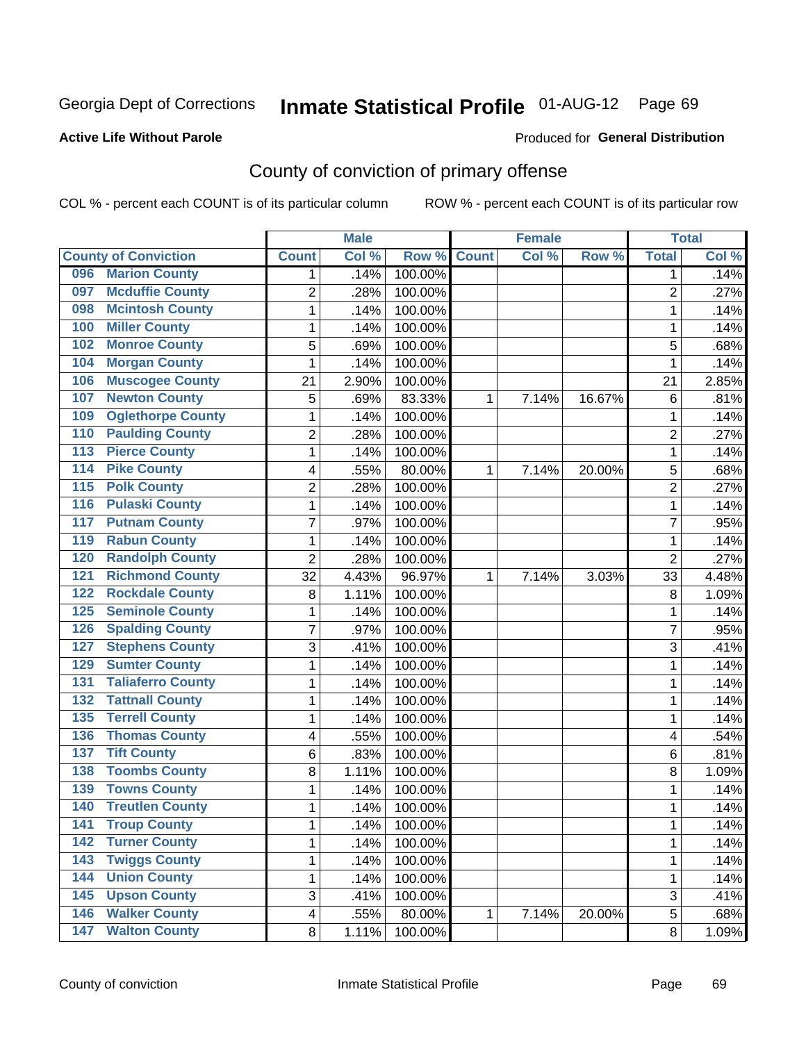Georgia Dept of Corrections **Inmate Statistical Profile** 01-AUG-12

**Active Life Without Parole**

Produced for **General Distribution**

## County of conviction of primary offense

COL % - percent each COUNT is of its particular column ROW % - percent each COUNT is of its particular row

| County of Conviction | Male | | | Female | | | Total | |
|---|---|---|---|---|---|---|---|---|
| | Count | Col % | Row % | Count | Col % | Row % | Total | Col % |
| 096 Marion County | 1 | .14% | 100.00% | | | | 1 | .14% |
| 097 Mcduffie County | 2 | .28% | 100.00% | | | | 2 | .27% |
| 098 Mcintosh County | 1 | .14% | 100.00% | | | | 1 | .14% |
| 100 Miller County | 1 | .14% | 100.00% | | | | 1 | .14% |
| 102 Monroe County | 5 | .69% | 100.00% | | | | 5 | .68% |
| 104 Morgan County | 1 | .14% | 100.00% | | | | 1 | .14% |
| 106 Muscogee County | 21 | 2.90% | 100.00% | | | | 21 | 2.85% |
| 107 Newton County | 5 | .69% | 83.33% | 1 | 7.14% | 16.67% | 6 | .81% |
| 109 Oglethorpe County | 1 | .14% | 100.00% | | | | 1 | .14% |
| 110 Paulding County | 2 | .28% | 100.00% | | | | 2 | .27% |
| 113 Pierce County | 1 | .14% | 100.00% | | | | 1 | .14% |
| 114 Pike County | 4 | .55% | 80.00% | 1 | 7.14% | 20.00% | 5 | .68% |
| 115 Polk County | 2 | .28% | 100.00% | | | | 2 | .27% |
| 116 Pulaski County | 1 | .14% | 100.00% | | | | 1 | .14% |
| 117 Putnam County | 7 | .97% | 100.00% | | | | 7 | .95% |
| 119 Rabun County | 1 | .14% | 100.00% | | | | 1 | .14% |
| 120 Randolph County | 2 | .28% | 100.00% | | | | 2 | .27% |
| 121 Richmond County | 32 | 4.43% | 96.97% | 1 | 7.14% | 3.03% | 33 | 4.48% |
| 122 Rockdale County | 8 | 1.11% | 100.00% | | | | 8 | 1.09% |
| 125 Seminole County | 1 | .14% | 100.00% | | | | 1 | .14% |
| 126 Spalding County | 7 | .97% | 100.00% | | | | 7 | .95% |
| 127 Stephens County | 3 | .41% | 100.00% | | | | 3 | .41% |
| 129 Sumter County | 1 | .14% | 100.00% | | | | 1 | .14% |
| 131 Taliaferro County | 1 | .14% | 100.00% | | | | 1 | .14% |
| 132 Tattnall County | 1 | .14% | 100.00% | | | | 1 | .14% |
| 135 Terrell County | 1 | .14% | 100.00% | | | | 1 | .14% |
| 136 Thomas County | 4 | .55% | 100.00% | | | | 4 | .54% |
| 137 Tift County | 6 | .83% | 100.00% | | | | 6 | .81% |
| 138 Toombs County | 8 | 1.11% | 100.00% | | | | 8 | 1.09% |
| 139 Towns County | 1 | .14% | 100.00% | | | | 1 | .14% |
| 140 Treutlen County | 1 | .14% | 100.00% | | | | 1 | .14% |
| 141 Troup County | 1 | .14% | 100.00% | | | | 1 | .14% |
| 142 Turner County | 1 | .14% | 100.00% | | | | 1 | .14% |
| 143 Twiggs County | 1 | .14% | 100.00% | | | | 1 | .14% |
| 144 Union County | 1 | .14% | 100.00% | | | | 1 | .14% |
| 145 Upson County | 3 | .41% | 100.00% | | | | 3 | .41% |
| 146 Walker County | 4 | .55% | 80.00% | 1 | 7.14% | 20.00% | 5 | .68% |
| 147 Walton County | 8 | 1.11% | 100.00% | | | | 8 | 1.09% |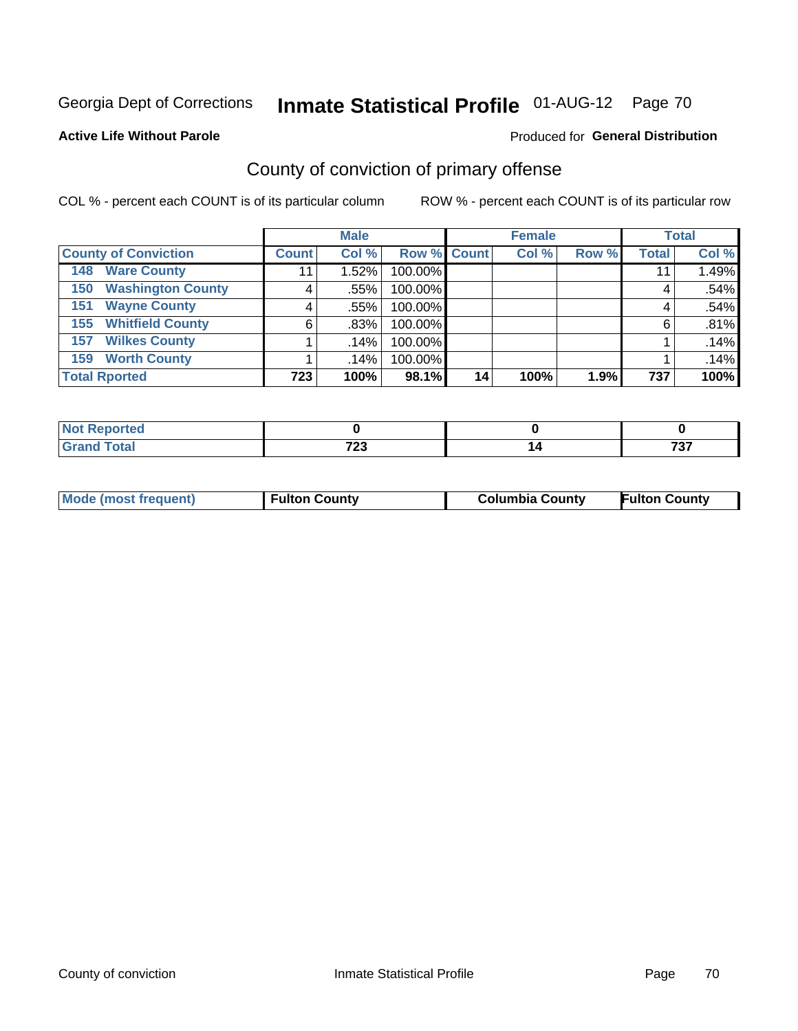Georgia Dept of Corrections **Inmate Statistical Profile** 01-AUG-12

**Active Life Without Parole**

Produced for **General Distribution**

## County of conviction of primary offense

COL % - percent each COUNT is of its particular column

ROW % - percent each COUNT is of its particular row

| | Male | | | Female | | | Total | |
|---|---|---|---|---|---|---|---|---|
| **County of Conviction** | **Count** | **Col %** | **Row %** | **Count** | **Col %** | **Row %** | **Total** | **Col %** |
| **148 Ware County** | 11 | 1.52% | 100.00% | | | | 11 | 1.49% |
| **150 Washington County** | 4 | .55% | 100.00% | | | | 4 | .54% |
| **151 Wayne County** | 4 | .55% | 100.00% | | | | 4 | .54% |
| **155 Whitfield County** | 6 | .83% | 100.00% | | | | 6 | .81% |
| **157 Wilkes County** | 1 | .14% | 100.00% | | | | 1 | .14% |
| **159 Worth County** | 1 | .14% | 100.00% | | | | 1 | .14% |
| **Total Rported** | **723** | **100%** | **98.1%** | **14** | **100%** | **1.9%** | **737** | **100%** |

| | Male | Female | Total |
|---|---|---|---|
| **Not Reported** | **0** | **0** | **0** |
| **Grand Total** | **723** | **14** | **737** |

| | Male | Female | Total |
|---|---|---|---|
| **Mode (most frequent)** | **Fulton County** | **Columbia County** | **Fulton County** |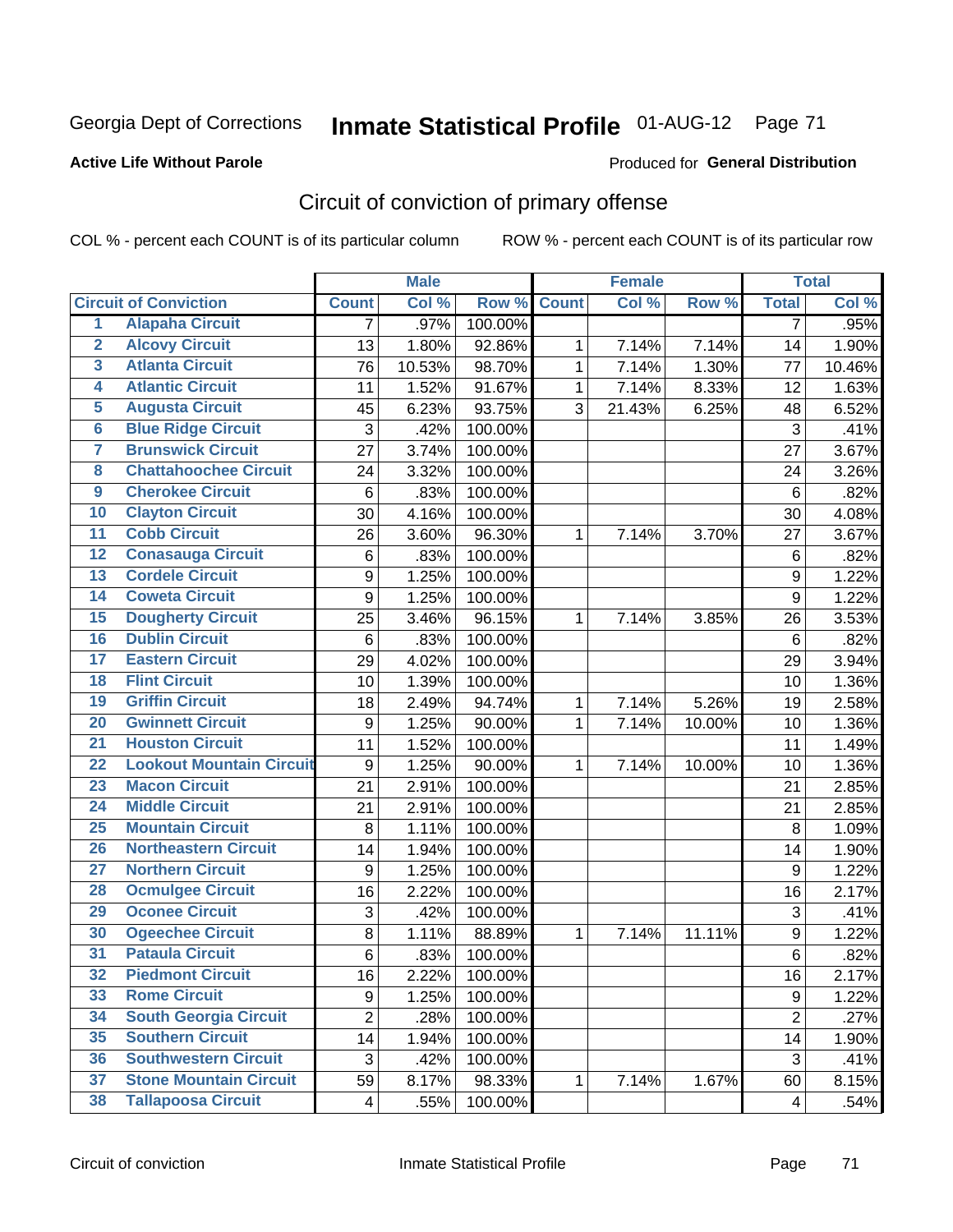Georgia Dept of Corrections **Inmate Statistical Profile** 01-AUG-12

**Active Life Without Parole**

Produced for **General Distribution**

## Circuit of conviction of primary offense

COL % - percent each COUNT is of its particular column ROW % - percent each COUNT is of its particular row

| | | Male | | | Female | | | Total | |
|---|---|---|---|---|---|---|---|---|---|
| **Circuit of Conviction** | | **Count** | **Col %** | **Row %** | **Count** | **Col %** | **Row %** | **Total** | **Col %** |
| 1 | Alapaha Circuit | 7 | .97% | 100.00% | | | | 7 | .95% |
| 2 | Alcovy Circuit | 13 | 1.80% | 92.86% | 1 | 7.14% | 7.14% | 14 | 1.90% |
| 3 | Atlanta Circuit | 76 | 10.53% | 98.70% | 1 | 7.14% | 1.30% | 77 | 10.46% |
| 4 | Atlantic Circuit | 11 | 1.52% | 91.67% | 1 | 7.14% | 8.33% | 12 | 1.63% |
| 5 | Augusta Circuit | 45 | 6.23% | 93.75% | 3 | 21.43% | 6.25% | 48 | 6.52% |
| 6 | Blue Ridge Circuit | 3 | .42% | 100.00% | | | | 3 | .41% |
| 7 | Brunswick Circuit | 27 | 3.74% | 100.00% | | | | 27 | 3.67% |
| 8 | Chattahoochee Circuit | 24 | 3.32% | 100.00% | | | | 24 | 3.26% |
| 9 | Cherokee Circuit | 6 | .83% | 100.00% | | | | 6 | .82% |
| 10 | Clayton Circuit | 30 | 4.16% | 100.00% | | | | 30 | 4.08% |
| 11 | Cobb Circuit | 26 | 3.60% | 96.30% | 1 | 7.14% | 3.70% | 27 | 3.67% |
| 12 | Conasauga Circuit | 6 | .83% | 100.00% | | | | 6 | .82% |
| 13 | Cordele Circuit | 9 | 1.25% | 100.00% | | | | 9 | 1.22% |
| 14 | Coweta Circuit | 9 | 1.25% | 100.00% | | | | 9 | 1.22% |
| 15 | Dougherty Circuit | 25 | 3.46% | 96.15% | 1 | 7.14% | 3.85% | 26 | 3.53% |
| 16 | Dublin Circuit | 6 | .83% | 100.00% | | | | 6 | .82% |
| 17 | Eastern Circuit | 29 | 4.02% | 100.00% | | | | 29 | 3.94% |
| 18 | Flint Circuit | 10 | 1.39% | 100.00% | | | | 10 | 1.36% |
| 19 | Griffin Circuit | 18 | 2.49% | 94.74% | 1 | 7.14% | 5.26% | 19 | 2.58% |
| 20 | Gwinnett Circuit | 9 | 1.25% | 90.00% | 1 | 7.14% | 10.00% | 10 | 1.36% |
| 21 | Houston Circuit | 11 | 1.52% | 100.00% | | | | 11 | 1.49% |
| 22 | Lookout Mountain Circuit | 9 | 1.25% | 90.00% | 1 | 7.14% | 10.00% | 10 | 1.36% |
| 23 | Macon Circuit | 21 | 2.91% | 100.00% | | | | 21 | 2.85% |
| 24 | Middle Circuit | 21 | 2.91% | 100.00% | | | | 21 | 2.85% |
| 25 | Mountain Circuit | 8 | 1.11% | 100.00% | | | | 8 | 1.09% |
| 26 | Northeastern Circuit | 14 | 1.94% | 100.00% | | | | 14 | 1.90% |
| 27 | Northern Circuit | 9 | 1.25% | 100.00% | | | | 9 | 1.22% |
| 28 | Ocmulgee Circuit | 16 | 2.22% | 100.00% | | | | 16 | 2.17% |
| 29 | Oconee Circuit | 3 | .42% | 100.00% | | | | 3 | .41% |
| 30 | Ogeechee Circuit | 8 | 1.11% | 88.89% | 1 | 7.14% | 11.11% | 9 | 1.22% |
| 31 | Pataula Circuit | 6 | .83% | 100.00% | | | | 6 | .82% |
| 32 | Piedmont Circuit | 16 | 2.22% | 100.00% | | | | 16 | 2.17% |
| 33 | Rome Circuit | 9 | 1.25% | 100.00% | | | | 9 | 1.22% |
| 34 | South Georgia Circuit | 2 | .28% | 100.00% | | | | 2 | .27% |
| 35 | Southern Circuit | 14 | 1.94% | 100.00% | | | | 14 | 1.90% |
| 36 | Southwestern Circuit | 3 | .42% | 100.00% | | | | 3 | .41% |
| 37 | Stone Mountain Circuit | 59 | 8.17% | 98.33% | 1 | 7.14% | 1.67% | 60 | 8.15% |
| 38 | Tallapoosa Circuit | 4 | .55% | 100.00% | | | | 4 | .54% |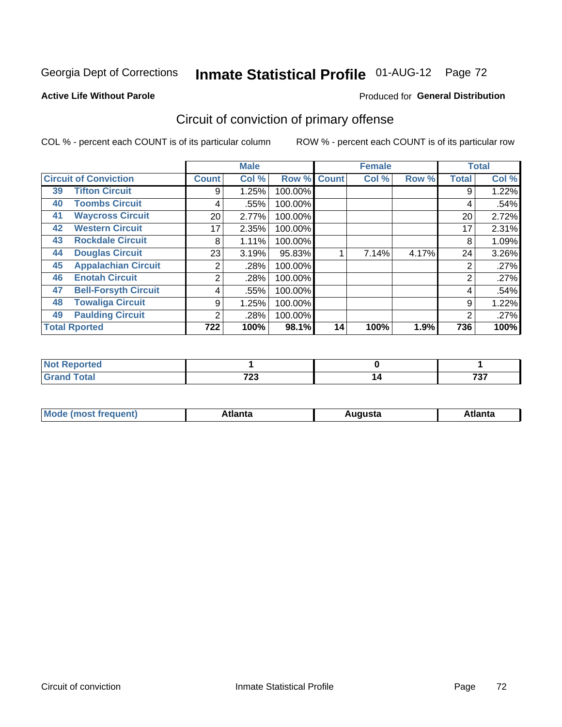Georgia Dept of Corrections **Inmate Statistical Profile** 01-AUG-12

**Active Life Without Parole**

Produced for **General Distribution**

## Circuit of conviction of primary offense

COL % - percent each COUNT is of its particular column ROW % - percent each COUNT is of its particular row

| Circuit of Conviction | | Male | | | Female | | | Total | |
|---|---|---|---|---|---|---|---|---|---|
| | | Count | Col % | Row % | Count | Col % | Row % | Total | Col % |
| 39 | Tifton Circuit | 9 | 1.25% | 100.00% | | | | 9 | 1.22% |
| 40 | Toombs Circuit | 4 | .55% | 100.00% | | | | 4 | .54% |
| 41 | Waycross Circuit | 20 | 2.77% | 100.00% | | | | 20 | 2.72% |
| 42 | Western Circuit | 17 | 2.35% | 100.00% | | | | 17 | 2.31% |
| 43 | Rockdale Circuit | 8 | 1.11% | 100.00% | | | | 8 | 1.09% |
| 44 | Douglas Circuit | 23 | 3.19% | 95.83% | 1 | 7.14% | 4.17% | 24 | 3.26% |
| 45 | Appalachian Circuit | 2 | .28% | 100.00% | | | | 2 | .27% |
| 46 | Enotah Circuit | 2 | .28% | 100.00% | | | | 2 | .27% |
| 47 | Bell-Forsyth Circuit | 4 | .55% | 100.00% | | | | 4 | .54% |
| 48 | Towaliga Circuit | 9 | 1.25% | 100.00% | | | | 9 | 1.22% |
| 49 | Paulding Circuit | 2 | .28% | 100.00% | | | | 2 | .27% |
| **Total Rported** | | **722** | **100%** | **98.1%** | **14** | **100%** | **1.9%** | **736** | **100%** |

| | Male | Female | Total |
|---|---|---|---|
| Not Reported | 1 | 0 | 1 |
| Grand Total | 723 | 14 | 737 |

| | Male | Female | Total |
|---|---|---|---|
| Mode (most frequent) | Atlanta | Augusta | Atlanta |

Circuit of conviction Inmate Statistical Profile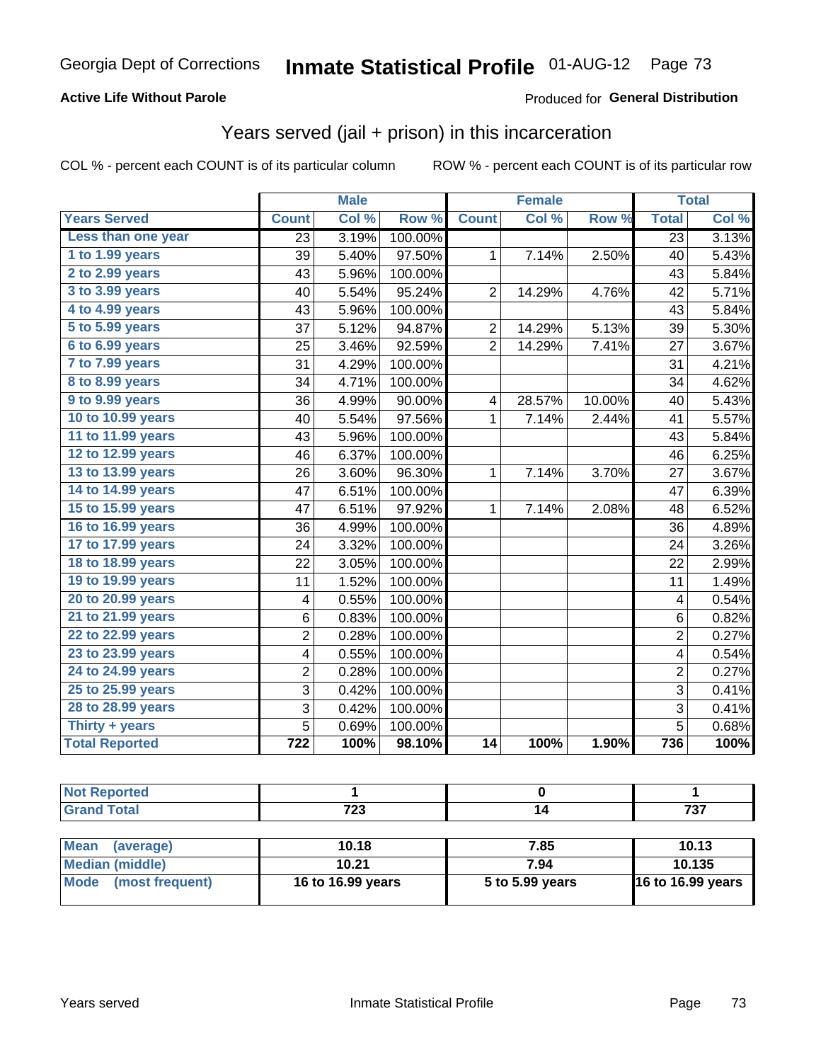Georgia Dept of Corrections **Inmate Statistical Profile** 01-AUG-12 Page 73

**Active Life Without Parole**

Produced for **General Distribution**

## Years served (jail + prison) in this incarceration

COL % - percent each COUNT is of its particular column ROW % - percent each COUNT is of its particular row

| | Male | | | Female | | | Total | |
|---|---|---|---|---|---|---|---|---|
| **Years Served** | **Count** | **Col %** | **Row %** | **Count** | **Col %** | **Row %** | **Total** | **Col %** |
| **Less than one year** | 23 | 3.19% | 100.00% | | | | 23 | 3.13% |
| **1 to 1.99 years** | 39 | 5.40% | 97.50% | 1 | 7.14% | 2.50% | 40 | 5.43% |
| **2 to 2.99 years** | 43 | 5.96% | 100.00% | | | | 43 | 5.84% |
| **3 to 3.99 years** | 40 | 5.54% | 95.24% | 2 | 14.29% | 4.76% | 42 | 5.71% |
| **4 to 4.99 years** | 43 | 5.96% | 100.00% | | | | 43 | 5.84% |
| **5 to 5.99 years** | 37 | 5.12% | 94.87% | 2 | 14.29% | 5.13% | 39 | 5.30% |
| **6 to 6.99 years** | 25 | 3.46% | 92.59% | 2 | 14.29% | 7.41% | 27 | 3.67% |
| **7 to 7.99 years** | 31 | 4.29% | 100.00% | | | | 31 | 4.21% |
| **8 to 8.99 years** | 34 | 4.71% | 100.00% | | | | 34 | 4.62% |
| **9 to 9.99 years** | 36 | 4.99% | 90.00% | 4 | 28.57% | 10.00% | 40 | 5.43% |
| **10 to 10.99 years** | 40 | 5.54% | 97.56% | 1 | 7.14% | 2.44% | 41 | 5.57% |
| **11 to 11.99 years** | 43 | 5.96% | 100.00% | | | | 43 | 5.84% |
| **12 to 12.99 years** | 46 | 6.37% | 100.00% | | | | 46 | 6.25% |
| **13 to 13.99 years** | 26 | 3.60% | 96.30% | 1 | 7.14% | 3.70% | 27 | 3.67% |
| **14 to 14.99 years** | 47 | 6.51% | 100.00% | | | | 47 | 6.39% |
| **15 to 15.99 years** | 47 | 6.51% | 97.92% | 1 | 7.14% | 2.08% | 48 | 6.52% |
| **16 to 16.99 years** | 36 | 4.99% | 100.00% | | | | 36 | 4.89% |
| **17 to 17.99 years** | 24 | 3.32% | 100.00% | | | | 24 | 3.26% |
| **18 to 18.99 years** | 22 | 3.05% | 100.00% | | | | 22 | 2.99% |
| **19 to 19.99 years** | 11 | 1.52% | 100.00% | | | | 11 | 1.49% |
| **20 to 20.99 years** | 4 | 0.55% | 100.00% | | | | 4 | 0.54% |
| **21 to 21.99 years** | 6 | 0.83% | 100.00% | | | | 6 | 0.82% |
| **22 to 22.99 years** | 2 | 0.28% | 100.00% | | | | 2 | 0.27% |
| **23 to 23.99 years** | 4 | 0.55% | 100.00% | | | | 4 | 0.54% |
| **24 to 24.99 years** | 2 | 0.28% | 100.00% | | | | 2 | 0.27% |
| **25 to 25.99 years** | 3 | 0.42% | 100.00% | | | | 3 | 0.41% |
| **28 to 28.99 years** | 3 | 0.42% | 100.00% | | | | 3 | 0.41% |
| **Thirty + years** | 5 | 0.69% | 100.00% | | | | 5 | 0.68% |
| **Total Reported** | **722** | **100%** | **98.10%** | **14** | **100%** | **1.90%** | **736** | **100%** |

| | Male | Female | Total |
|---|---|---|---|
| **Not Reported** | **1** | **0** | **1** |
| **Grand Total** | **723** | **14** | **737** |

| | Male | Female | Total |
|---|---|---|---|
| **Mean (average)** | **10.18** | **7.85** | **10.13** |
| **Median (middle)** | **10.21** | **7.94** | **10.135** |
| **Mode (most frequent)** | **16 to 16.99 years** | **5 to 5.99 years** | **16 to 16.99 years** |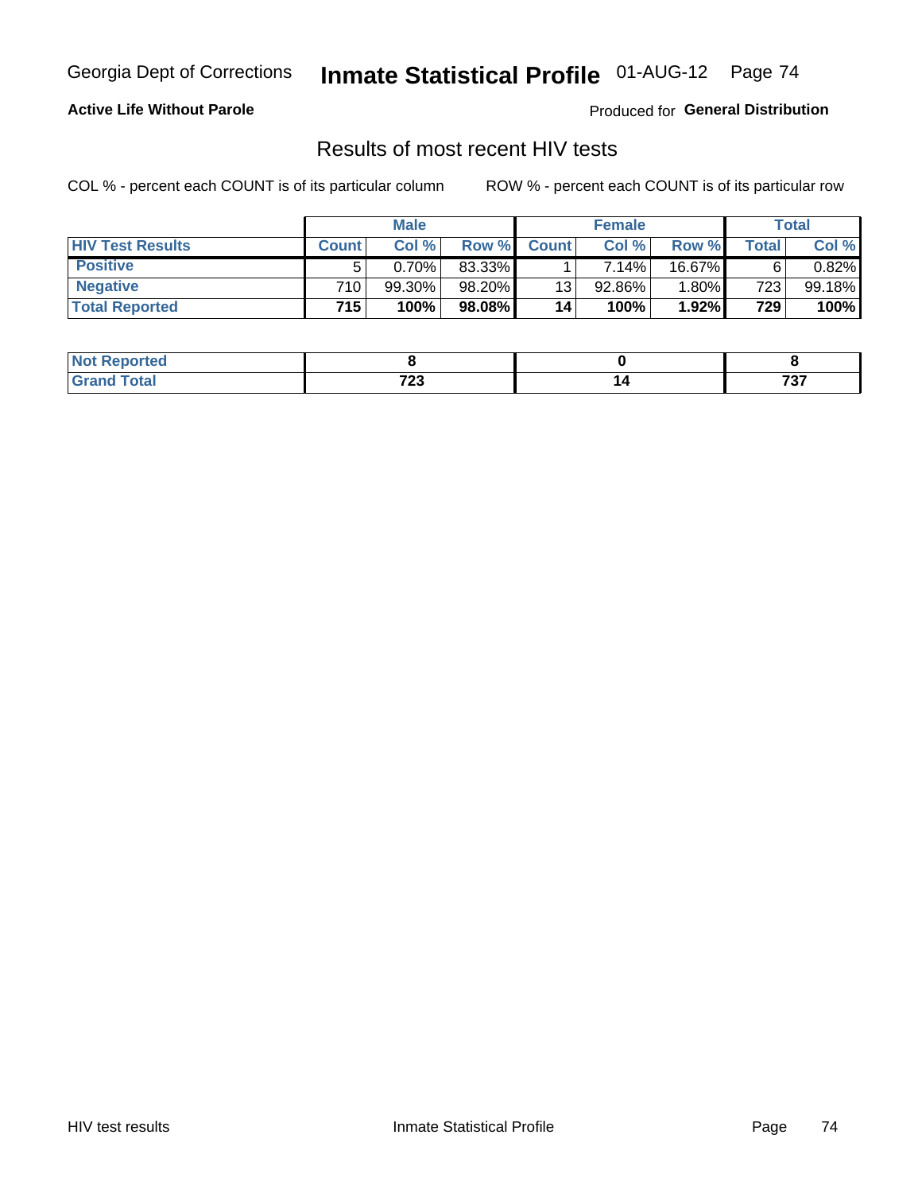Georgia Dept of Corrections **Inmate Statistical Profile** 01-AUG-12

**Active Life Without Parole**

Produced for **General Distribution**

## Results of most recent HIV tests

COL % - percent each COUNT is of its particular column

ROW % - percent each COUNT is of its particular row

| | Male | | | Female | | | Total | |
|---|---|---|---|---|---|---|---|---|
| **HIV Test Results** | **Count** | **Col %** | **Row %** | **Count** | **Col %** | **Row %** | **Total** | **Col %** |
| **Positive** | 5 | 0.70% | 83.33% | 1 | 7.14% | 16.67% | 6 | 0.82% |
| **Negative** | 710 | 99.30% | 98.20% | 13 | 92.86% | 1.80% | 723 | 99.18% |
| **Total Reported** | **715** | **100%** | **98.08%** | **14** | **100%** | **1.92%** | **729** | **100%** |

| | Male | Female | Total |
|---|---|---|---|
| **Not Reported** | **8** | **0** | **8** |
| **Grand Total** | **723** | **14** | **737** |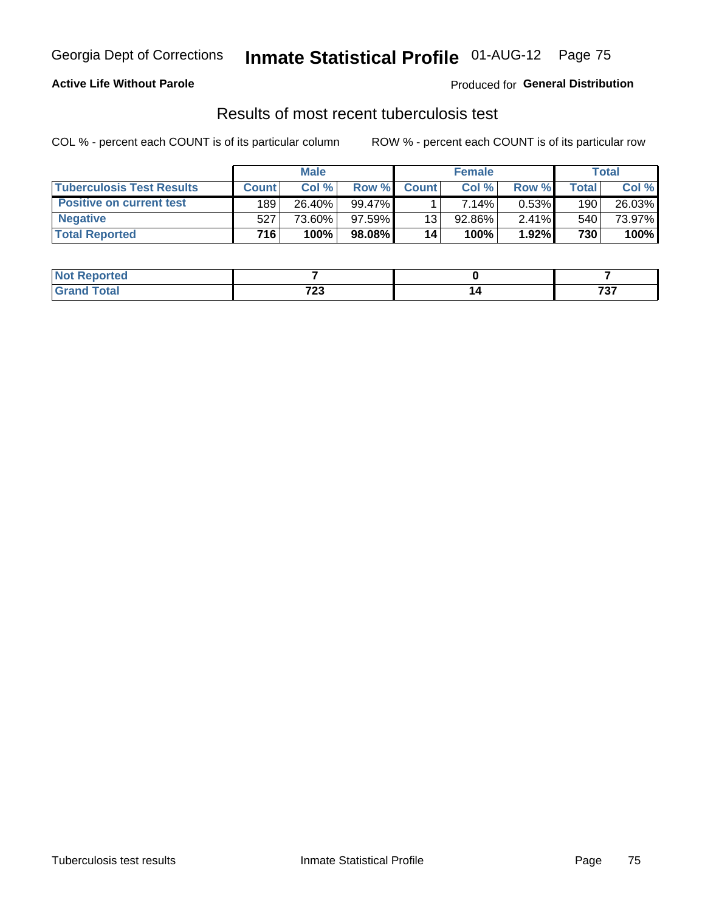Georgia Dept of Corrections **Inmate Statistical Profile** 01-AUG-12

**Active Life Without Parole**

Produced for **General Distribution**

## Results of most recent tuberculosis test

COL % - percent each COUNT is of its particular column

ROW % - percent each COUNT is of its particular row

| | Male | | | Female | | | Total | |
|---|---|---|---|---|---|---|---|---|
| **Tuberculosis Test Results** | **Count** | **Col %** | **Row %** | **Count** | **Col %** | **Row %** | **Total** | **Col %** |
| **Positive on current test** | 189 | 26.40% | 99.47% | 1 | 7.14% | 0.53% | 190 | 26.03% |
| **Negative** | 527 | 73.60% | 97.59% | 13 | 92.86% | 2.41% | 540 | 73.97% |
| **Total Reported** | **716** | **100%** | **98.08%** | **14** | **100%** | **1.92%** | **730** | **100%** |

| | Male | Female | Total |
|---|---|---|---|
| **Not Reported** | **7** | **0** | **7** |
| **Grand Total** | **723** | **14** | **737** |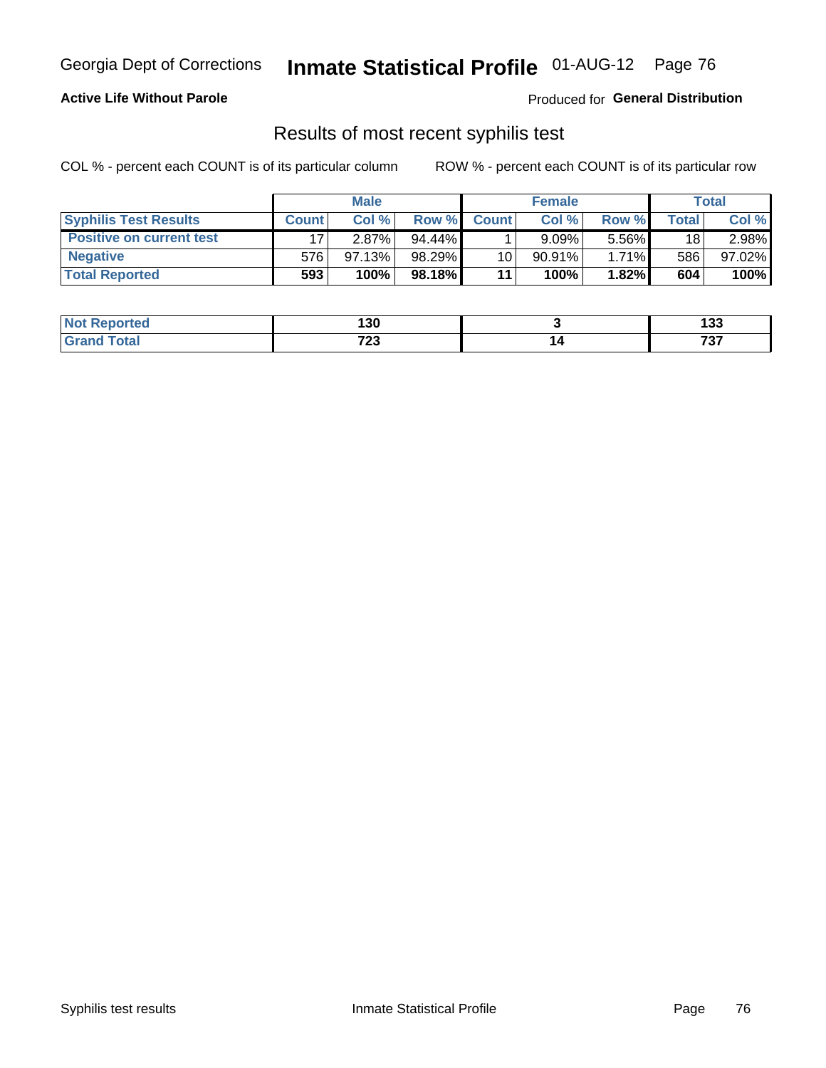Georgia Dept of Corrections **Inmate Statistical Profile** 01-AUG-12

**Active Life Without Parole**

Produced for **General Distribution**

## Results of most recent syphilis test

COL % - percent each COUNT is of its particular column ROW % - percent each COUNT is of its particular row

| | Male | | | Female | | | Total | |
|---|---|---|---|---|---|---|---|---|
| **Syphilis Test Results** | **Count** | **Col %** | **Row %** | **Count** | **Col %** | **Row %** | **Total** | **Col %** |
| **Positive on current test** | 17 | 2.87% | 94.44% | 1 | 9.09% | 5.56% | 18 | 2.98% |
| **Negative** | 576 | 97.13% | 98.29% | 10 | 90.91% | 1.71% | 586 | 97.02% |
| **Total Reported** | **593** | **100%** | **98.18%** | **11** | **100%** | **1.82%** | **604** | **100%** |

| | Male | Female | Total |
|---|---|---|---|
| **Not Reported** | **130** | **3** | **133** |
| **Grand Total** | **723** | **14** | **737** |

Syphilis test results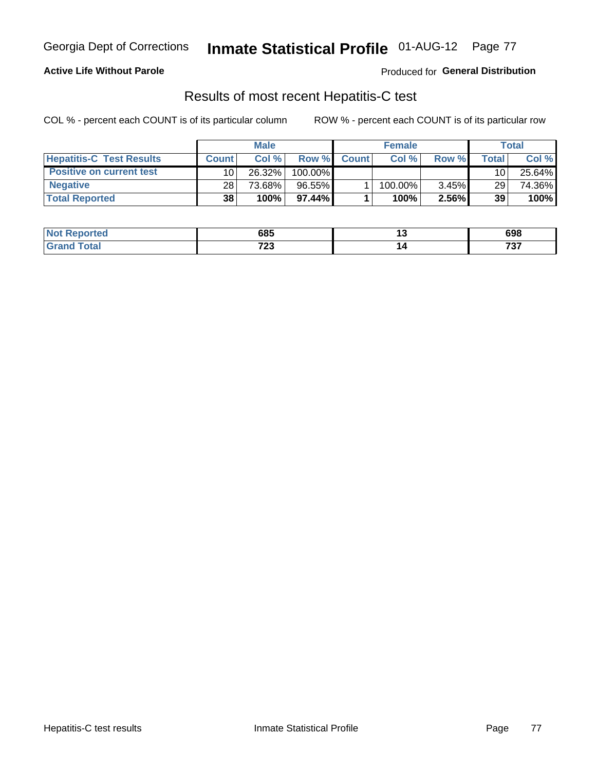Georgia Dept of Corrections **Inmate Statistical Profile** 01-AUG-12

**Active Life Without Parole**

Produced for **General Distribution**

## Results of most recent Hepatitis-C test

COL % - percent each COUNT is of its particular column    ROW % - percent each COUNT is of its particular row

| | Male | | | Female | | | Total | |
|---|---|---|---|---|---|---|---|---|
| **Hepatitis-C Test Results** | **Count** | **Col %** | **Row %** | **Count** | **Col %** | **Row %** | **Total** | **Col %** |
| **Positive on current test** | 10 | 26.32% | 100.00% | | | | 10 | 25.64% |
| **Negative** | 28 | 73.68% | 96.55% | 1 | 100.00% | 3.45% | 29 | 74.36% |
| **Total Reported** | **38** | **100%** | **97.44%** | **1** | **100%** | **2.56%** | **39** | **100%** |

| | Male | Female | Total |
|---|---|---|---|
| **Not Reported** | **685** | **13** | **698** |
| **Grand Total** | **723** | **14** | **737** |

Hepatitis-C test results    Inmate Statistical Profile